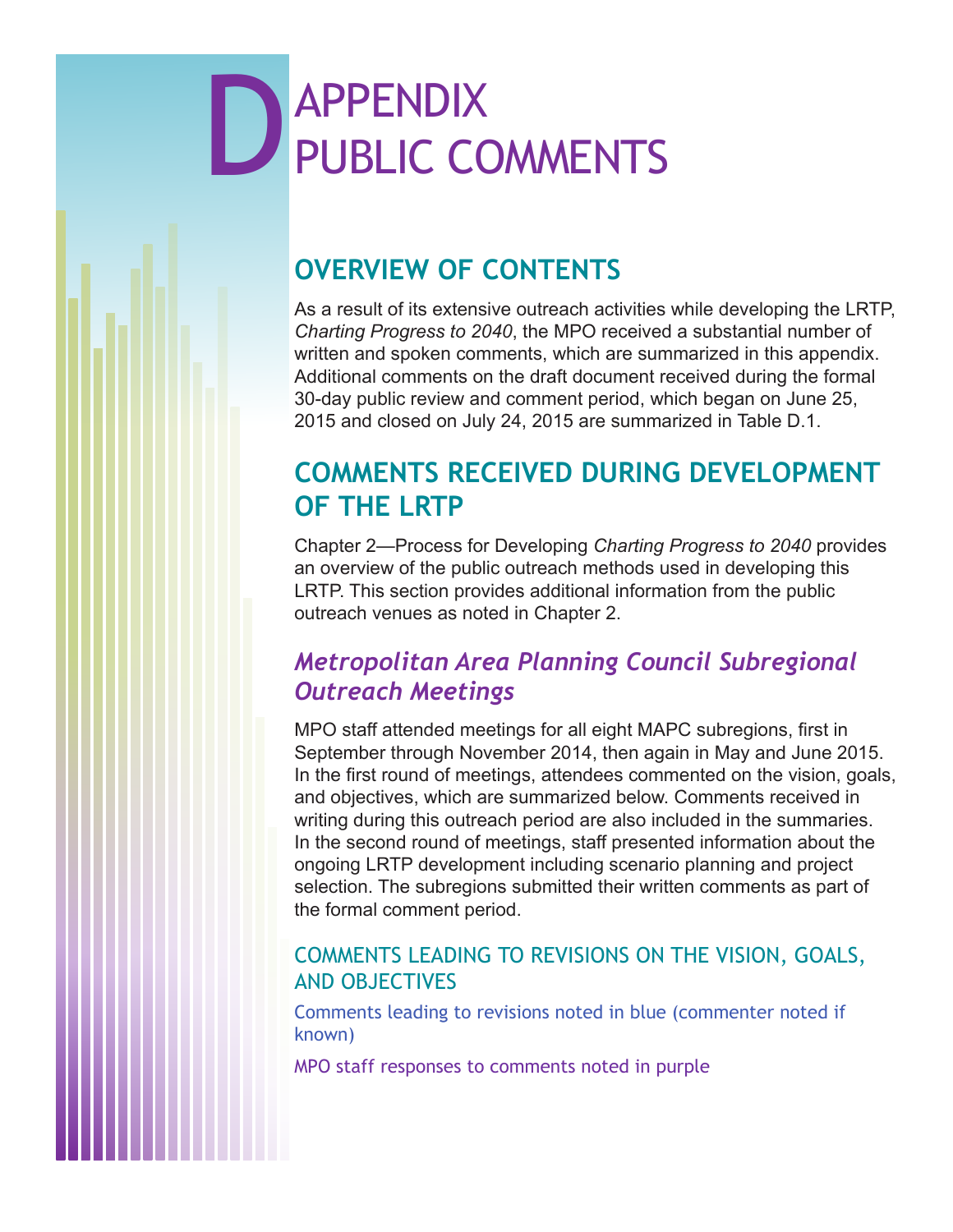# D APPENDIX PUBLIC COMMENTS

## OVERVIEW OF CONTENTS

As a result of its extensive outreach activities while developing the LRTP, *Charting Progress to 2040*, the MPO received a substantial number of written and spoken comments, which are summarized in this appendix. Additional comments on the draft document received during the formal 30-day public review and comment period, which began on June 25, 2015 and closed on July 24, 2015 are summarized in Table D.1.

## COMMENTS RECEIVED DURING DEVELOPMENT OF THE LRTP

Chapter 2—Process for Developing *Charting Progress to 2040* provides an overview of the public outreach methods used in developing this LRTP. This section provides additional information from the public outreach venues as noted in Chapter 2.

### *Metropolitan Area Planning Council Subregional Outreach Meetings*

MPO staff attended meetings for all eight MAPC subregions, first in September through November 2014, then again in May and June 2015. In the first round of meetings, attendees commented on the vision, goals, and objectives, which are summarized below. Comments received in writing during this outreach period are also included in the summaries. In the second round of meetings, staff presented information about the ongoing LRTP development including scenario planning and project selection. The subregions submitted their written comments as part of the formal comment period.

#### COMMENTS LEADING TO REVISIONS ON THE VISION, GOALS, AND OBJECTIVES

Comments leading to revisions noted in blue (commenter noted if known)

MPO staff responses to comments noted in purple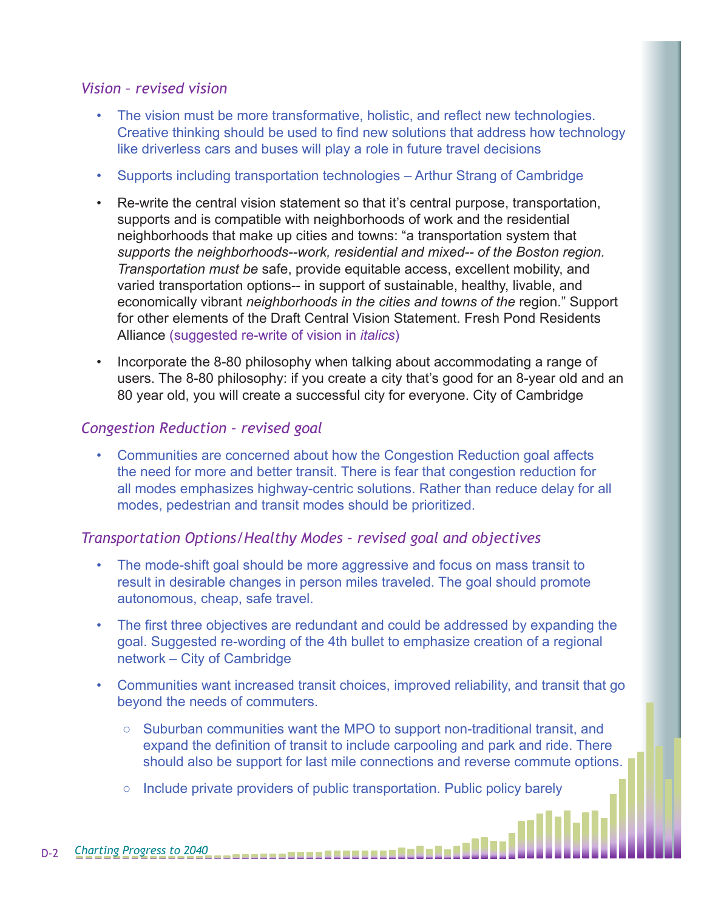### *Vision – revised vision*

- The vision must be more transformative, holistic, and reflect new technologies. Creative thinking should be used to find new solutions that address how technology like driverless cars and buses will play a role in future travel decisions
- Supports including transportation technologies – Arthur Strang of Cambridge
- Re-write the central vision statement so that it's central purpose, transportation, supports and is compatible with neighborhoods of work and the residential neighborhoods that make up cities and towns: "a transportation system that *supports the neighborhoods--work, residential and mixed-- of the Boston region. Transportation must be* safe, provide equitable access, excellent mobility, and varied transportation options-- in support of sustainable, healthy, livable, and economically vibrant *neighborhoods in the cities and towns of the* region." Support for other elements of the Draft Central Vision Statement. Fresh Pond Residents Alliance (suggested re-write of vision in *italics*)
- Incorporate the 8-80 philosophy when talking about accommodating a range of users. The 8-80 philosophy: if you create a city that's good for an 8-year old and an 80 year old, you will create a successful city for everyone. City of Cambridge

### *Congestion Reduction – revised goal*

- Communities are concerned about how the Congestion Reduction goal affects the need for more and better transit. There is fear that congestion reduction for all modes emphasizes highway-centric solutions. Rather than reduce delay for all modes, pedestrian and transit modes should be prioritized.

### *Transportation Options/Healthy Modes – revised goal and objectives*

- The mode-shift goal should be more aggressive and focus on mass transit to result in desirable changes in person miles traveled. The goal should promote autonomous, cheap, safe travel.
- The first three objectives are redundant and could be addressed by expanding the goal. Suggested re-wording of the 4th bullet to emphasize creation of a regional network – City of Cambridge
- Communities want increased transit choices, improved reliability, and transit that go beyond the needs of commuters.
  - Suburban communities want the MPO to support non-traditional transit, and expand the definition of transit to include carpooling and park and ride. There should also be support for last mile connections and reverse commute options.
  - Include private providers of public transportation. Public policy barely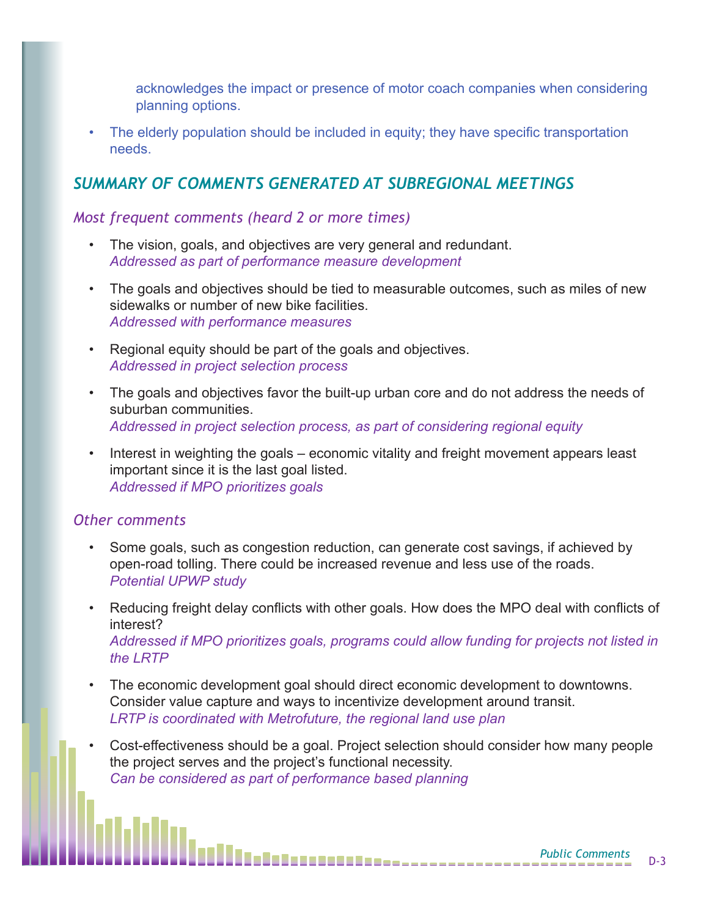acknowledges the impact or presence of motor coach companies when considering planning options.

- The elderly population should be included in equity; they have specific transportation needs.

## *SUMMARY OF COMMENTS GENERATED AT SUBREGIONAL MEETINGS*

### *Most frequent comments (heard 2 or more times)*

- The vision, goals, and objectives are very general and redundant.
  *Addressed as part of performance measure development*

- The goals and objectives should be tied to measurable outcomes, such as miles of new sidewalks or number of new bike facilities.
  *Addressed with performance measures*

- Regional equity should be part of the goals and objectives.
  *Addressed in project selection process*

- The goals and objectives favor the built-up urban core and do not address the needs of suburban communities.
  *Addressed in project selection process, as part of considering regional equity*

- Interest in weighting the goals – economic vitality and freight movement appears least important since it is the last goal listed.
  *Addressed if MPO prioritizes goals*

### *Other comments*

- Some goals, such as congestion reduction, can generate cost savings, if achieved by open-road tolling. There could be increased revenue and less use of the roads.
  *Potential UPWP study*

- Reducing freight delay conflicts with other goals. How does the MPO deal with conflicts of interest?
  *Addressed if MPO prioritizes goals, programs could allow funding for projects not listed in the LRTP*

- The economic development goal should direct economic development to downtowns. Consider value capture and ways to incentivize development around transit.
  *LRTP is coordinated with Metrofuture, the regional land use plan*

- Cost-effectiveness should be a goal. Project selection should consider how many people the project serves and the project's functional necessity.
  *Can be considered as part of performance based planning*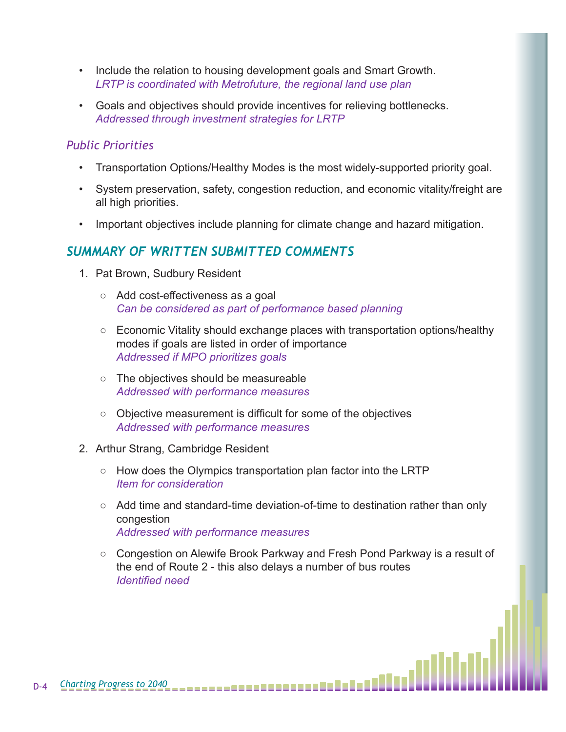- Include the relation to housing development goals and Smart Growth.
  *LRTP is coordinated with Metrofuture, the regional land use plan*

- Goals and objectives should provide incentives for relieving bottlenecks.
  *Addressed through investment strategies for LRTP*

### *Public Priorities*

- Transportation Options/Healthy Modes is the most widely-supported priority goal.

- System preservation, safety, congestion reduction, and economic vitality/freight are all high priorities.

- Important objectives include planning for climate change and hazard mitigation.

## *SUMMARY OF WRITTEN SUBMITTED COMMENTS*

1. Pat Brown, Sudbury Resident

   - Add cost-effectiveness as a goal
     *Can be considered as part of performance based planning*

   - Economic Vitality should exchange places with transportation options/healthy modes if goals are listed in order of importance
     *Addressed if MPO prioritizes goals*

   - The objectives should be measureable
     *Addressed with performance measures*

   - Objective measurement is difficult for some of the objectives
     *Addressed with performance measures*

2. Arthur Strang, Cambridge Resident

   - How does the Olympics transportation plan factor into the LRTP
     *Item for consideration*

   - Add time and standard-time deviation-of-time to destination rather than only congestion
     *Addressed with performance measures*

   - Congestion on Alewife Brook Parkway and Fresh Pond Parkway is a result of the end of Route 2 - this also delays a number of bus routes
     *Identified need*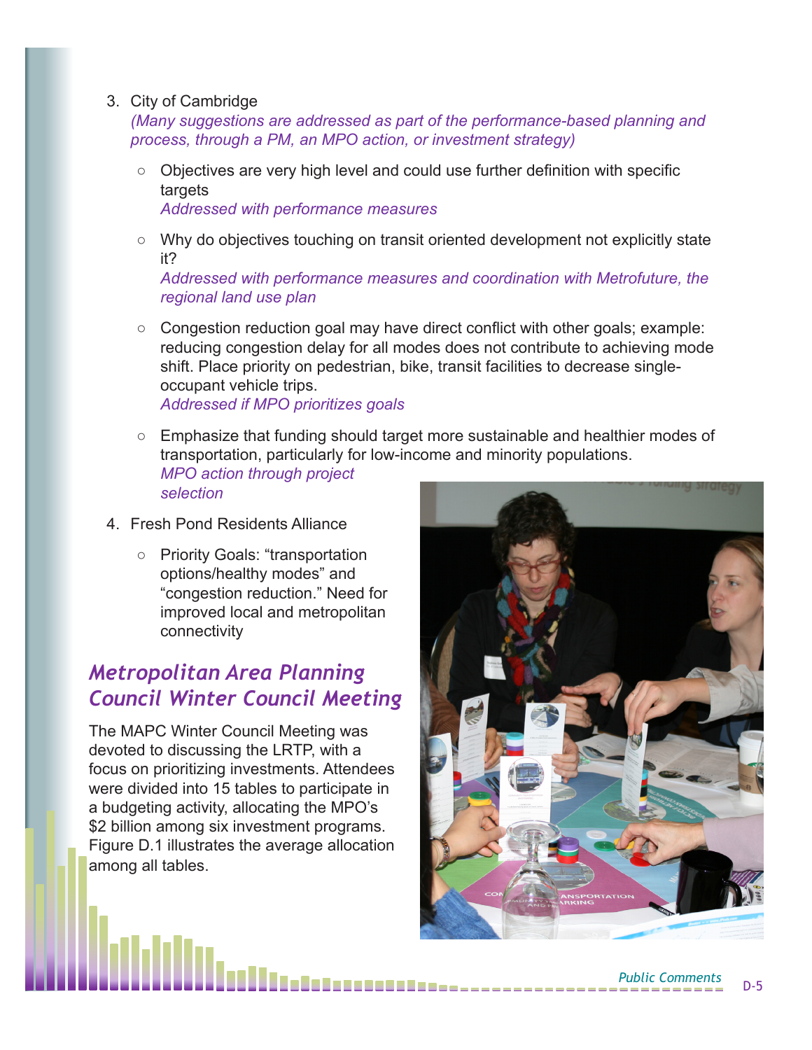3. City of Cambridge
   *(Many suggestions are addressed as part of the performance-based planning and process, through a PM, an MPO action, or investment strategy)*

   - Objectives are very high level and could use further definition with specific targets
     *Addressed with performance measures*

   - Why do objectives touching on transit oriented development not explicitly state it?
     *Addressed with performance measures and coordination with Metrofuture, the regional land use plan*

   - Congestion reduction goal may have direct conflict with other goals; example: reducing congestion delay for all modes does not contribute to achieving mode shift. Place priority on pedestrian, bike, transit facilities to decrease single-occupant vehicle trips.
     *Addressed if MPO prioritizes goals*

   - Emphasize that funding should target more sustainable and healthier modes of transportation, particularly for low-income and minority populations.
     *MPO action through project selection*

4. Fresh Pond Residents Alliance

   - Priority Goals: "transportation options/healthy modes" and "congestion reduction." Need for improved local and metropolitan connectivity

## *Metropolitan Area Planning Council Winter Council Meeting*

The MAPC Winter Council Meeting was devoted to discussing the LRTP, with a focus on prioritizing investments. Attendees were divided into 15 tables to participate in a budgeting activity, allocating the MPO's $2 billion among six investment programs. Figure D.1 illustrates the average allocation among all tables.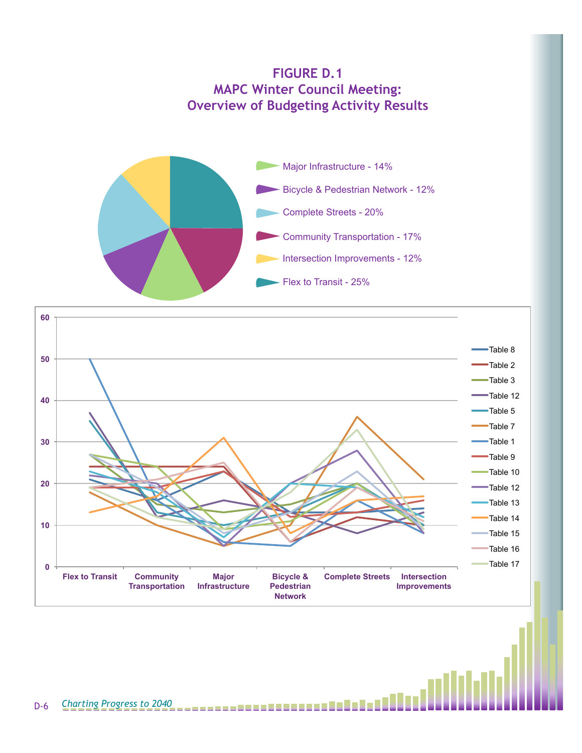# FIGURE D.1
## MAPC Winter Council Meeting: Overview of Budgeting Activity Results

- Major Infrastructure - 14%
- Bicycle & Pedestrian Network - 12%
- Complete Streets - 20%
- Community Transportation - 17%
- Intersection Improvements - 12%
- Flex to Transit - 25%

Flex to Transit | Community Transportation | Major Infrastructure | Bicycle & Pedestrian Network | Complete Streets | Intersection Improvements

Table 8, Table 2, Table 3, Table 12, Table 5, Table 7, Table 1, Table 9, Table 10, Table 12, Table 13, Table 14, Table 15, Table 16, Table 17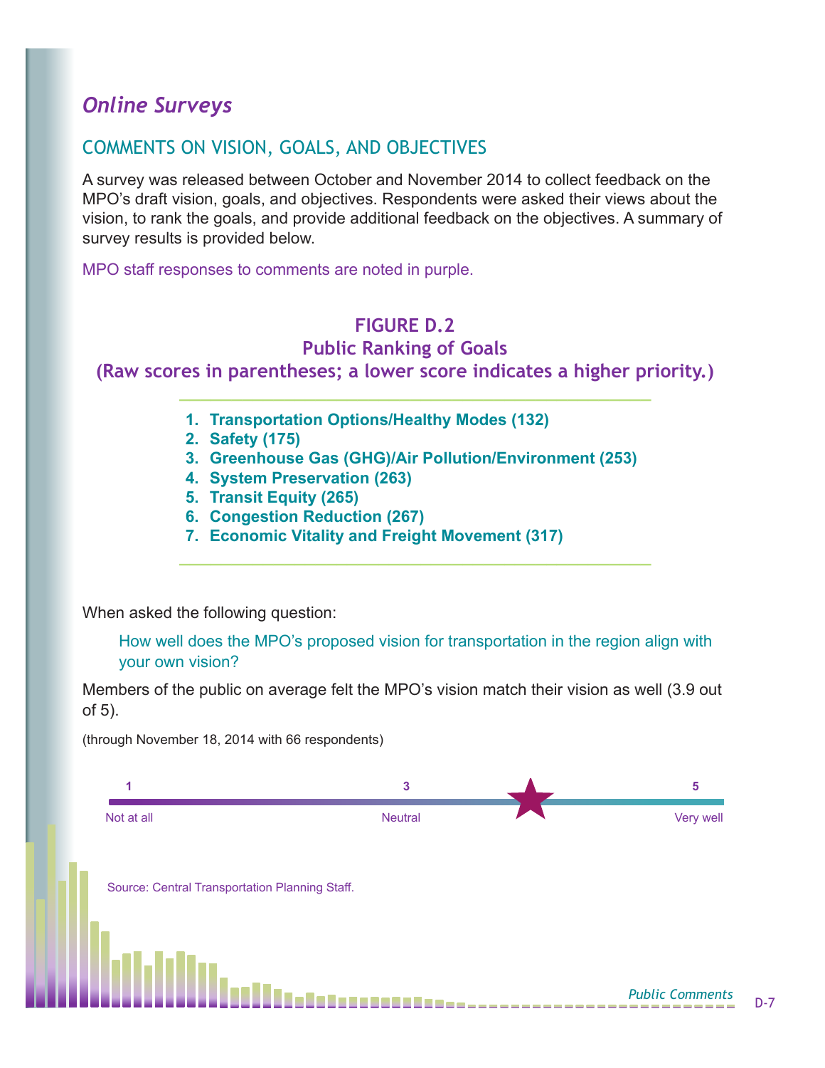## *Online Surveys*

### COMMENTS ON VISION, GOALS, AND OBJECTIVES

A survey was released between October and November 2014 to collect feedback on the MPO's draft vision, goals, and objectives. Respondents were asked their views about the vision, to rank the goals, and provide additional feedback on the objectives. A summary of survey results is provided below.

MPO staff responses to comments are noted in purple.

**FIGURE D.2**
**Public Ranking of Goals**
**(Raw scores in parentheses; a lower score indicates a higher priority.)**

1. **Transportation Options/Healthy Modes (132)**
2. **Safety (175)**
3. **Greenhouse Gas (GHG)/Air Pollution/Environment (253)**
4. **System Preservation (263)**
5. **Transit Equity (265)**
6. **Congestion Reduction (267)**
7. **Economic Vitality and Freight Movement (317)**

When asked the following question:

> How well does the MPO's proposed vision for transportation in the region align with your own vision?

Members of the public on average felt the MPO's vision match their vision as well (3.9 out of 5).

(through November 18, 2014 with 66 respondents)

| 1 | 3 | 5 |
|---|---|---|
| Not at all | Neutral | Very well |

Source: Central Transportation Planning Staff.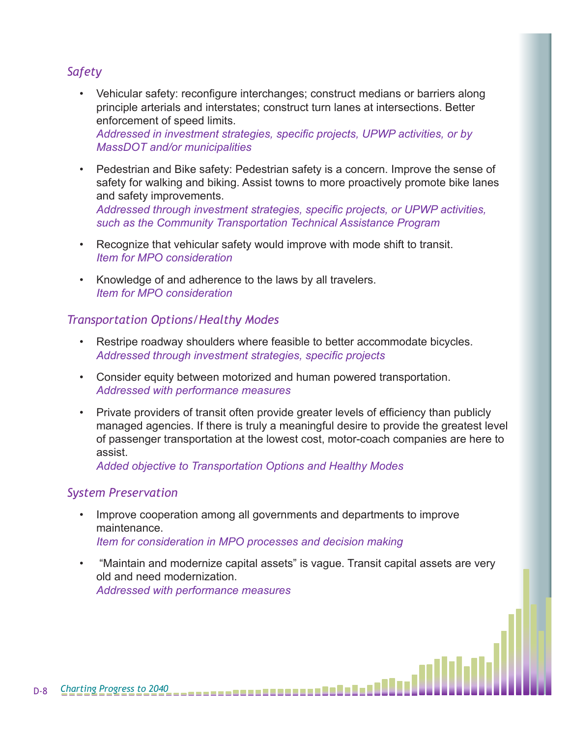### *Safety*

- Vehicular safety: reconfigure interchanges; construct medians or barriers along principle arterials and interstates; construct turn lanes at intersections. Better enforcement of speed limits.
  *Addressed in investment strategies, specific projects, UPWP activities, or by MassDOT and/or municipalities*

- Pedestrian and Bike safety: Pedestrian safety is a concern. Improve the sense of safety for walking and biking. Assist towns to more proactively promote bike lanes and safety improvements.
  *Addressed through investment strategies, specific projects, or UPWP activities, such as the Community Transportation Technical Assistance Program*

- Recognize that vehicular safety would improve with mode shift to transit.
  *Item for MPO consideration*

- Knowledge of and adherence to the laws by all travelers.
  *Item for MPO consideration*

### *Transportation Options/Healthy Modes*

- Restripe roadway shoulders where feasible to better accommodate bicycles.
  *Addressed through investment strategies, specific projects*

- Consider equity between motorized and human powered transportation.
  *Addressed with performance measures*

- Private providers of transit often provide greater levels of efficiency than publicly managed agencies. If there is truly a meaningful desire to provide the greatest level of passenger transportation at the lowest cost, motor-coach companies are here to assist.
  *Added objective to Transportation Options and Healthy Modes*

### *System Preservation*

- Improve cooperation among all governments and departments to improve maintenance.
  *Item for consideration in MPO processes and decision making*

- "Maintain and modernize capital assets" is vague. Transit capital assets are very old and need modernization.
  *Addressed with performance measures*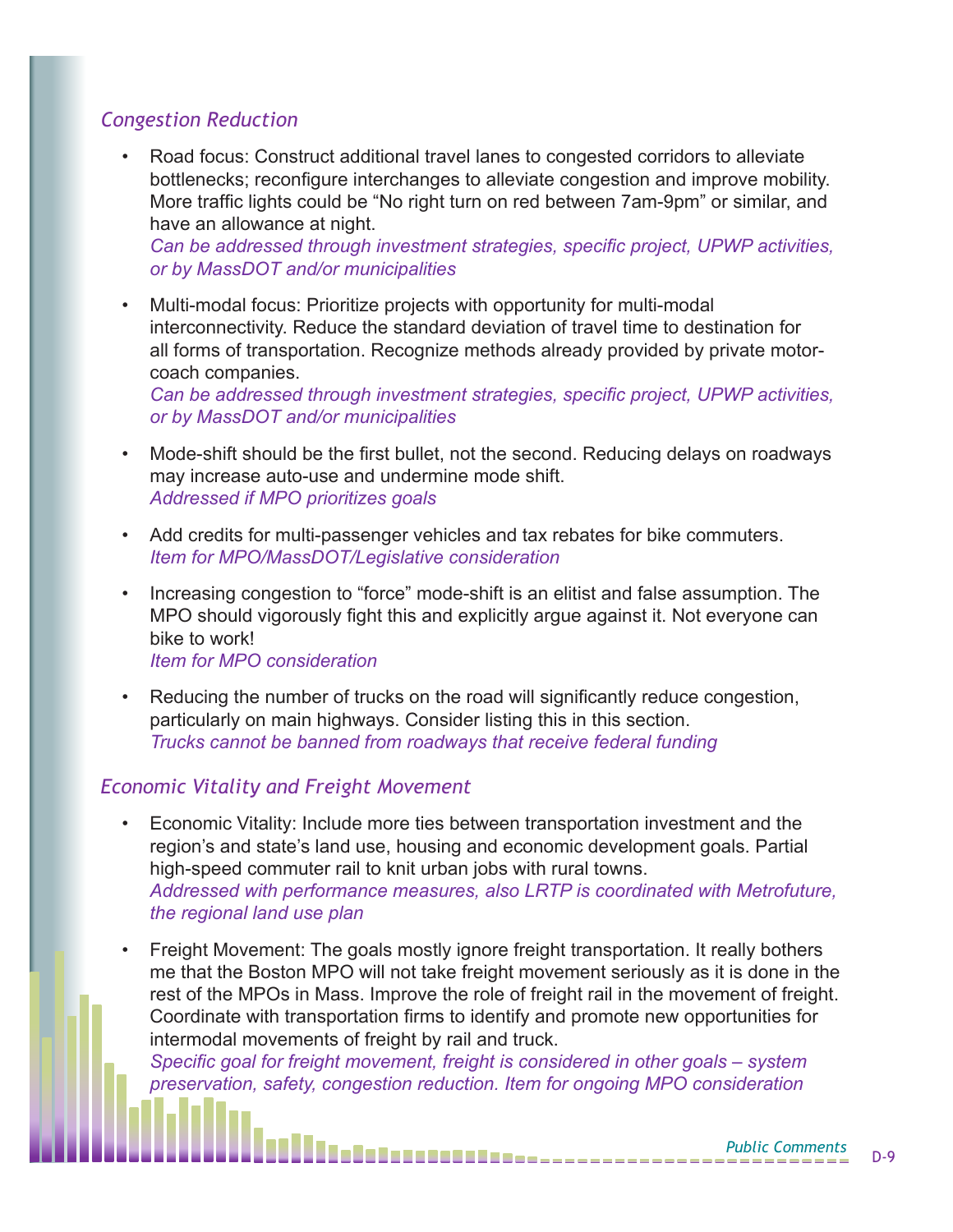### *Congestion Reduction*

- Road focus: Construct additional travel lanes to congested corridors to alleviate bottlenecks; reconfigure interchanges to alleviate congestion and improve mobility. More traffic lights could be "No right turn on red between 7am-9pm" or similar, and have an allowance at night.
  *Can be addressed through investment strategies, specific project, UPWP activities, or by MassDOT and/or municipalities*

- Multi-modal focus: Prioritize projects with opportunity for multi-modal interconnectivity. Reduce the standard deviation of travel time to destination for all forms of transportation. Recognize methods already provided by private motor-coach companies.
  *Can be addressed through investment strategies, specific project, UPWP activities, or by MassDOT and/or municipalities*

- Mode-shift should be the first bullet, not the second. Reducing delays on roadways may increase auto-use and undermine mode shift.
  *Addressed if MPO prioritizes goals*

- Add credits for multi-passenger vehicles and tax rebates for bike commuters.
  *Item for MPO/MassDOT/Legislative consideration*

- Increasing congestion to "force" mode-shift is an elitist and false assumption. The MPO should vigorously fight this and explicitly argue against it. Not everyone can bike to work!
  *Item for MPO consideration*

- Reducing the number of trucks on the road will significantly reduce congestion, particularly on main highways. Consider listing this in this section.
  *Trucks cannot be banned from roadways that receive federal funding*

### *Economic Vitality and Freight Movement*

- Economic Vitality: Include more ties between transportation investment and the region's and state's land use, housing and economic development goals. Partial high-speed commuter rail to knit urban jobs with rural towns.
  *Addressed with performance measures, also LRTP is coordinated with Metrofuture, the regional land use plan*

- Freight Movement: The goals mostly ignore freight transportation. It really bothers me that the Boston MPO will not take freight movement seriously as it is done in the rest of the MPOs in Mass. Improve the role of freight rail in the movement of freight. Coordinate with transportation firms to identify and promote new opportunities for intermodal movements of freight by rail and truck.
  *Specific goal for freight movement, freight is considered in other goals – system preservation, safety, congestion reduction. Item for ongoing MPO consideration*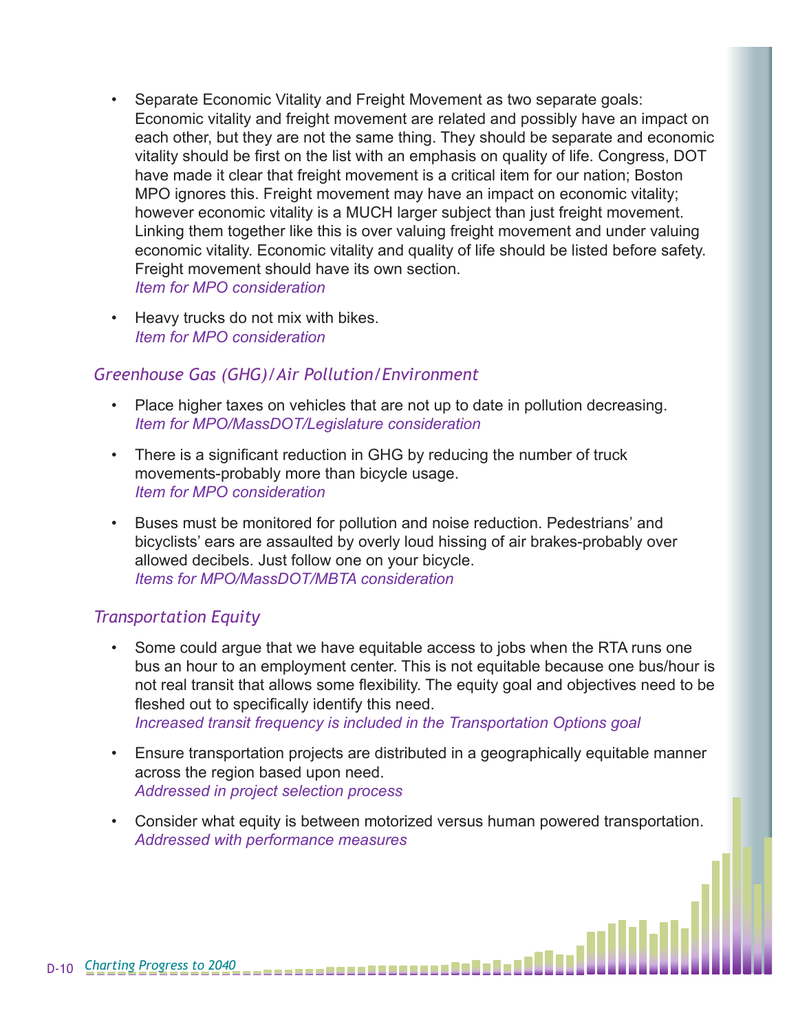- Separate Economic Vitality and Freight Movement as two separate goals: Economic vitality and freight movement are related and possibly have an impact on each other, but they are not the same thing. They should be separate and economic vitality should be first on the list with an emphasis on quality of life. Congress, DOT have made it clear that freight movement is a critical item for our nation; Boston MPO ignores this. Freight movement may have an impact on economic vitality; however economic vitality is a MUCH larger subject than just freight movement. Linking them together like this is over valuing freight movement and under valuing economic vitality. Economic vitality and quality of life should be listed before safety. Freight movement should have its own section.
  *Item for MPO consideration*

- Heavy trucks do not mix with bikes.
  *Item for MPO consideration*

### *Greenhouse Gas (GHG)/Air Pollution/Environment*

- Place higher taxes on vehicles that are not up to date in pollution decreasing.
  *Item for MPO/MassDOT/Legislature consideration*

- There is a significant reduction in GHG by reducing the number of truck movements-probably more than bicycle usage.
  *Item for MPO consideration*

- Buses must be monitored for pollution and noise reduction. Pedestrians' and bicyclists' ears are assaulted by overly loud hissing of air brakes-probably over allowed decibels. Just follow one on your bicycle.
  *Items for MPO/MassDOT/MBTA consideration*

### *Transportation Equity*

- Some could argue that we have equitable access to jobs when the RTA runs one bus an hour to an employment center. This is not equitable because one bus/hour is not real transit that allows some flexibility. The equity goal and objectives need to be fleshed out to specifically identify this need.
  *Increased transit frequency is included in the Transportation Options goal*

- Ensure transportation projects are distributed in a geographically equitable manner across the region based upon need.
  *Addressed in project selection process*

- Consider what equity is between motorized versus human powered transportation.
  *Addressed with performance measures*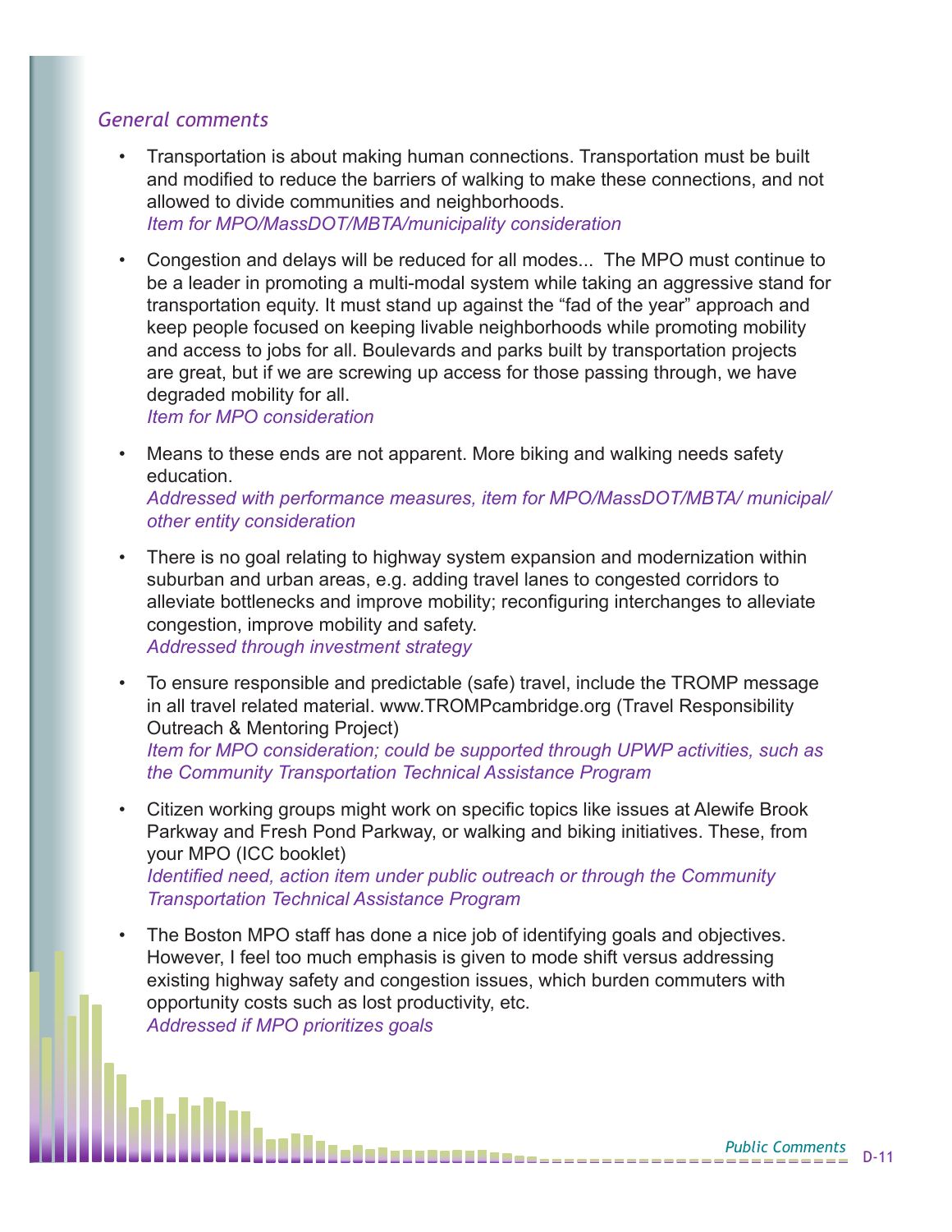### *General comments*

- Transportation is about making human connections. Transportation must be built and modified to reduce the barriers of walking to make these connections, and not allowed to divide communities and neighborhoods.
  *Item for MPO/MassDOT/MBTA/municipality consideration*

- Congestion and delays will be reduced for all modes... The MPO must continue to be a leader in promoting a multi-modal system while taking an aggressive stand for transportation equity. It must stand up against the "fad of the year" approach and keep people focused on keeping livable neighborhoods while promoting mobility and access to jobs for all. Boulevards and parks built by transportation projects are great, but if we are screwing up access for those passing through, we have degraded mobility for all.
  *Item for MPO consideration*

- Means to these ends are not apparent. More biking and walking needs safety education.
  *Addressed with performance measures, item for MPO/MassDOT/MBTA/ municipal/ other entity consideration*

- There is no goal relating to highway system expansion and modernization within suburban and urban areas, e.g. adding travel lanes to congested corridors to alleviate bottlenecks and improve mobility; reconfiguring interchanges to alleviate congestion, improve mobility and safety.
  *Addressed through investment strategy*

- To ensure responsible and predictable (safe) travel, include the TROMP message in all travel related material. www.TROMPcambridge.org (Travel Responsibility Outreach & Mentoring Project)
  *Item for MPO consideration; could be supported through UPWP activities, such as the Community Transportation Technical Assistance Program*

- Citizen working groups might work on specific topics like issues at Alewife Brook Parkway and Fresh Pond Parkway, or walking and biking initiatives. These, from your MPO (ICC booklet)
  *Identified need, action item under public outreach or through the Community Transportation Technical Assistance Program*

- The Boston MPO staff has done a nice job of identifying goals and objectives. However, I feel too much emphasis is given to mode shift versus addressing existing highway safety and congestion issues, which burden commuters with opportunity costs such as lost productivity, etc.
  *Addressed if MPO prioritizes goals*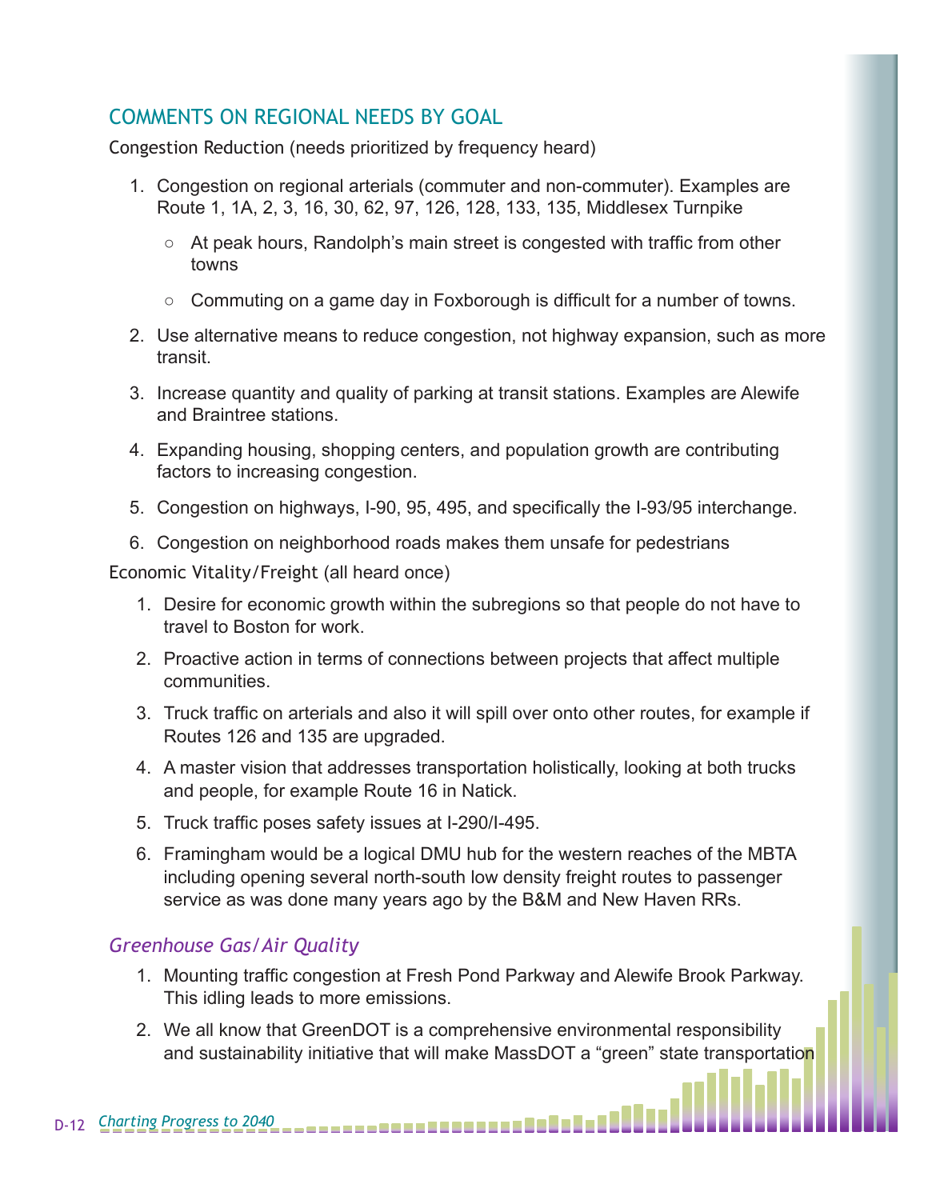## COMMENTS ON REGIONAL NEEDS BY GOAL

Congestion Reduction (needs prioritized by frequency heard)

1. Congestion on regional arterials (commuter and non-commuter). Examples are Route 1, 1A, 2, 3, 16, 30, 62, 97, 126, 128, 133, 135, Middlesex Turnpike
   - At peak hours, Randolph's main street is congested with traffic from other towns
   - Commuting on a game day in Foxborough is difficult for a number of towns.
2. Use alternative means to reduce congestion, not highway expansion, such as more transit.
3. Increase quantity and quality of parking at transit stations. Examples are Alewife and Braintree stations.
4. Expanding housing, shopping centers, and population growth are contributing factors to increasing congestion.
5. Congestion on highways, I-90, 95, 495, and specifically the I-93/95 interchange.
6. Congestion on neighborhood roads makes them unsafe for pedestrians

Economic Vitality/Freight (all heard once)

1. Desire for economic growth within the subregions so that people do not have to travel to Boston for work.
2. Proactive action in terms of connections between projects that affect multiple communities.
3. Truck traffic on arterials and also it will spill over onto other routes, for example if Routes 126 and 135 are upgraded.
4. A master vision that addresses transportation holistically, looking at both trucks and people, for example Route 16 in Natick.
5. Truck traffic poses safety issues at I-290/I-495.
6. Framingham would be a logical DMU hub for the western reaches of the MBTA including opening several north-south low density freight routes to passenger service as was done many years ago by the B&M and New Haven RRs.

### *Greenhouse Gas/Air Quality*

1. Mounting traffic congestion at Fresh Pond Parkway and Alewife Brook Parkway. This idling leads to more emissions.
2. We all know that GreenDOT is a comprehensive environmental responsibility and sustainability initiative that will make MassDOT a "green" state transportation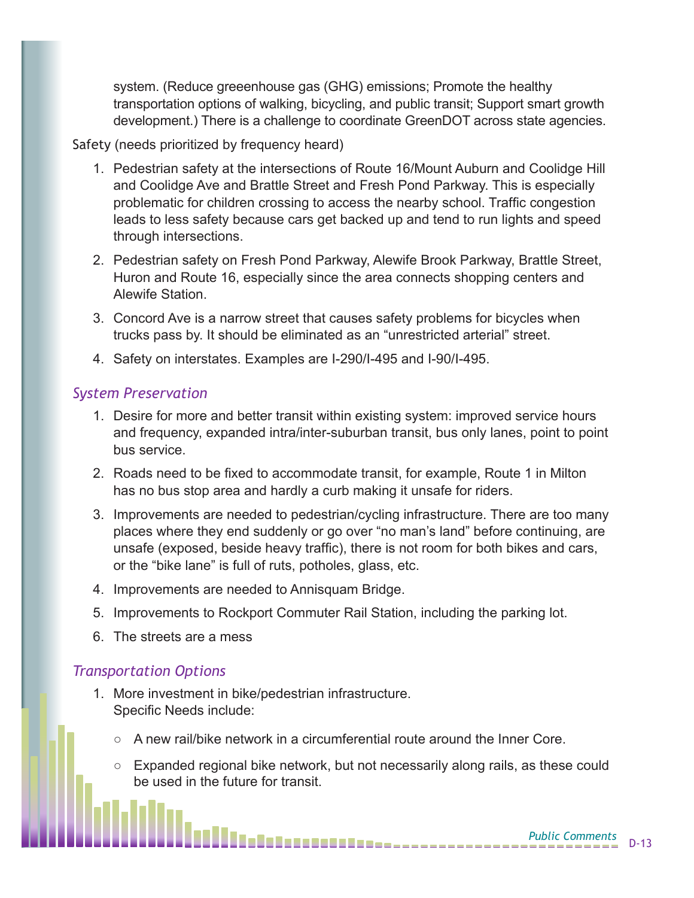system. (Reduce greeenhouse gas (GHG) emissions; Promote the healthy transportation options of walking, bicycling, and public transit; Support smart growth development.) There is a challenge to coordinate GreenDOT across state agencies.

Safety (needs prioritized by frequency heard)

1. Pedestrian safety at the intersections of Route 16/Mount Auburn and Coolidge Hill and Coolidge Ave and Brattle Street and Fresh Pond Parkway. This is especially problematic for children crossing to access the nearby school. Traffic congestion leads to less safety because cars get backed up and tend to run lights and speed through intersections.
2. Pedestrian safety on Fresh Pond Parkway, Alewife Brook Parkway, Brattle Street, Huron and Route 16, especially since the area connects shopping centers and Alewife Station.
3. Concord Ave is a narrow street that causes safety problems for bicycles when trucks pass by. It should be eliminated as an "unrestricted arterial" street.
4. Safety on interstates. Examples are I-290/I-495 and I-90/I-495.

### *System Preservation*

1. Desire for more and better transit within existing system: improved service hours and frequency, expanded intra/inter-suburban transit, bus only lanes, point to point bus service.
2. Roads need to be fixed to accommodate transit, for example, Route 1 in Milton has no bus stop area and hardly a curb making it unsafe for riders.
3. Improvements are needed to pedestrian/cycling infrastructure. There are too many places where they end suddenly or go over "no man's land" before continuing, are unsafe (exposed, beside heavy traffic), there is not room for both bikes and cars, or the "bike lane" is full of ruts, potholes, glass, etc.
4. Improvements are needed to Annisquam Bridge.
5. Improvements to Rockport Commuter Rail Station, including the parking lot.
6. The streets are a mess

### *Transportation Options*

1. More investment in bike/pedestrian infrastructure.
   Specific Needs include:
   - A new rail/bike network in a circumferential route around the Inner Core.
   - Expanded regional bike network, but not necessarily along rails, as these could be used in the future for transit.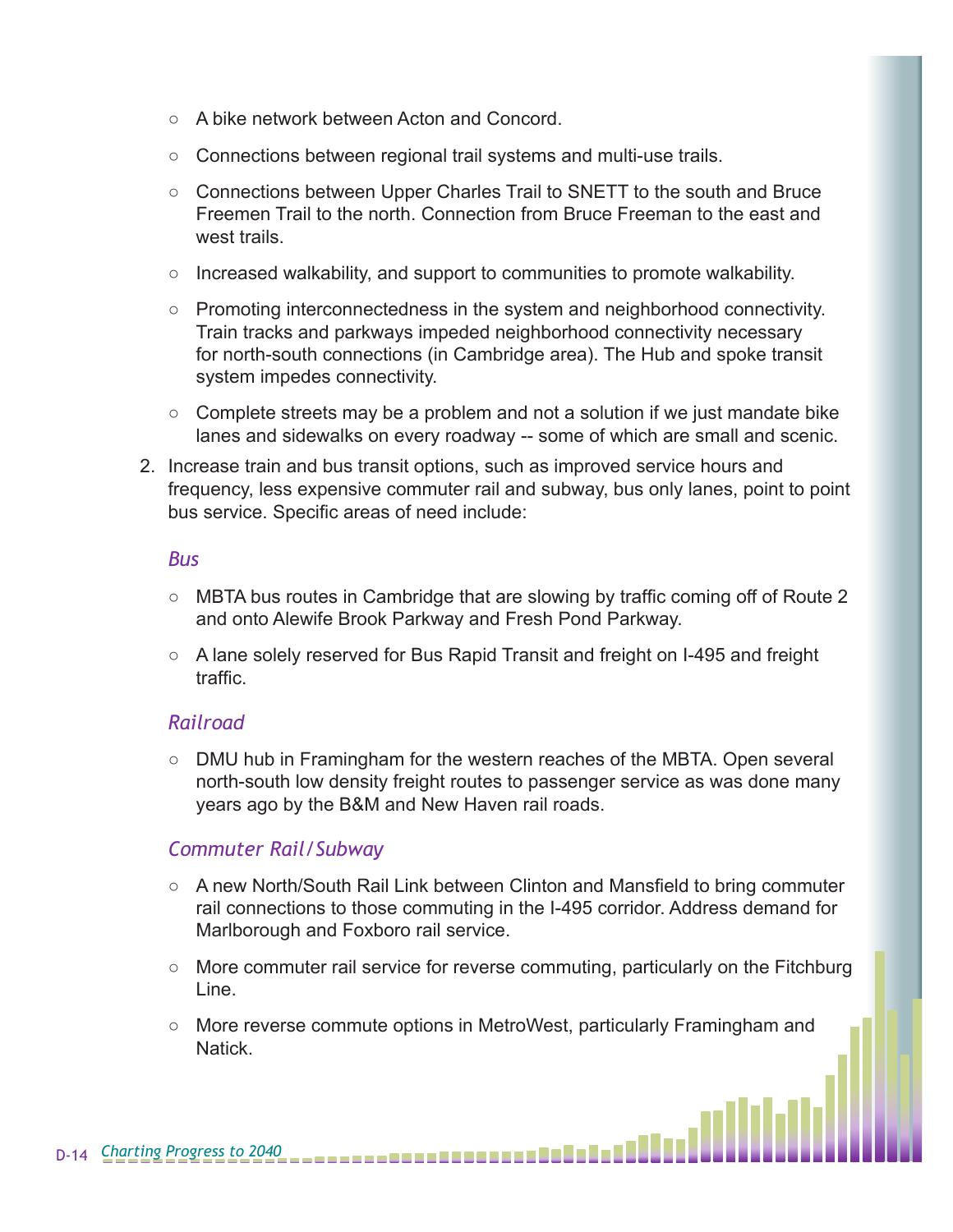- A bike network between Acton and Concord.
- Connections between regional trail systems and multi-use trails.
- Connections between Upper Charles Trail to SNETT to the south and Bruce Freemen Trail to the north. Connection from Bruce Freeman to the east and west trails.
- Increased walkability, and support to communities to promote walkability.
- Promoting interconnectedness in the system and neighborhood connectivity. Train tracks and parkways impeded neighborhood connectivity necessary for north-south connections (in Cambridge area). The Hub and spoke transit system impedes connectivity.
- Complete streets may be a problem and not a solution if we just mandate bike lanes and sidewalks on every roadway -- some of which are small and scenic.

2. Increase train and bus transit options, such as improved service hours and frequency, less expensive commuter rail and subway, bus only lanes, point to point bus service. Specific areas of need include:

*Bus*

- MBTA bus routes in Cambridge that are slowing by traffic coming off of Route 2 and onto Alewife Brook Parkway and Fresh Pond Parkway.
- A lane solely reserved for Bus Rapid Transit and freight on I-495 and freight traffic.

*Railroad*

- DMU hub in Framingham for the western reaches of the MBTA. Open several north-south low density freight routes to passenger service as was done many years ago by the B&M and New Haven rail roads.

*Commuter Rail/Subway*

- A new North/South Rail Link between Clinton and Mansfield to bring commuter rail connections to those commuting in the I-495 corridor. Address demand for Marlborough and Foxboro rail service.
- More commuter rail service for reverse commuting, particularly on the Fitchburg Line.
- More reverse commute options in MetroWest, particularly Framingham and Natick.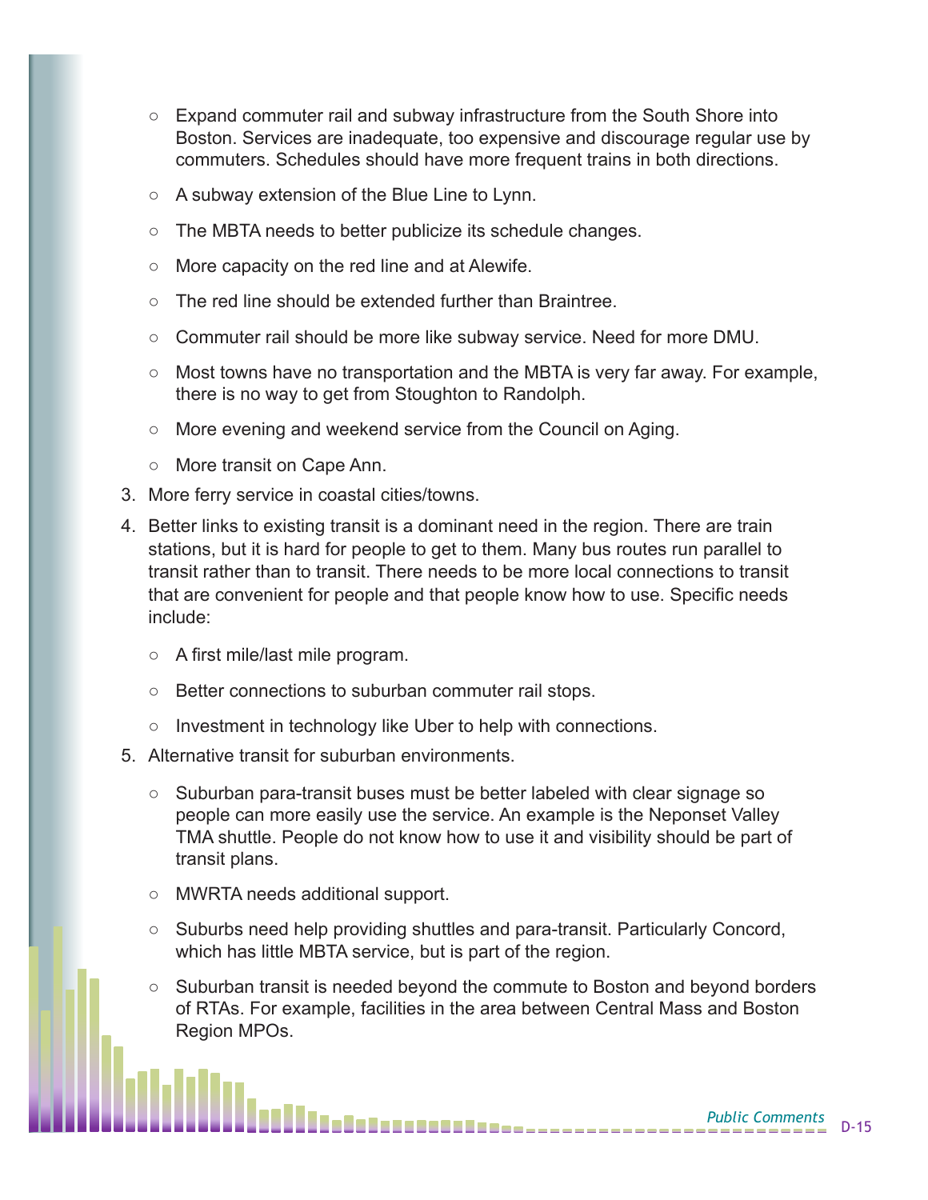- Expand commuter rail and subway infrastructure from the South Shore into Boston. Services are inadequate, too expensive and discourage regular use by commuters. Schedules should have more frequent trains in both directions.
   - A subway extension of the Blue Line to Lynn.
   - The MBTA needs to better publicize its schedule changes.
   - More capacity on the red line and at Alewife.
   - The red line should be extended further than Braintree.
   - Commuter rail should be more like subway service. Need for more DMU.
   - Most towns have no transportation and the MBTA is very far away. For example, there is no way to get from Stoughton to Randolph.
   - More evening and weekend service from the Council on Aging.
   - More transit on Cape Ann.
3. More ferry service in coastal cities/towns.
4. Better links to existing transit is a dominant need in the region. There are train stations, but it is hard for people to get to them. Many bus routes run parallel to transit rather than to transit. There needs to be more local connections to transit that are convenient for people and that people know how to use. Specific needs include:
   - A first mile/last mile program.
   - Better connections to suburban commuter rail stops.
   - Investment in technology like Uber to help with connections.
5. Alternative transit for suburban environments.
   - Suburban para-transit buses must be better labeled with clear signage so people can more easily use the service. An example is the Neponset Valley TMA shuttle. People do not know how to use it and visibility should be part of transit plans.
   - MWRTA needs additional support.
   - Suburbs need help providing shuttles and para-transit. Particularly Concord, which has little MBTA service, but is part of the region.
   - Suburban transit is needed beyond the commute to Boston and beyond borders of RTAs. For example, facilities in the area between Central Mass and Boston Region MPOs.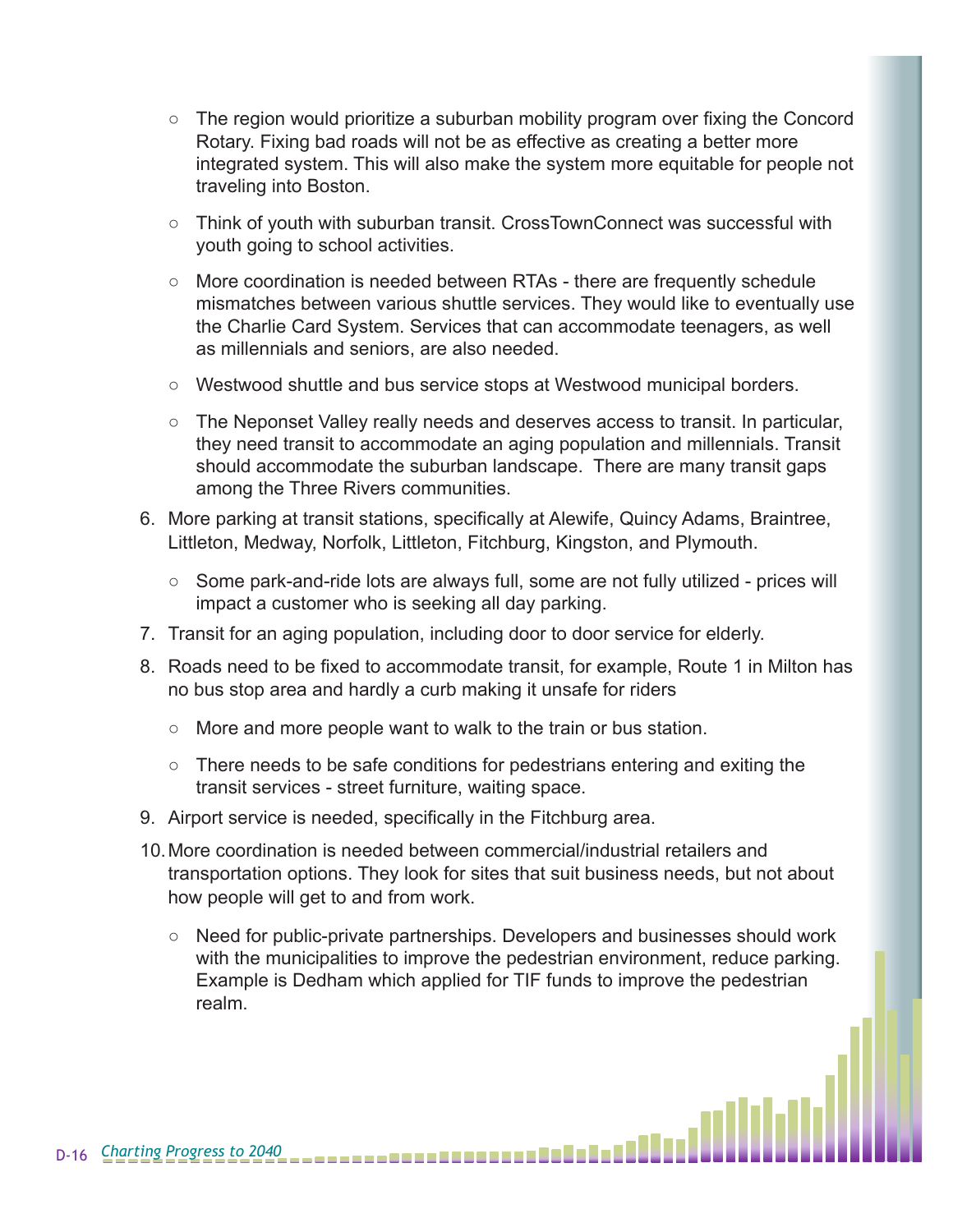- The region would prioritize a suburban mobility program over fixing the Concord Rotary. Fixing bad roads will not be as effective as creating a better more integrated system. This will also make the system more equitable for people not traveling into Boston.
  - Think of youth with suburban transit. CrossTownConnect was successful with youth going to school activities.
  - More coordination is needed between RTAs - there are frequently schedule mismatches between various shuttle services. They would like to eventually use the Charlie Card System. Services that can accommodate teenagers, as well as millennials and seniors, are also needed.
  - Westwood shuttle and bus service stops at Westwood municipal borders.
  - The Neponset Valley really needs and deserves access to transit. In particular, they need transit to accommodate an aging population and millennials. Transit should accommodate the suburban landscape. There are many transit gaps among the Three Rivers communities.

6. More parking at transit stations, specifically at Alewife, Quincy Adams, Braintree, Littleton, Medway, Norfolk, Littleton, Fitchburg, Kingston, and Plymouth.
   - Some park-and-ride lots are always full, some are not fully utilized - prices will impact a customer who is seeking all day parking.
7. Transit for an aging population, including door to door service for elderly.
8. Roads need to be fixed to accommodate transit, for example, Route 1 in Milton has no bus stop area and hardly a curb making it unsafe for riders
   - More and more people want to walk to the train or bus station.
   - There needs to be safe conditions for pedestrians entering and exiting the transit services - street furniture, waiting space.
9. Airport service is needed, specifically in the Fitchburg area.
10. More coordination is needed between commercial/industrial retailers and transportation options. They look for sites that suit business needs, but not about how people will get to and from work.
    - Need for public-private partnerships. Developers and businesses should work with the municipalities to improve the pedestrian environment, reduce parking. Example is Dedham which applied for TIF funds to improve the pedestrian realm.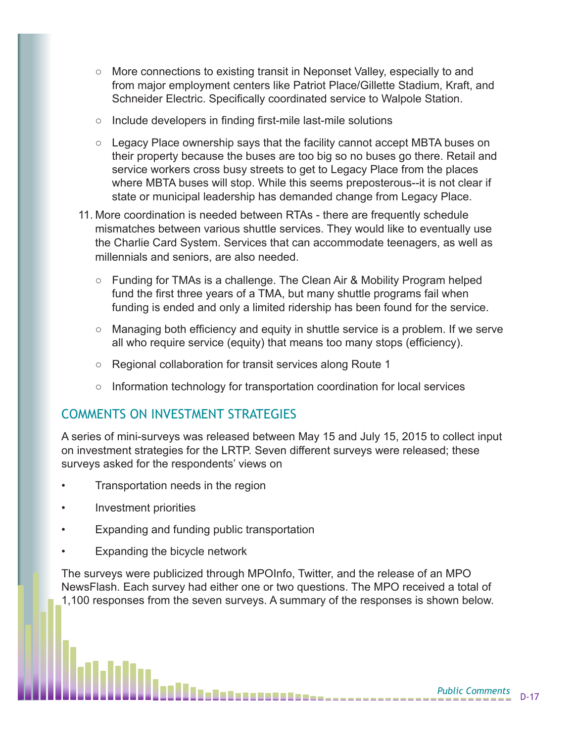- More connections to existing transit in Neponset Valley, especially to and from major employment centers like Patriot Place/Gillette Stadium, Kraft, and Schneider Electric. Specifically coordinated service to Walpole Station.
- Include developers in finding first-mile last-mile solutions
- Legacy Place ownership says that the facility cannot accept MBTA buses on their property because the buses are too big so no buses go there. Retail and service workers cross busy streets to get to Legacy Place from the places where MBTA buses will stop. While this seems preposterous--it is not clear if state or municipal leadership has demanded change from Legacy Place.

11. More coordination is needed between RTAs - there are frequently schedule mismatches between various shuttle services. They would like to eventually use the Charlie Card System. Services that can accommodate teenagers, as well as millennials and seniors, are also needed.
    - Funding for TMAs is a challenge. The Clean Air & Mobility Program helped fund the first three years of a TMA, but many shuttle programs fail when funding is ended and only a limited ridership has been found for the service.
    - Managing both efficiency and equity in shuttle service is a problem. If we serve all who require service (equity) that means too many stops (efficiency).
    - Regional collaboration for transit services along Route 1
    - Information technology for transportation coordination for local services

## COMMENTS ON INVESTMENT STRATEGIES

A series of mini-surveys was released between May 15 and July 15, 2015 to collect input on investment strategies for the LRTP. Seven different surveys were released; these surveys asked for the respondents' views on

- Transportation needs in the region
- Investment priorities
- Expanding and funding public transportation
- Expanding the bicycle network

The surveys were publicized through MPOInfo, Twitter, and the release of an MPO NewsFlash. Each survey had either one or two questions. The MPO received a total of 1,100 responses from the seven surveys. A summary of the responses is shown below.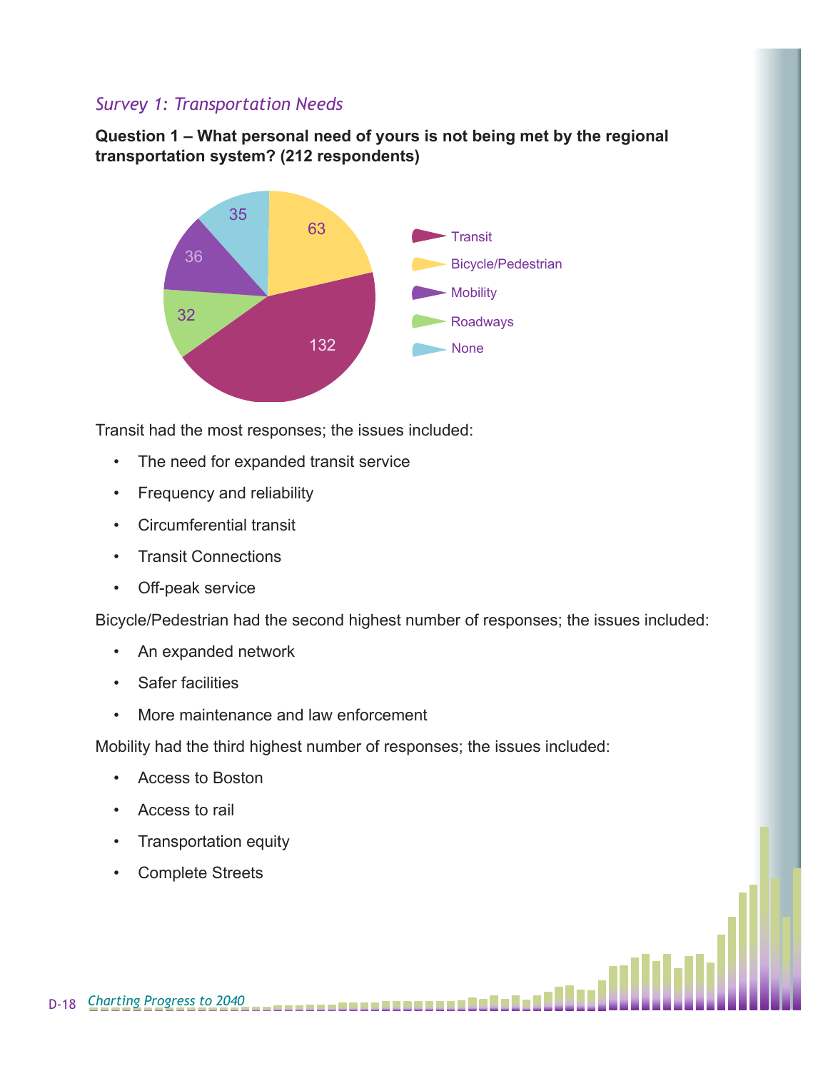*Survey 1: Transportation Needs*

**Question 1 – What personal need of yours is not being met by the regional transportation system? (212 respondents)**

| Category | Responses |
|---|---|
| Transit | 132 |
| Bicycle/Pedestrian | 63 |
| Mobility | 36 |
| Roadways | 32 |
| None | 35 |

Transit had the most responses; the issues included:

- The need for expanded transit service
- Frequency and reliability
- Circumferential transit
- Transit Connections
- Off-peak service

Bicycle/Pedestrian had the second highest number of responses; the issues included:

- An expanded network
- Safer facilities
- More maintenance and law enforcement

Mobility had the third highest number of responses; the issues included:

- Access to Boston
- Access to rail
- Transportation equity
- Complete Streets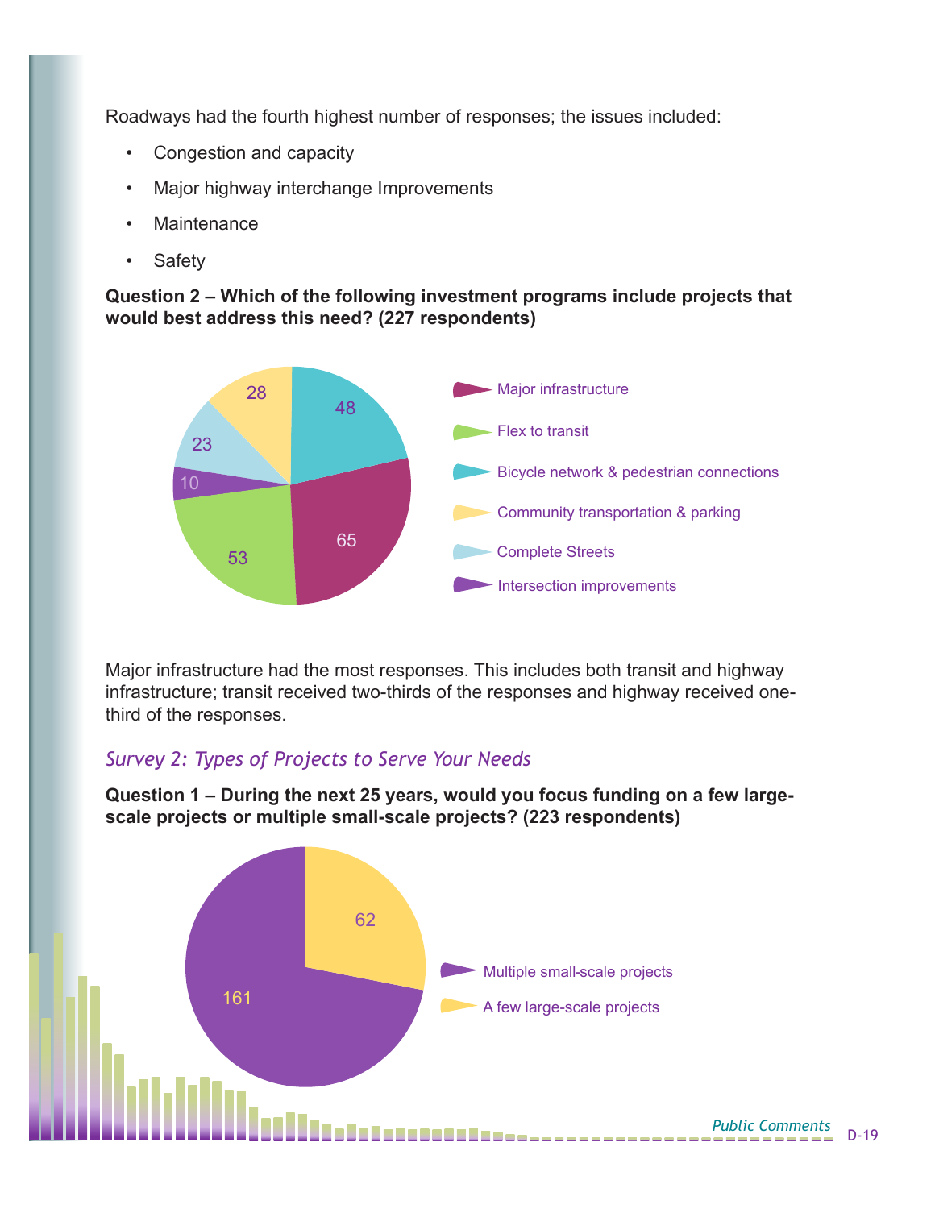Roadways had the fourth highest number of responses; the issues included:

- Congestion and capacity
- Major highway interchange Improvements
- Maintenance
- Safety

**Question 2 – Which of the following investment programs include projects that would best address this need? (227 respondents)**

| Investment program | Responses |
| --- | --- |
| Major infrastructure | 65 |
| Flex to transit | 53 |
| Bicycle network & pedestrian connections | 48 |
| Community transportation & parking | 28 |
| Complete Streets | 23 |
| Intersection improvements | 10 |

Major infrastructure had the most responses. This includes both transit and highway infrastructure; transit received two-thirds of the responses and highway received one-third of the responses.

## *Survey 2: Types of Projects to Serve Your Needs*

**Question 1 – During the next 25 years, would you focus funding on a few large-scale projects or multiple small-scale projects? (223 respondents)**

| Response | Responses |
| --- | --- |
| Multiple small-scale projects | 161 |
| A few large-scale projects | 62 |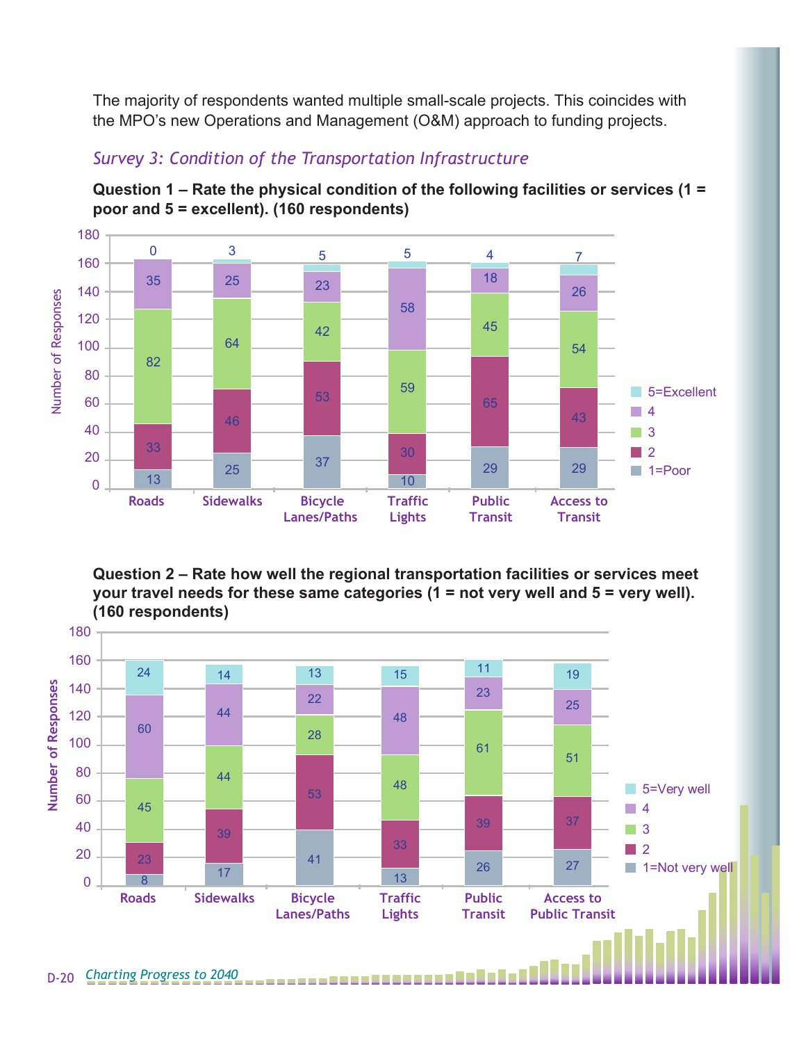The majority of respondents wanted multiple small-scale projects. This coincides with the MPO's new Operations and Management (O&M) approach to funding projects.

### *Survey 3: Condition of the Transportation Infrastructure*

**Question 1 – Rate the physical condition of the following facilities or services (1 = poor and 5 = excellent). (160 respondents)**

| Rating | Roads | Sidewalks | Bicycle Lanes/Paths | Traffic Lights | Public Transit | Access to Transit |
|---|---|---|---|---|---|---|
| 5=Excellent | 0 | 3 | 5 | 5 | 4 | 7 |
| 4 | 35 | 25 | 23 | 58 | 18 | 26 |
| 3 | 82 | 64 | 42 | 59 | 45 | 54 |
| 2 | 33 | 46 | 53 | 30 | 65 | 43 |
| 1=Poor | 13 | 25 | 37 | 10 | 29 | 29 |

**Question 2 – Rate how well the regional transportation facilities or services meet your travel needs for these same categories (1 = not very well and 5 = very well). (160 respondents)**

| Rating | Roads | Sidewalks | Bicycle Lanes/Paths | Traffic Lights | Public Transit | Access to Public Transit |
|---|---|---|---|---|---|---|
| 5=Very well | 24 | 14 | 13 | 15 | 11 | 19 |
| 4 | 60 | 44 | 22 | 48 | 23 | 25 |
| 3 | 45 | 44 | 28 | 48 | 61 | 51 |
| 2 | 23 | 39 | 53 | 33 | 39 | 37 |
| 1=Not very well | 8 | 17 | 41 | 13 | 26 | 27 |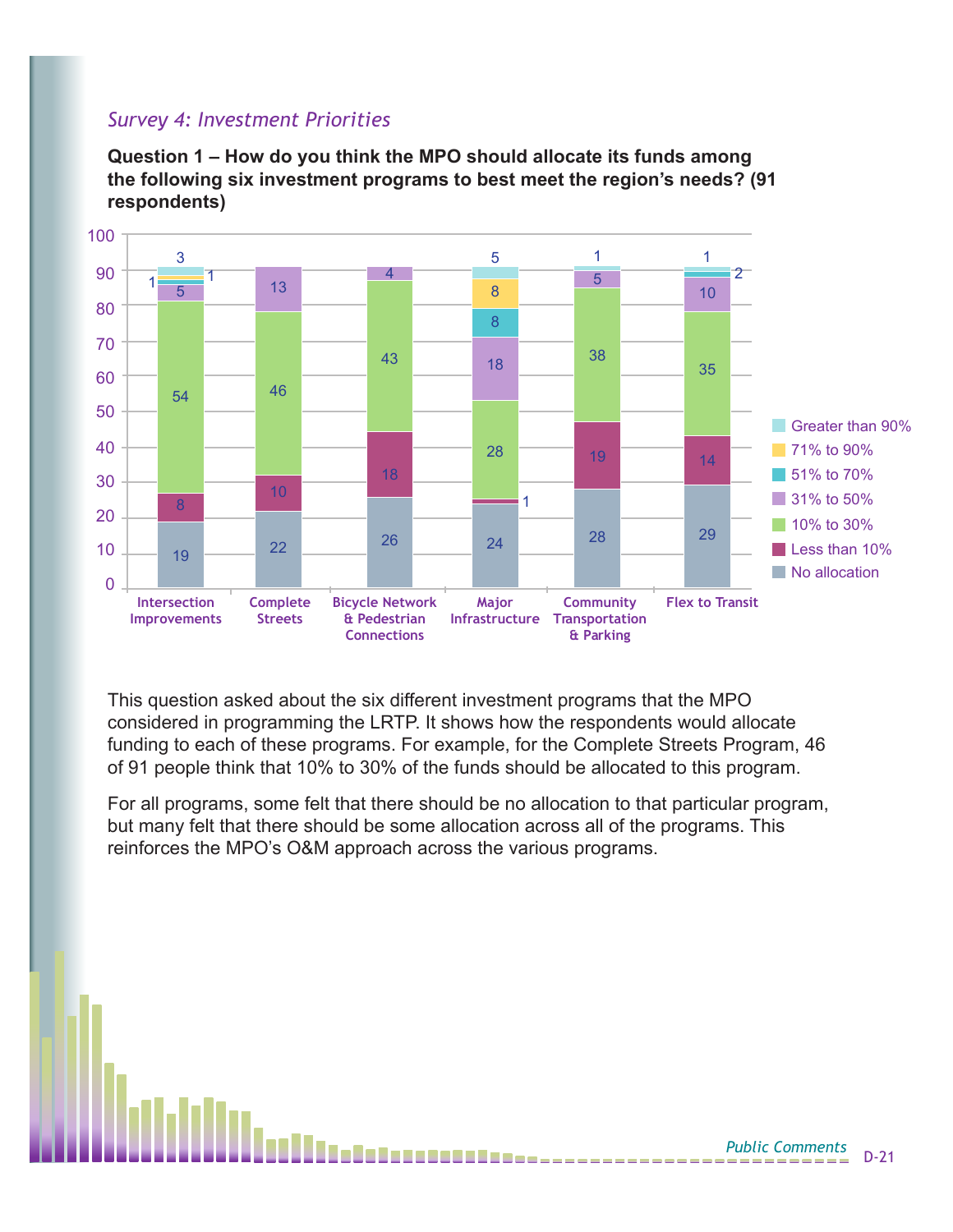*Survey 4: Investment Priorities*

**Question 1 – How do you think the MPO should allocate its funds among the following six investment programs to best meet the region's needs? (91 respondents)**

| | Intersection Improvements | Complete Streets | Bicycle Network & Pedestrian Connections | Major Infrastructure | Community Transportation & Parking | Flex to Transit |
|---|---|---|---|---|---|---|
| No allocation | 19 | 22 | 26 | 24 | 28 | 29 |
| Less than 10% | 8 | 10 | 18 | 1 | 19 | 14 |
| 10% to 30% | 54 | 46 | 43 | 28 | 38 | 35 |
| 31% to 50% | 5 | 13 | 4 | 18 | 5 | 10 |
| 51% to 70% | 1 | | | 8 | | 2 |
| 71% to 90% | 1 | | | 8 | | |
| Greater than 90% | 3 | | | 5 | 1 | 1 |

This question asked about the six different investment programs that the MPO considered in programming the LRTP. It shows how the respondents would allocate funding to each of these programs. For example, for the Complete Streets Program, 46 of 91 people think that 10% to 30% of the funds should be allocated to this program.

For all programs, some felt that there should be no allocation to that particular program, but many felt that there should be some allocation across all of the programs. This reinforces the MPO's O&M approach across the various programs.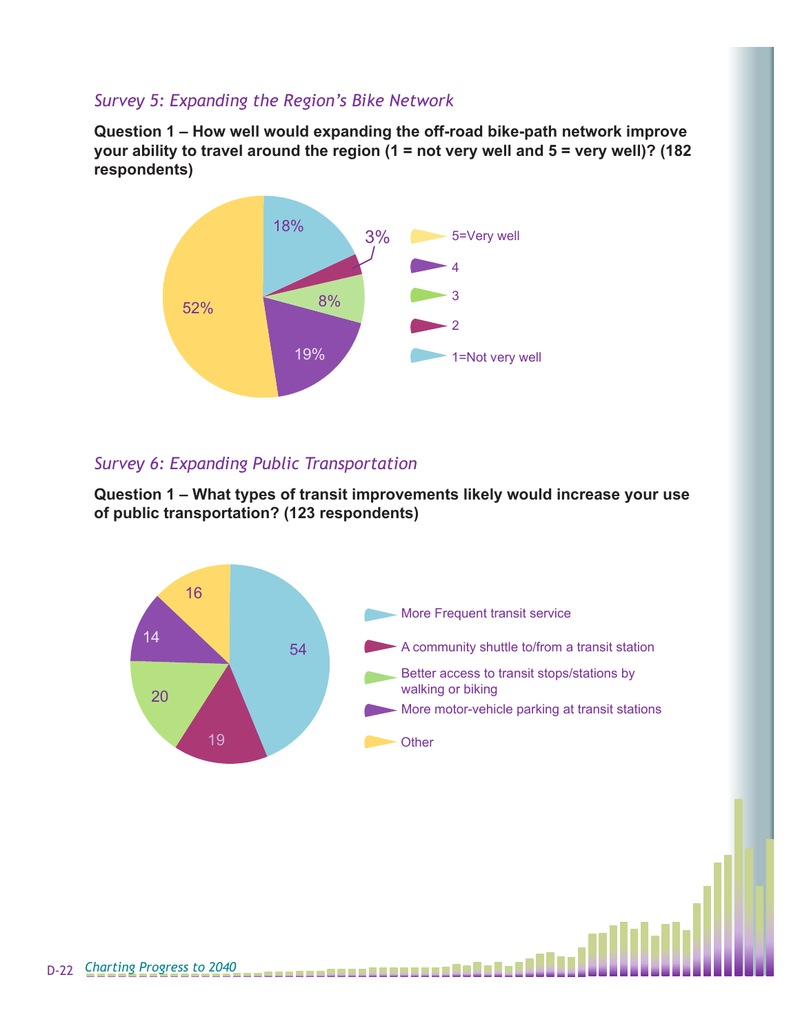## *Survey 5: Expanding the Region's Bike Network*

**Question 1 – How well would expanding the off-road bike-path network improve your ability to travel around the region (1 = not very well and 5 = very well)? (182 respondents)**

| Response | Percent |
| --- | --- |
| 5=Very well | 52% |
| 4 | 19% |
| 3 | 8% |
| 2 | 3% |
| 1=Not very well | 18% |

## *Survey 6: Expanding Public Transportation*

**Question 1 – What types of transit improvements likely would increase your use of public transportation? (123 respondents)**

| Response | Count |
| --- | --- |
| More Frequent transit service | 54 |
| A community shuttle to/from a transit station | 19 |
| Better access to transit stops/stations by walking or biking | 20 |
| More motor-vehicle parking at transit stations | 14 |
| Other | 16 |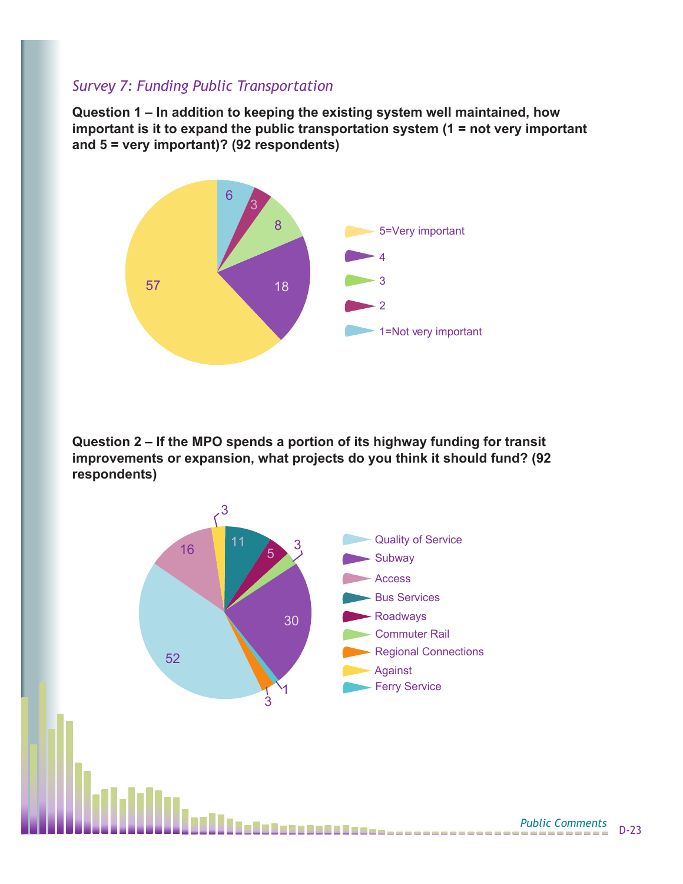*Survey 7: Funding Public Transportation*

**Question 1 – In addition to keeping the existing system well maintained, how important is it to expand the public transportation system (1 = not very important and 5 = very important)? (92 respondents)**

| Response | Count |
|---|---|
| 5=Very important | 57 |
| 4 | 18 |
| 3 | 8 |
| 2 | 3 |
| 1=Not very important | 6 |

**Question 2 – If the MPO spends a portion of its highway funding for transit improvements or expansion, what projects do you think it should fund? (92 respondents)**

| Response | Count |
|---|---|
| Quality of Service | 52 |
| Subway | 30 |
| Access | 16 |
| Bus Services | 11 |
| Roadways | 5 |
| Commuter Rail | 3 |
| Regional Connections | 3 |
| Against | 3 |
| Ferry Service | 1 |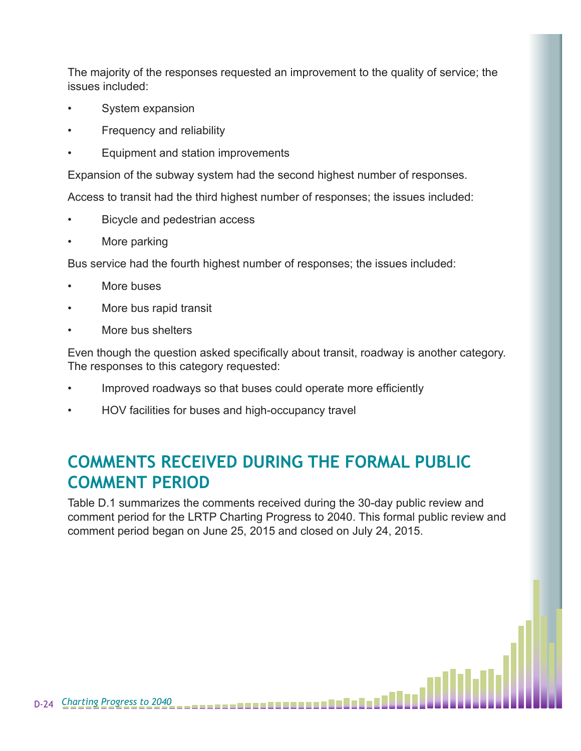The majority of the responses requested an improvement to the quality of service; the issues included:

- System expansion
- Frequency and reliability
- Equipment and station improvements

Expansion of the subway system had the second highest number of responses.

Access to transit had the third highest number of responses; the issues included:

- Bicycle and pedestrian access
- More parking

Bus service had the fourth highest number of responses; the issues included:

- More buses
- More bus rapid transit
- More bus shelters

Even though the question asked specifically about transit, roadway is another category. The responses to this category requested:

- Improved roadways so that buses could operate more efficiently
- HOV facilities for buses and high-occupancy travel

## COMMENTS RECEIVED DURING THE FORMAL PUBLIC COMMENT PERIOD

Table D.1 summarizes the comments received during the 30-day public review and comment period for the LRTP Charting Progress to 2040. This formal public review and comment period began on June 25, 2015 and closed on July 24, 2015.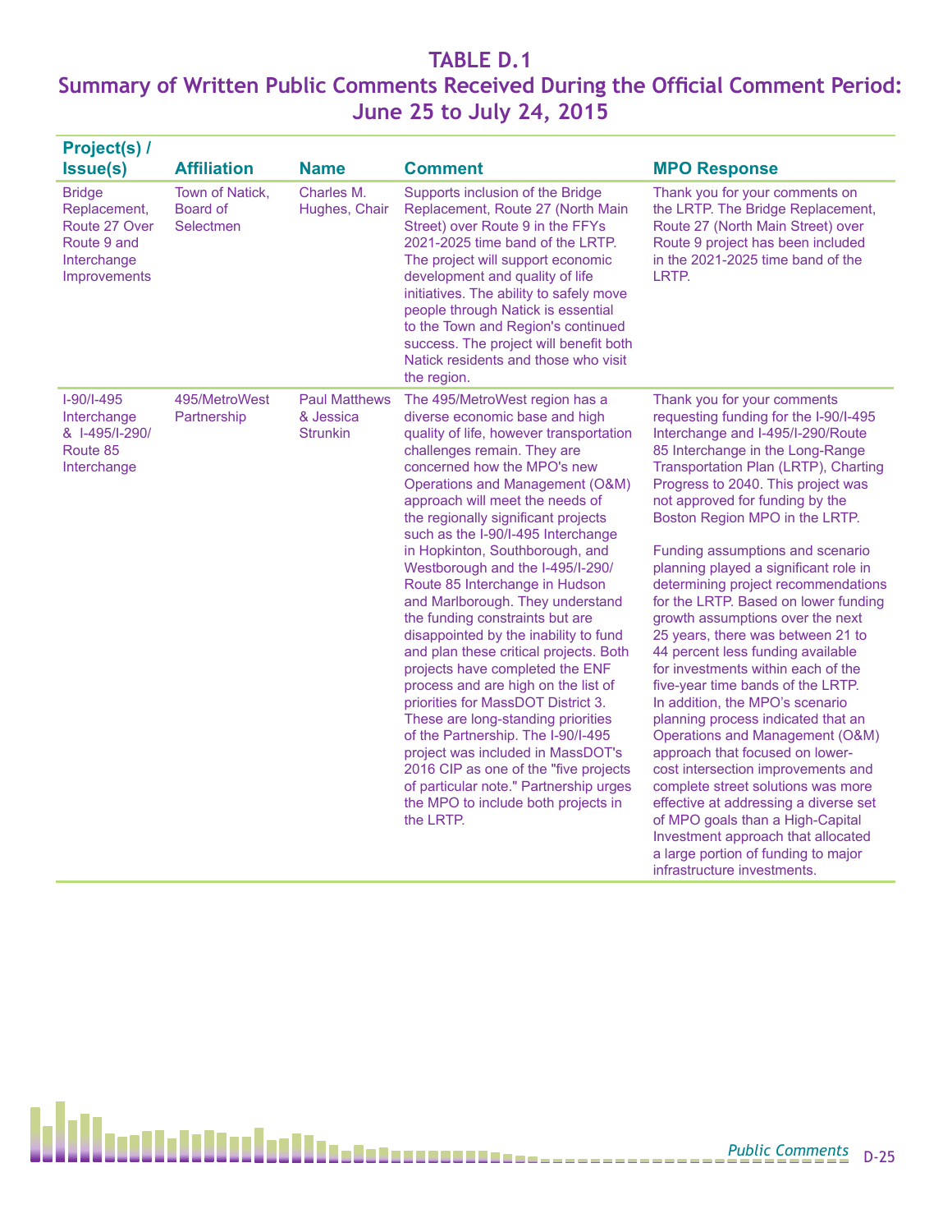# TABLE D.1

## Summary of Written Public Comments Received During the Official Comment Period: June 25 to July 24, 2015

| Project(s) / Issue(s) | Affiliation | Name | Comment | MPO Response |
|---|---|---|---|---|
| Bridge Replacement, Route 27 Over Route 9 and Interchange Improvements | Town of Natick, Board of Selectmen | Charles M. Hughes, Chair | Supports inclusion of the Bridge Replacement, Route 27 (North Main Street) over Route 9 in the FFYs 2021-2025 time band of the LRTP. The project will support economic development and quality of life initiatives. The ability to safely move people through Natick is essential to the Town and Region's continued success. The project will benefit both Natick residents and those who visit the region. | Thank you for your comments on the LRTP. The Bridge Replacement, Route 27 (North Main Street) over Route 9 project has been included in the 2021-2025 time band of the LRTP. |
| I-90/I-495 Interchange & I-495/I-290/ Route 85 Interchange | 495/MetroWest Partnership | Paul Matthews & Jessica Strunkin | The 495/MetroWest region has a diverse economic base and high quality of life, however transportation challenges remain. They are concerned how the MPO's new Operations and Management (O&M) approach will meet the needs of the regionally significant projects such as the I-90/I-495 Interchange in Hopkinton, Southborough, and Westborough and the I-495/I-290/ Route 85 Interchange in Hudson and Marlborough. They understand the funding constraints but are disappointed by the inability to fund and plan these critical projects. Both projects have completed the ENF process and are high on the list of priorities for MassDOT District 3. These are long-standing priorities of the Partnership. The I-90/I-495 project was included in MassDOT's 2016 CIP as one of the "five projects of particular note." Partnership urges the MPO to include both projects in the LRTP. | Thank you for your comments requesting funding for the I-90/I-495 Interchange and I-495/I-290/Route 85 Interchange in the Long-Range Transportation Plan (LRTP), Charting Progress to 2040. This project was not approved for funding by the Boston Region MPO in the LRTP.<br><br>Funding assumptions and scenario planning played a significant role in determining project recommendations for the LRTP. Based on lower funding growth assumptions over the next 25 years, there was between 21 to 44 percent less funding available for investments within each of the five-year time bands of the LRTP. In addition, the MPO's scenario planning process indicated that an Operations and Management (O&M) approach that focused on lower-cost intersection improvements and complete street solutions was more effective at addressing a diverse set of MPO goals than a High-Capital Investment approach that allocated a large portion of funding to major infrastructure investments. |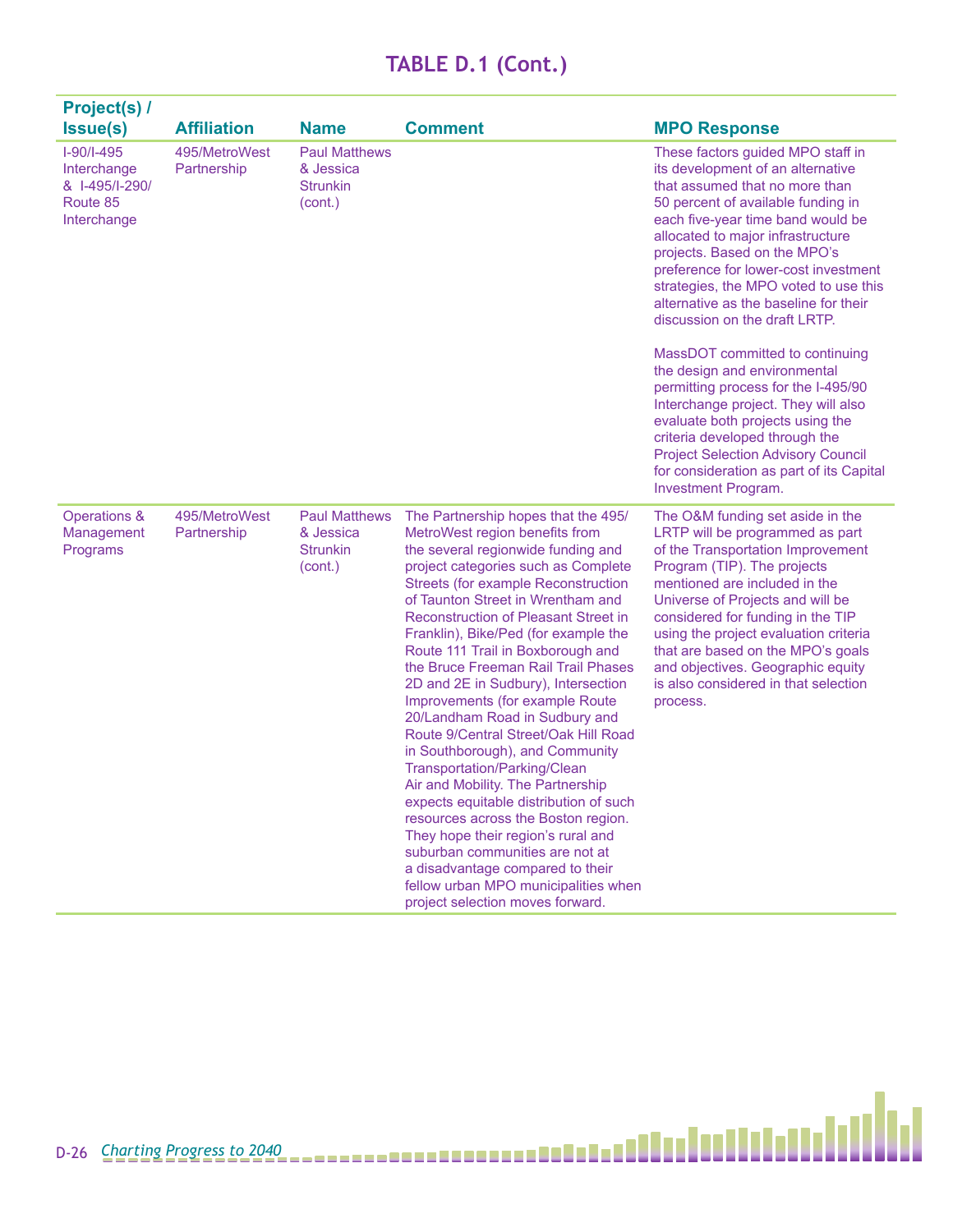## TABLE D.1 (Cont.)

| Project(s) / Issue(s) | Affiliation | Name | Comment | MPO Response |
|---|---|---|---|---|
| I-90/I-495 Interchange & I-495/I-290/ Route 85 Interchange | 495/MetroWest Partnership | Paul Matthews & Jessica Strunkin (cont.) | | These factors guided MPO staff in its development of an alternative that assumed that no more than 50 percent of available funding in each five-year time band would be allocated to major infrastructure projects. Based on the MPO's preference for lower-cost investment strategies, the MPO voted to use this alternative as the baseline for their discussion on the draft LRTP.<br><br>MassDOT committed to continuing the design and environmental permitting process for the I-495/90 Interchange project. They will also evaluate both projects using the criteria developed through the Project Selection Advisory Council for consideration as part of its Capital Investment Program. |
| Operations & Management Programs | 495/MetroWest Partnership | Paul Matthews & Jessica Strunkin (cont.) | The Partnership hopes that the 495/ MetroWest region benefits from the several regionwide funding and project categories such as Complete Streets (for example Reconstruction of Taunton Street in Wrentham and Reconstruction of Pleasant Street in Franklin), Bike/Ped (for example the Route 111 Trail in Boxborough and the Bruce Freeman Rail Trail Phases 2D and 2E in Sudbury), Intersection Improvements (for example Route 20/Landham Road in Sudbury and Route 9/Central Street/Oak Hill Road in Southborough), and Community Transportation/Parking/Clean Air and Mobility. The Partnership expects equitable distribution of such resources across the Boston region. They hope their region's rural and suburban communities are not at a disadvantage compared to their fellow urban MPO municipalities when project selection moves forward. | The O&M funding set aside in the LRTP will be programmed as part of the Transportation Improvement Program (TIP). The projects mentioned are included in the Universe of Projects and will be considered for funding in the TIP using the project evaluation criteria that are based on the MPO's goals and objectives. Geographic equity is also considered in that selection process. |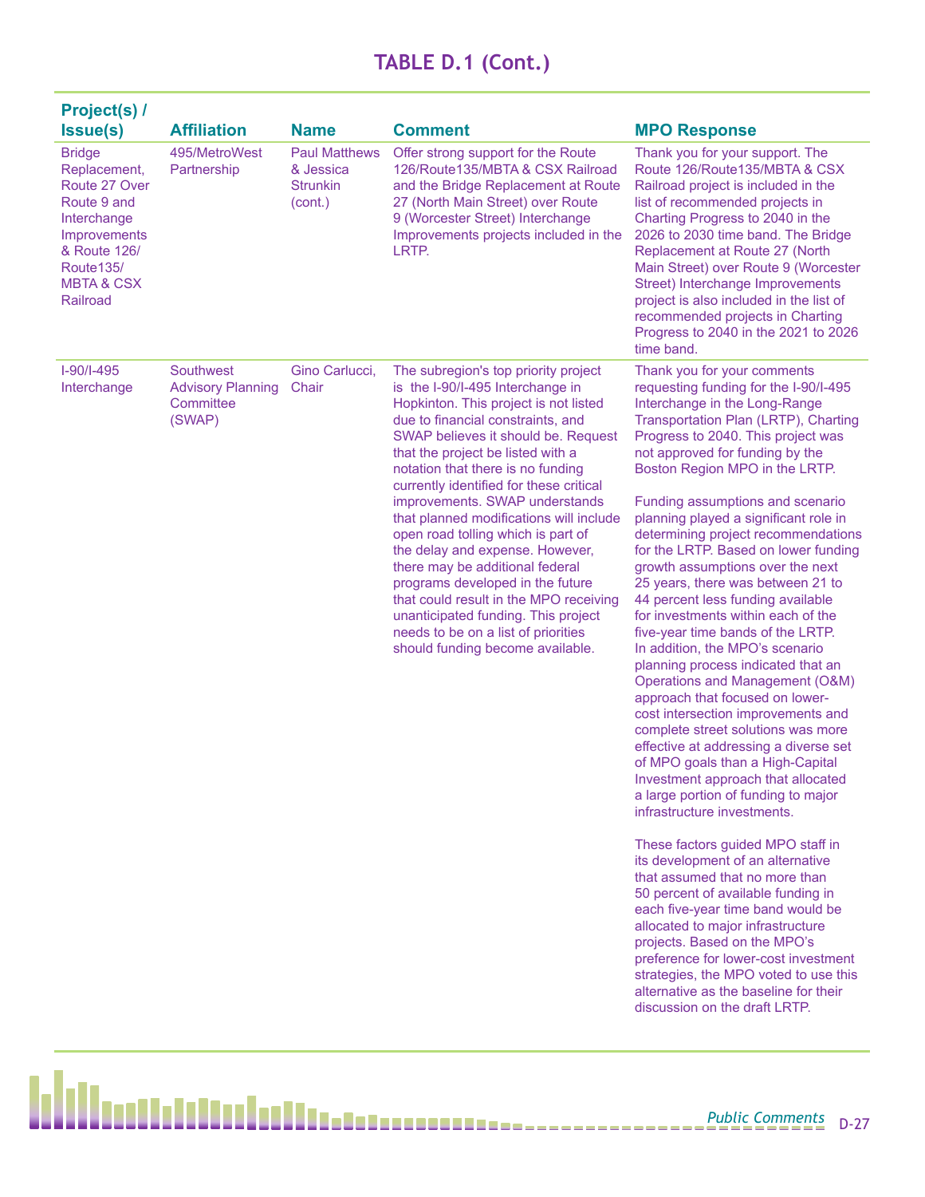## TABLE D.1 (Cont.)

| Project(s) / Issue(s) | Affiliation | Name | Comment | MPO Response |
|---|---|---|---|---|
| Bridge Replacement, Route 27 Over Route 9 and Interchange Improvements & Route 126/ Route135/ MBTA & CSX Railroad | 495/MetroWest Partnership | Paul Matthews & Jessica Strunkin (cont.) | Offer strong support for the Route 126/Route135/MBTA & CSX Railroad and the Bridge Replacement at Route 27 (North Main Street) over Route 9 (Worcester Street) Interchange Improvements projects included in the LRTP. | Thank you for your support. The Route 126/Route135/MBTA & CSX Railroad project is included in the list of recommended projects in Charting Progress to 2040 in the 2026 to 2030 time band. The Bridge Replacement at Route 27 (North Main Street) over Route 9 (Worcester Street) Interchange Improvements project is also included in the list of recommended projects in Charting Progress to 2040 in the 2021 to 2026 time band. |
| I-90/I-495 Interchange | Southwest Advisory Planning Committee (SWAP) | Gino Carlucci, Chair | The subregion's top priority project is the I-90/I-495 Interchange in Hopkinton. This project is not listed due to financial constraints, and SWAP believes it should be. Request that the project be listed with a notation that there is no funding currently identified for these critical improvements. SWAP understands that planned modifications will include open road tolling which is part of the delay and expense. However, there may be additional federal programs developed in the future that could result in the MPO receiving unanticipated funding. This project needs to be on a list of priorities should funding become available. | Thank you for your comments requesting funding for the I-90/I-495 Interchange in the Long-Range Transportation Plan (LRTP), Charting Progress to 2040. This project was not approved for funding by the Boston Region MPO in the LRTP.<br><br>Funding assumptions and scenario planning played a significant role in determining project recommendations for the LRTP. Based on lower funding growth assumptions over the next 25 years, there was between 21 to 44 percent less funding available for investments within each of the five-year time bands of the LRTP. In addition, the MPO's scenario planning process indicated that an Operations and Management (O&M) approach that focused on lower-cost intersection improvements and complete street solutions was more effective at addressing a diverse set of MPO goals than a High-Capital Investment approach that allocated a large portion of funding to major infrastructure investments.<br><br>These factors guided MPO staff in its development of an alternative that assumed that no more than 50 percent of available funding in each five-year time band would be allocated to major infrastructure projects. Based on the MPO's preference for lower-cost investment strategies, the MPO voted to use this alternative as the baseline for their discussion on the draft LRTP. |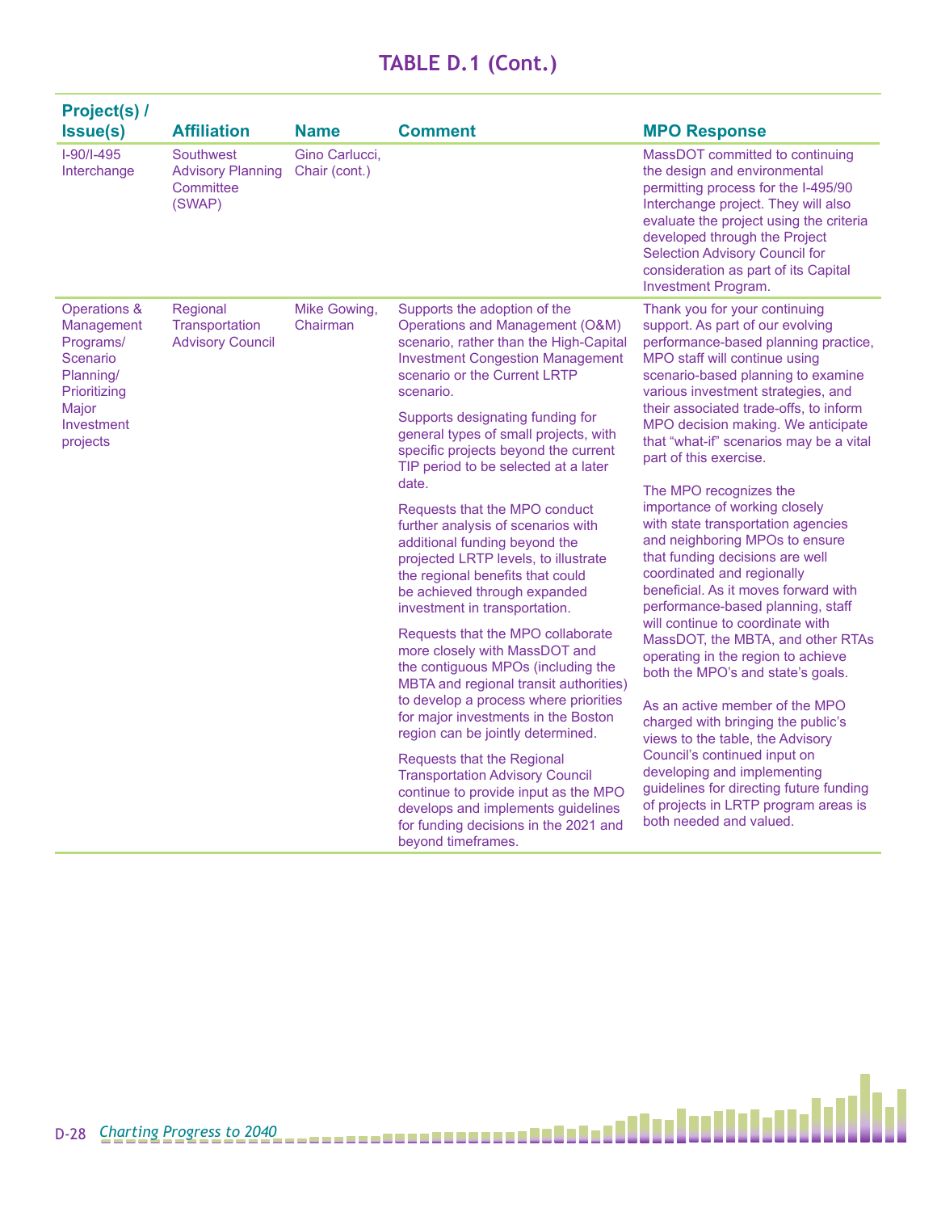# TABLE D.1 (Cont.)

| Project(s) / Issue(s) | Affiliation | Name | Comment | MPO Response |
|---|---|---|---|---|
| I-90/I-495 Interchange | Southwest Advisory Planning Committee (SWAP) | Gino Carlucci, Chair (cont.) | | MassDOT committed to continuing the design and environmental permitting process for the I-495/90 Interchange project. They will also evaluate the project using the criteria developed through the Project Selection Advisory Council for consideration as part of its Capital Investment Program. |
| Operations & Management Programs/ Scenario Planning/ Prioritizing Major Investment projects | Regional Transportation Advisory Council | Mike Gowing, Chairman | Supports the adoption of the Operations and Management (O&M) scenario, rather than the High-Capital Investment Congestion Management scenario or the Current LRTP scenario.<br><br>Supports designating funding for general types of small projects, with specific projects beyond the current TIP period to be selected at a later date.<br><br>Requests that the MPO conduct further analysis of scenarios with additional funding beyond the projected LRTP levels, to illustrate the regional benefits that could be achieved through expanded investment in transportation.<br><br>Requests that the MPO collaborate more closely with MassDOT and the contiguous MPOs (including the MBTA and regional transit authorities) to develop a process where priorities for major investments in the Boston region can be jointly determined.<br><br>Requests that the Regional Transportation Advisory Council continue to provide input as the MPO develops and implements guidelines for funding decisions in the 2021 and beyond timeframes. | Thank you for your continuing support. As part of our evolving performance-based planning practice, MPO staff will continue using scenario-based planning to examine various investment strategies, and their associated trade-offs, to inform MPO decision making. We anticipate that "what-if" scenarios may be a vital part of this exercise.<br><br>The MPO recognizes the importance of working closely with state transportation agencies and neighboring MPOs to ensure that funding decisions are well coordinated and regionally beneficial. As it moves forward with performance-based planning, staff will continue to coordinate with MassDOT, the MBTA, and other RTAs operating in the region to achieve both the MPO's and state's goals.<br><br>As an active member of the MPO charged with bringing the public's views to the table, the Advisory Council's continued input on developing and implementing guidelines for directing future funding of projects in LRTP program areas is both needed and valued. |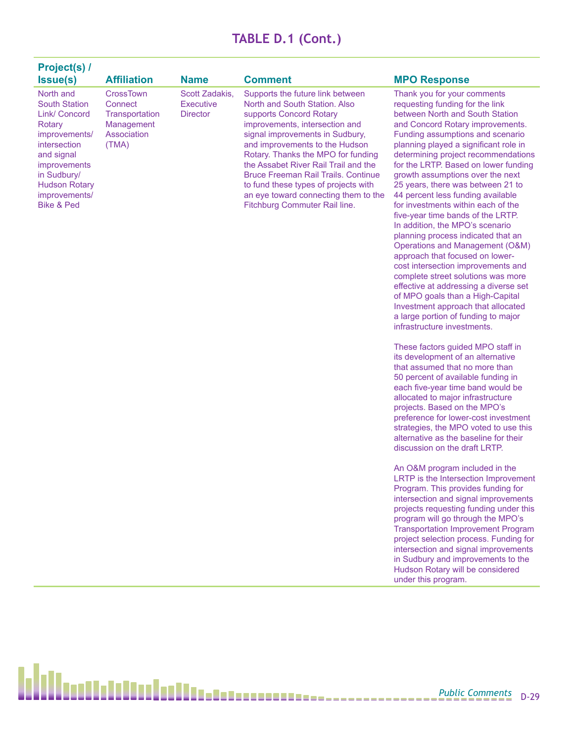## TABLE D.1 (Cont.)

| Project(s) / Issue(s) | Affiliation | Name | Comment | MPO Response |
|---|---|---|---|---|
| North and South Station Link/ Concord Rotary improvements/ intersection and signal improvements in Sudbury/ Hudson Rotary improvements/ Bike & Ped | CrossTown Connect Transportation Management Association (TMA) | Scott Zadakis, Executive Director | Supports the future link between North and South Station. Also supports Concord Rotary improvements, intersection and signal improvements in Sudbury, and improvements to the Hudson Rotary. Thanks the MPO for funding the Assabet River Rail Trail and the Bruce Freeman Rail Trails. Continue to fund these types of projects with an eye toward connecting them to the Fitchburg Commuter Rail line. | Thank you for your comments requesting funding for the link between North and South Station and Concord Rotary improvements. Funding assumptions and scenario planning played a significant role in determining project recommendations for the LRTP. Based on lower funding growth assumptions over the next 25 years, there was between 21 to 44 percent less funding available for investments within each of the five-year time bands of the LRTP. In addition, the MPO's scenario planning process indicated that an Operations and Management (O&M) approach that focused on lower-cost intersection improvements and complete street solutions was more effective at addressing a diverse set of MPO goals than a High-Capital Investment approach that allocated a large portion of funding to major infrastructure investments.<br><br>These factors guided MPO staff in its development of an alternative that assumed that no more than 50 percent of available funding in each five-year time band would be allocated to major infrastructure projects. Based on the MPO's preference for lower-cost investment strategies, the MPO voted to use this alternative as the baseline for their discussion on the draft LRTP.<br><br>An O&M program included in the LRTP is the Intersection Improvement Program. This provides funding for intersection and signal improvements projects requesting funding under this program will go through the MPO's Transportation Improvement Program project selection process. Funding for intersection and signal improvements in Sudbury and improvements to the Hudson Rotary will be considered under this program. |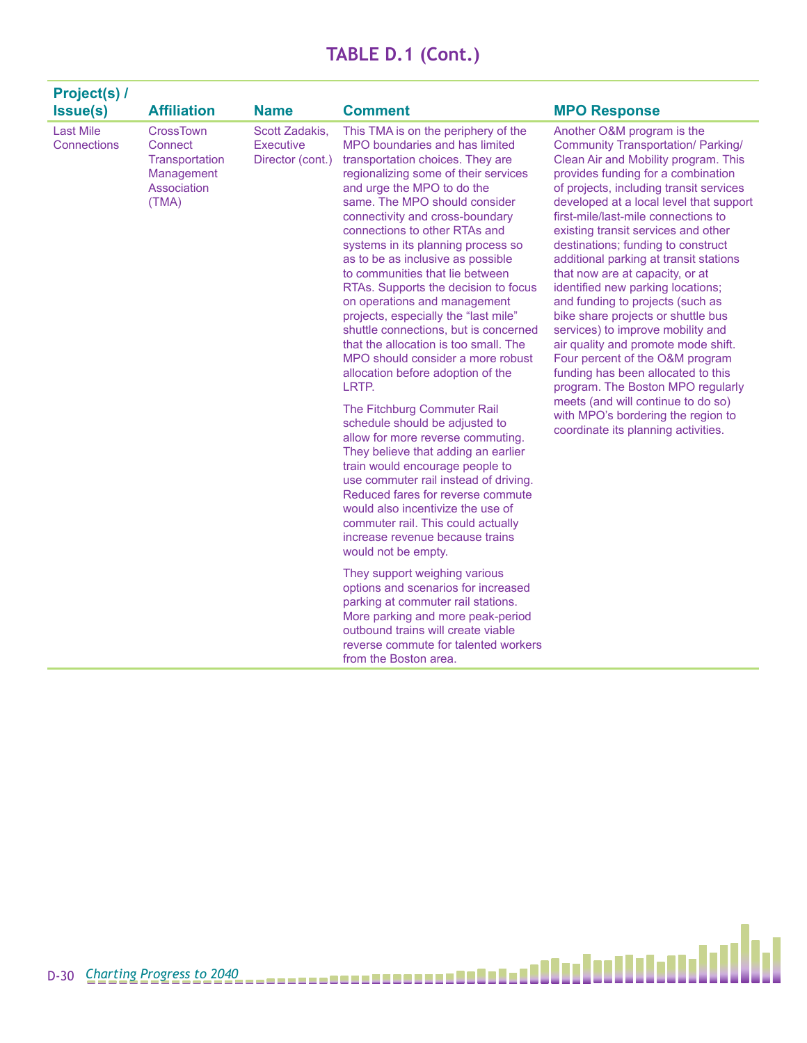# TABLE D.1 (Cont.)

| Project(s) / Issue(s) | Affiliation | Name | Comment | MPO Response |
|---|---|---|---|---|
| Last Mile Connections | CrossTown Connect Transportation Management Association (TMA) | Scott Zadakis, Executive Director (cont.) | This TMA is on the periphery of the MPO boundaries and has limited transportation choices. They are regionalizing some of their services and urge the MPO to do the same. The MPO should consider connectivity and cross-boundary connections to other RTAs and systems in its planning process so as to be as inclusive as possible to communities that lie between RTAs. Supports the decision to focus on operations and management projects, especially the "last mile" shuttle connections, but is concerned that the allocation is too small. The MPO should consider a more robust allocation before adoption of the LRTP.<br><br>The Fitchburg Commuter Rail schedule should be adjusted to allow for more reverse commuting. They believe that adding an earlier train would encourage people to use commuter rail instead of driving. Reduced fares for reverse commute would also incentivize the use of commuter rail. This could actually increase revenue because trains would not be empty.<br><br>They support weighing various options and scenarios for increased parking at commuter rail stations. More parking and more peak-period outbound trains will create viable reverse commute for talented workers from the Boston area. | Another O&M program is the Community Transportation/ Parking/ Clean Air and Mobility program. This provides funding for a combination of projects, including transit services developed at a local level that support first-mile/last-mile connections to existing transit services and other destinations; funding to construct additional parking at transit stations that now are at capacity, or at identified new parking locations; and funding to projects (such as bike share projects or shuttle bus services) to improve mobility and air quality and promote mode shift. Four percent of the O&M program funding has been allocated to this program. The Boston MPO regularly meets (and will continue to do so) with MPO's bordering the region to coordinate its planning activities. |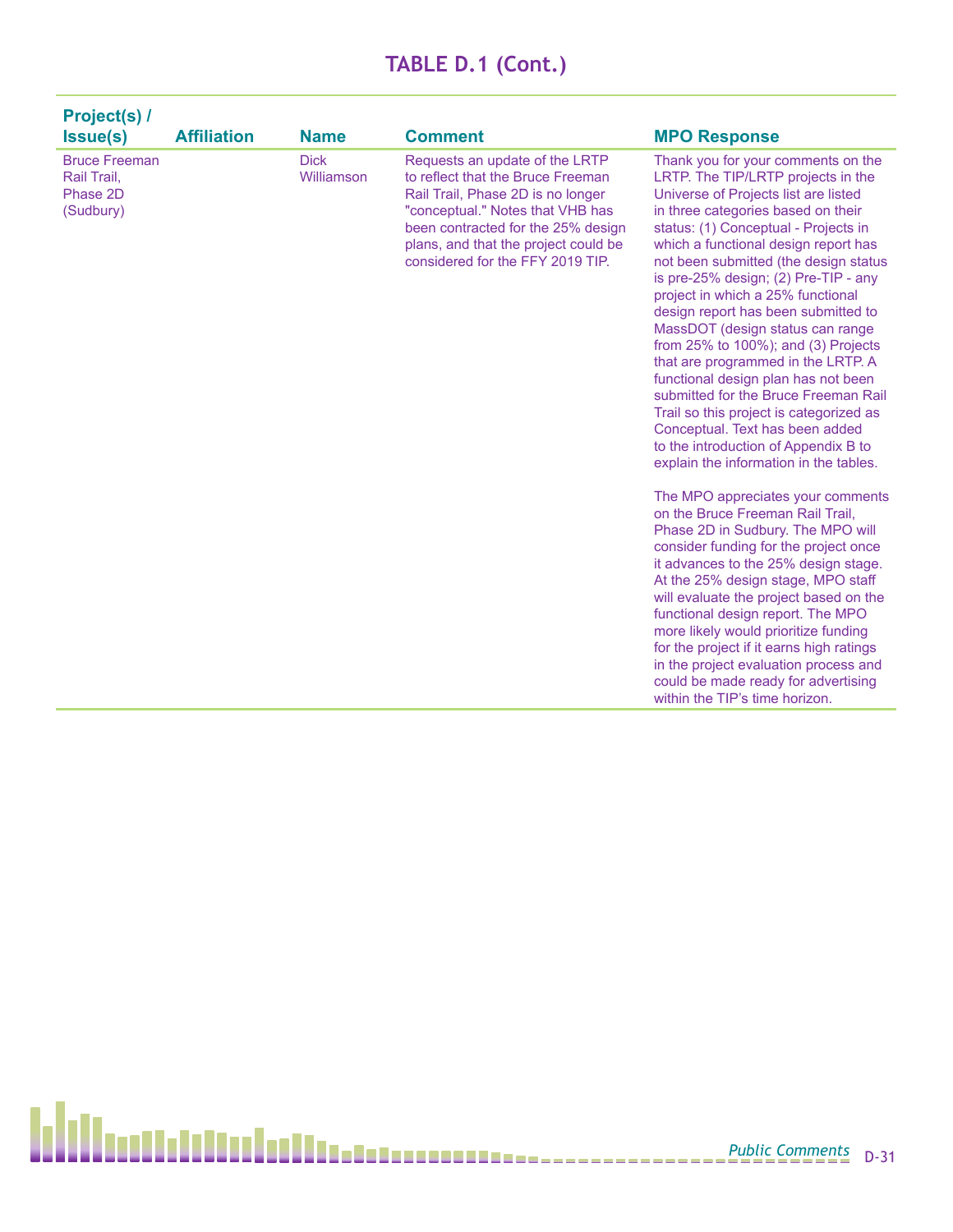## TABLE D.1 (Cont.)

| Project(s) / Issue(s) | Affiliation | Name | Comment | MPO Response |
|---|---|---|---|---|
| Bruce Freeman Rail Trail, Phase 2D (Sudbury) | | Dick Williamson | Requests an update of the LRTP to reflect that the Bruce Freeman Rail Trail, Phase 2D is no longer "conceptual." Notes that VHB has been contracted for the 25% design plans, and that the project could be considered for the FFY 2019 TIP. | Thank you for your comments on the LRTP. The TIP/LRTP projects in the Universe of Projects list are listed in three categories based on their status: (1) Conceptual - Projects in which a functional design report has not been submitted (the design status is pre-25% design; (2) Pre-TIP - any project in which a 25% functional design report has been submitted to MassDOT (design status can range from 25% to 100%); and (3) Projects that are programmed in the LRTP. A functional design plan has not been submitted for the Bruce Freeman Rail Trail so this project is categorized as Conceptual. Text has been added to the introduction of Appendix B to explain the information in the tables.<br><br>The MPO appreciates your comments on the Bruce Freeman Rail Trail, Phase 2D in Sudbury. The MPO will consider funding for the project once it advances to the 25% design stage. At the 25% design stage, MPO staff will evaluate the project based on the functional design report. The MPO more likely would prioritize funding for the project if it earns high ratings in the project evaluation process and could be made ready for advertising within the TIP's time horizon. |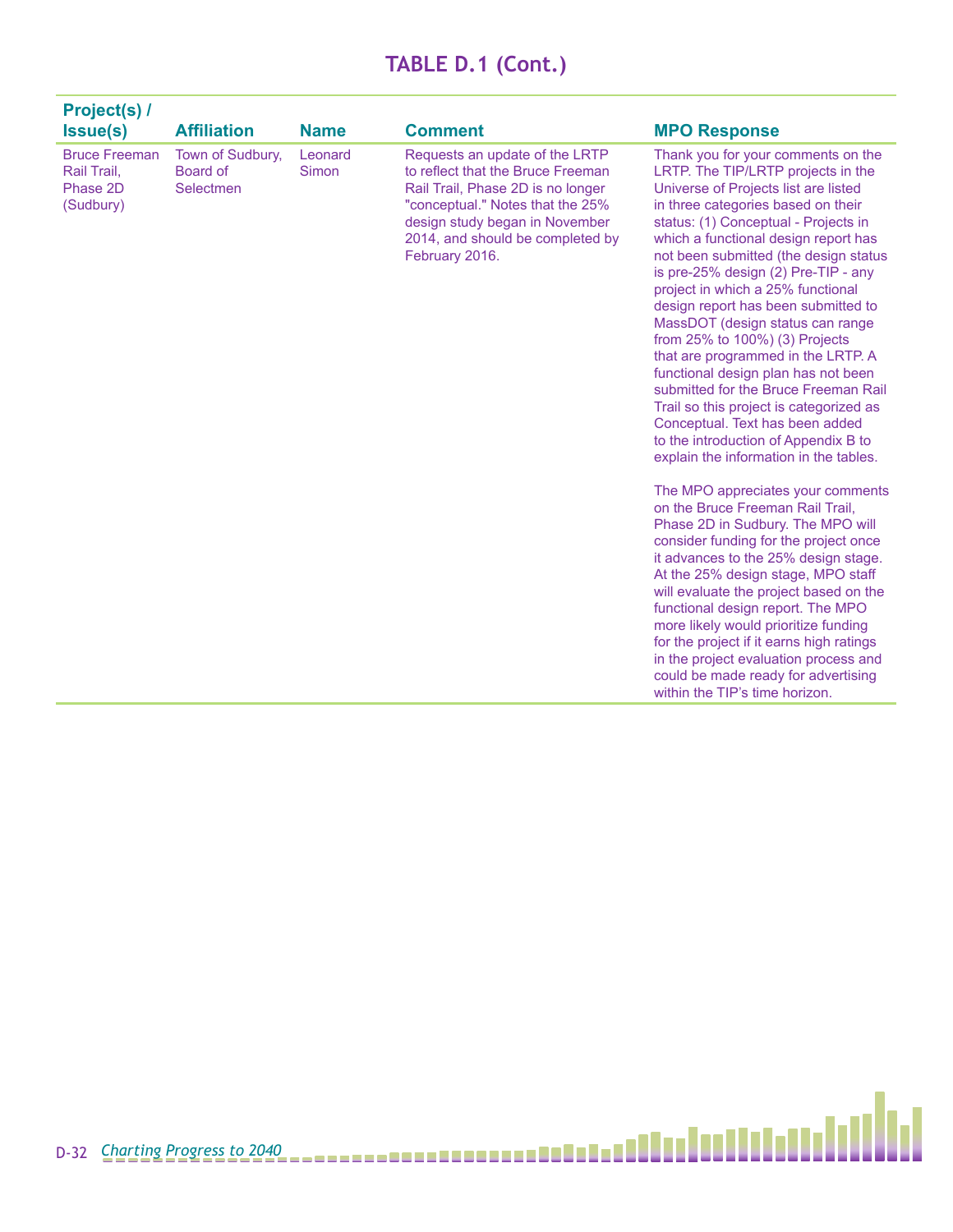# TABLE D.1 (Cont.)

| Project(s) / Issue(s) | Affiliation | Name | Comment | MPO Response |
|---|---|---|---|---|
| Bruce Freeman Rail Trail, Phase 2D (Sudbury) | Town of Sudbury, Board of Selectmen | Leonard Simon | Requests an update of the LRTP to reflect that the Bruce Freeman Rail Trail, Phase 2D is no longer "conceptual." Notes that the 25% design study began in November 2014, and should be completed by February 2016. | Thank you for your comments on the LRTP. The TIP/LRTP projects in the Universe of Projects list are listed in three categories based on their status: (1) Conceptual - Projects in which a functional design report has not been submitted (the design status is pre-25% design (2) Pre-TIP - any project in which a 25% functional design report has been submitted to MassDOT (design status can range from 25% to 100%) (3) Projects that are programmed in the LRTP. A functional design plan has not been submitted for the Bruce Freeman Rail Trail so this project is categorized as Conceptual. Text has been added to the introduction of Appendix B to explain the information in the tables.<br><br>The MPO appreciates your comments on the Bruce Freeman Rail Trail, Phase 2D in Sudbury. The MPO will consider funding for the project once it advances to the 25% design stage. At the 25% design stage, MPO staff will evaluate the project based on the functional design report. The MPO more likely would prioritize funding for the project if it earns high ratings in the project evaluation process and could be made ready for advertising within the TIP's time horizon. |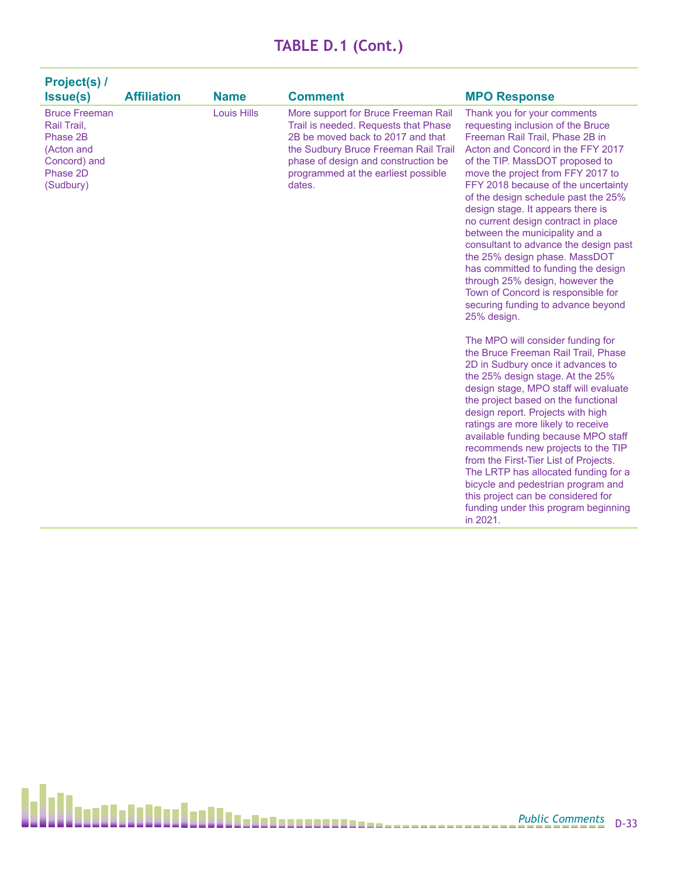# TABLE D.1 (Cont.)

| Project(s) / Issue(s) | Affiliation | Name | Comment | MPO Response |
|---|---|---|---|---|
| Bruce Freeman Rail Trail, Phase 2B (Acton and Concord) and Phase 2D (Sudbury) | | Louis Hills | More support for Bruce Freeman Rail Trail is needed. Requests that Phase 2B be moved back to 2017 and that the Sudbury Bruce Freeman Rail Trail phase of design and construction be programmed at the earliest possible dates. | Thank you for your comments requesting inclusion of the Bruce Freeman Rail Trail, Phase 2B in Acton and Concord in the FFY 2017 of the TIP. MassDOT proposed to move the project from FFY 2017 to FFY 2018 because of the uncertainty of the design schedule past the 25% design stage. It appears there is no current design contract in place between the municipality and a consultant to advance the design past the 25% design phase. MassDOT has committed to funding the design through 25% design, however the Town of Concord is responsible for securing funding to advance beyond 25% design.<br><br>The MPO will consider funding for the Bruce Freeman Rail Trail, Phase 2D in Sudbury once it advances to the 25% design stage. At the 25% design stage, MPO staff will evaluate the project based on the functional design report. Projects with high ratings are more likely to receive available funding because MPO staff recommends new projects to the TIP from the First-Tier List of Projects. The LRTP has allocated funding for a bicycle and pedestrian program and this project can be considered for funding under this program beginning in 2021. |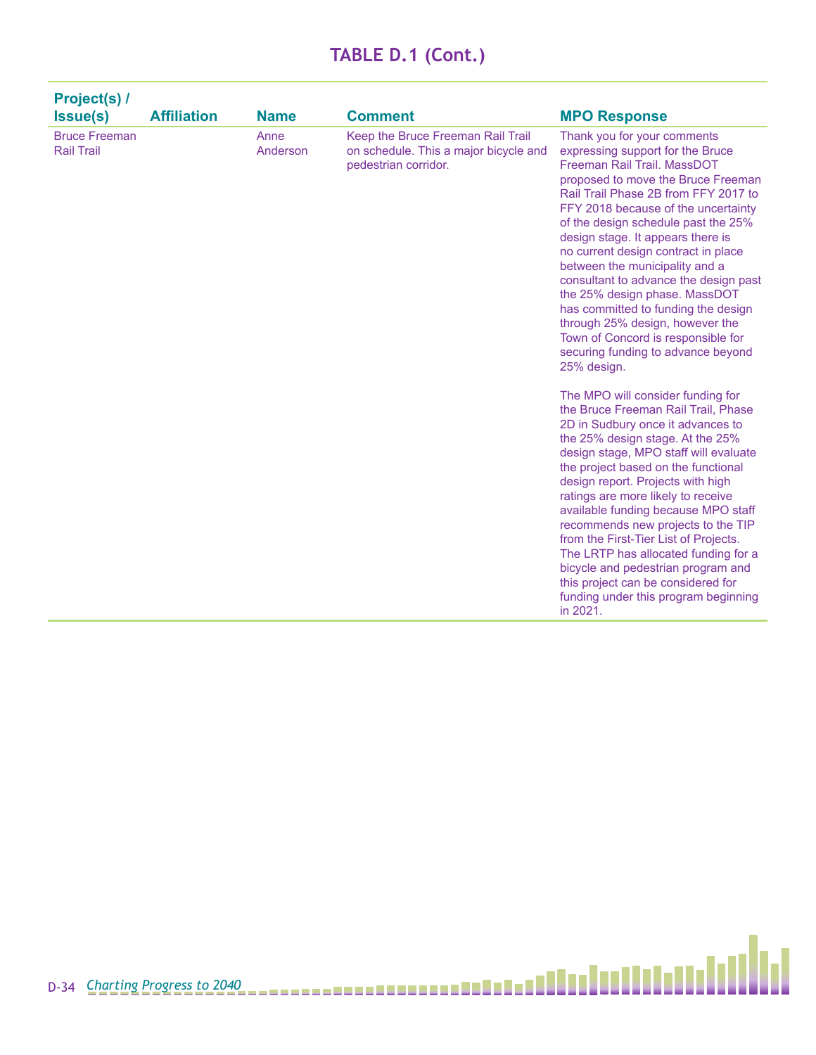## TABLE D.1 (Cont.)

| Project(s) / Issue(s) | Affiliation | Name | Comment | MPO Response |
|---|---|---|---|---|
| Bruce Freeman Rail Trail | | Anne Anderson | Keep the Bruce Freeman Rail Trail on schedule. This a major bicycle and pedestrian corridor. | Thank you for your comments expressing support for the Bruce Freeman Rail Trail. MassDOT proposed to move the Bruce Freeman Rail Trail Phase 2B from FFY 2017 to FFY 2018 because of the uncertainty of the design schedule past the 25% design stage. It appears there is no current design contract in place between the municipality and a consultant to advance the design past the 25% design phase. MassDOT has committed to funding the design through 25% design, however the Town of Concord is responsible for securing funding to advance beyond 25% design.<br><br>The MPO will consider funding for the Bruce Freeman Rail Trail, Phase 2D in Sudbury once it advances to the 25% design stage. At the 25% design stage, MPO staff will evaluate the project based on the functional design report. Projects with high ratings are more likely to receive available funding because MPO staff recommends new projects to the TIP from the First-Tier List of Projects. The LRTP has allocated funding for a bicycle and pedestrian program and this project can be considered for funding under this program beginning in 2021. |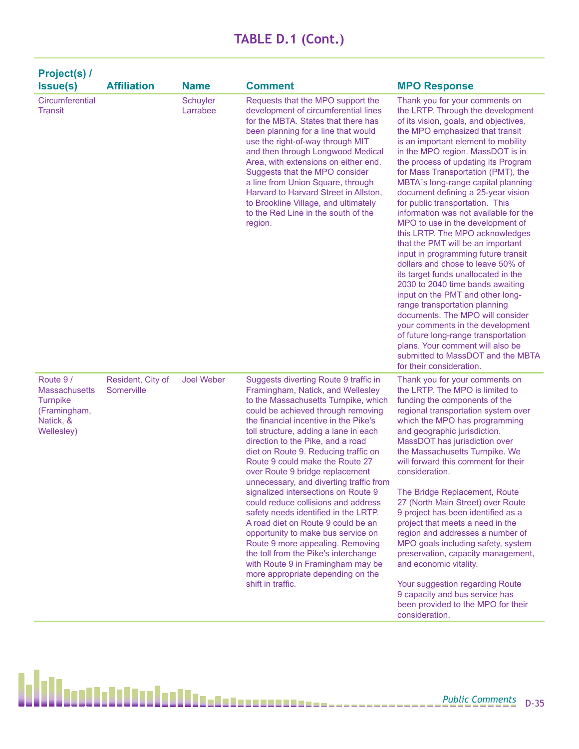## TABLE D.1 (Cont.)

| Project(s) / Issue(s) | Affiliation | Name | Comment | MPO Response |
|---|---|---|---|---|
| Circumferential Transit | | Schuyler Larrabee | Requests that the MPO support the development of circumferential lines for the MBTA. States that there has been planning for a line that would use the right-of-way through MIT and then through Longwood Medical Area, with extensions on either end. Suggests that the MPO consider a line from Union Square, through Harvard to Harvard Street in Allston, to Brookline Village, and ultimately to the Red Line in the south of the region. | Thank you for your comments on the LRTP. Through the development of its vision, goals, and objectives, the MPO emphasized that transit is an important element to mobility in the MPO region. MassDOT is in the process of updating its Program for Mass Transportation (PMT), the MBTA´s long-range capital planning document defining a 25-year vision for public transportation. This information was not available for the MPO to use in the development of this LRTP. The MPO acknowledges that the PMT will be an important input in programming future transit dollars and chose to leave 50% of its target funds unallocated in the 2030 to 2040 time bands awaiting input on the PMT and other long-range transportation planning documents. The MPO will consider your comments in the development of future long-range transportation plans. Your comment will also be submitted to MassDOT and the MBTA for their consideration. |
| Route 9 / Massachusetts Turnpike (Framingham, Natick, & Wellesley) | Resident, City of Somerville | Joel Weber | Suggests diverting Route 9 traffic in Framingham, Natick, and Wellesley to the Massachusetts Turnpike, which could be achieved through removing the financial incentive in the Pike's toll structure, adding a lane in each direction to the Pike, and a road diet on Route 9. Reducing traffic on Route 9 could make the Route 27 over Route 9 bridge replacement unnecessary, and diverting traffic from signalized intersections on Route 9 could reduce collisions and address safety needs identified in the LRTP. A road diet on Route 9 could be an opportunity to make bus service on Route 9 more appealing. Removing the toll from the Pike's interchange with Route 9 in Framingham may be more appropriate depending on the shift in traffic. | Thank you for your comments on the LRTP. The MPO is limited to funding the components of the regional transportation system over which the MPO has programming and geographic jurisdiction. MassDOT has jurisdiction over the Massachusetts Turnpike. We will forward this comment for their consideration.<br><br>The Bridge Replacement, Route 27 (North Main Street) over Route 9 project has been identified as a project that meets a need in the region and addresses a number of MPO goals including safety, system preservation, capacity management, and economic vitality.<br><br>Your suggestion regarding Route 9 capacity and bus service has been provided to the MPO for their consideration. |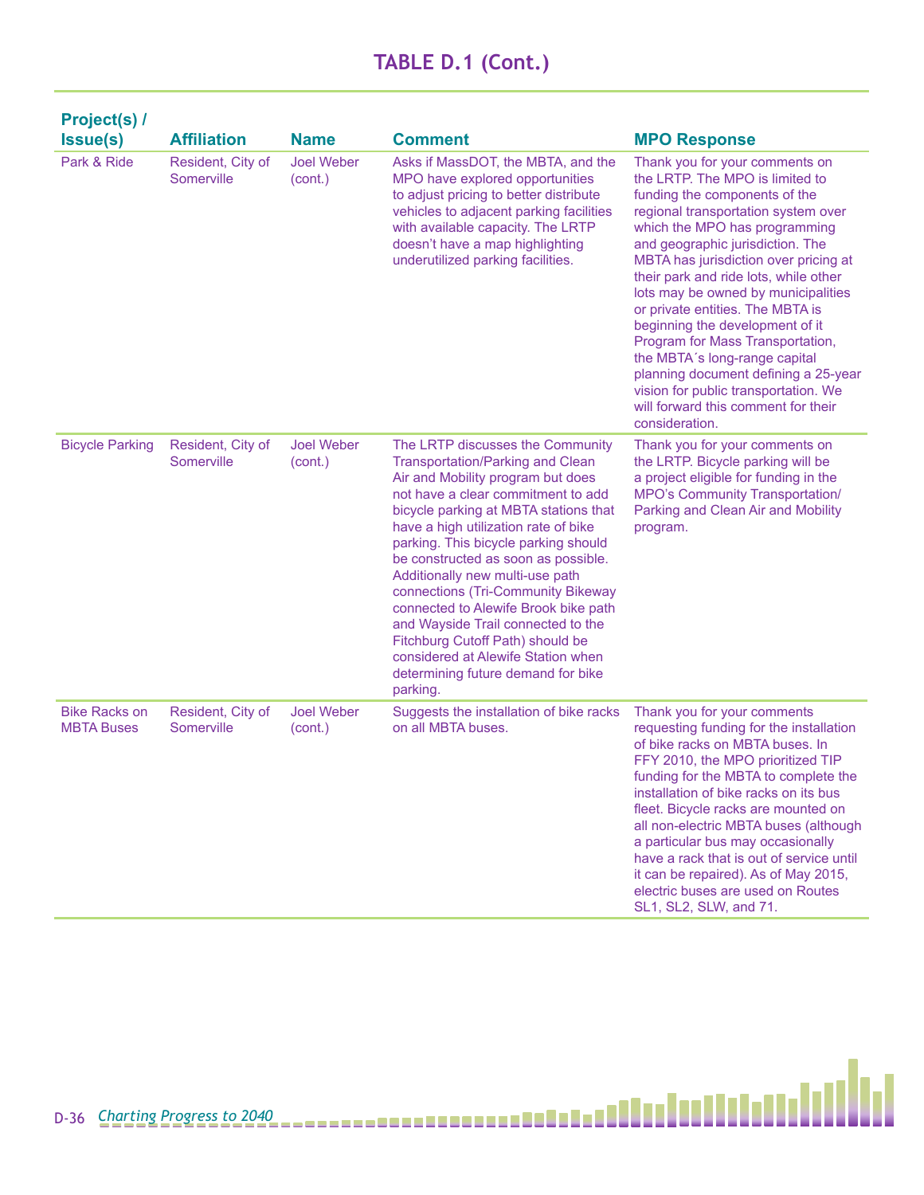# TABLE D.1 (Cont.)

| Project(s) / Issue(s) | Affiliation | Name | Comment | MPO Response |
|---|---|---|---|---|
| Park & Ride | Resident, City of Somerville | Joel Weber (cont.) | Asks if MassDOT, the MBTA, and the MPO have explored opportunities to adjust pricing to better distribute vehicles to adjacent parking facilities with available capacity. The LRTP doesn't have a map highlighting underutilized parking facilities. | Thank you for your comments on the LRTP. The MPO is limited to funding the components of the regional transportation system over which the MPO has programming and geographic jurisdiction. The MBTA has jurisdiction over pricing at their park and ride lots, while other lots may be owned by municipalities or private entities. The MBTA is beginning the development of it Program for Mass Transportation, the MBTA´s long-range capital planning document defining a 25-year vision for public transportation. We will forward this comment for their consideration. |
| Bicycle Parking | Resident, City of Somerville | Joel Weber (cont.) | The LRTP discusses the Community Transportation/Parking and Clean Air and Mobility program but does not have a clear commitment to add bicycle parking at MBTA stations that have a high utilization rate of bike parking. This bicycle parking should be constructed as soon as possible. Additionally new multi-use path connections (Tri-Community Bikeway connected to Alewife Brook bike path and Wayside Trail connected to the Fitchburg Cutoff Path) should be considered at Alewife Station when determining future demand for bike parking. | Thank you for your comments on the LRTP. Bicycle parking will be a project eligible for funding in the MPO's Community Transportation/ Parking and Clean Air and Mobility program. |
| Bike Racks on MBTA Buses | Resident, City of Somerville | Joel Weber (cont.) | Suggests the installation of bike racks on all MBTA buses. | Thank you for your comments requesting funding for the installation of bike racks on MBTA buses. In FFY 2010, the MPO prioritized TIP funding for the MBTA to complete the installation of bike racks on its bus fleet. Bicycle racks are mounted on all non-electric MBTA buses (although a particular bus may occasionally have a rack that is out of service until it can be repaired). As of May 2015, electric buses are used on Routes SL1, SL2, SLW, and 71. |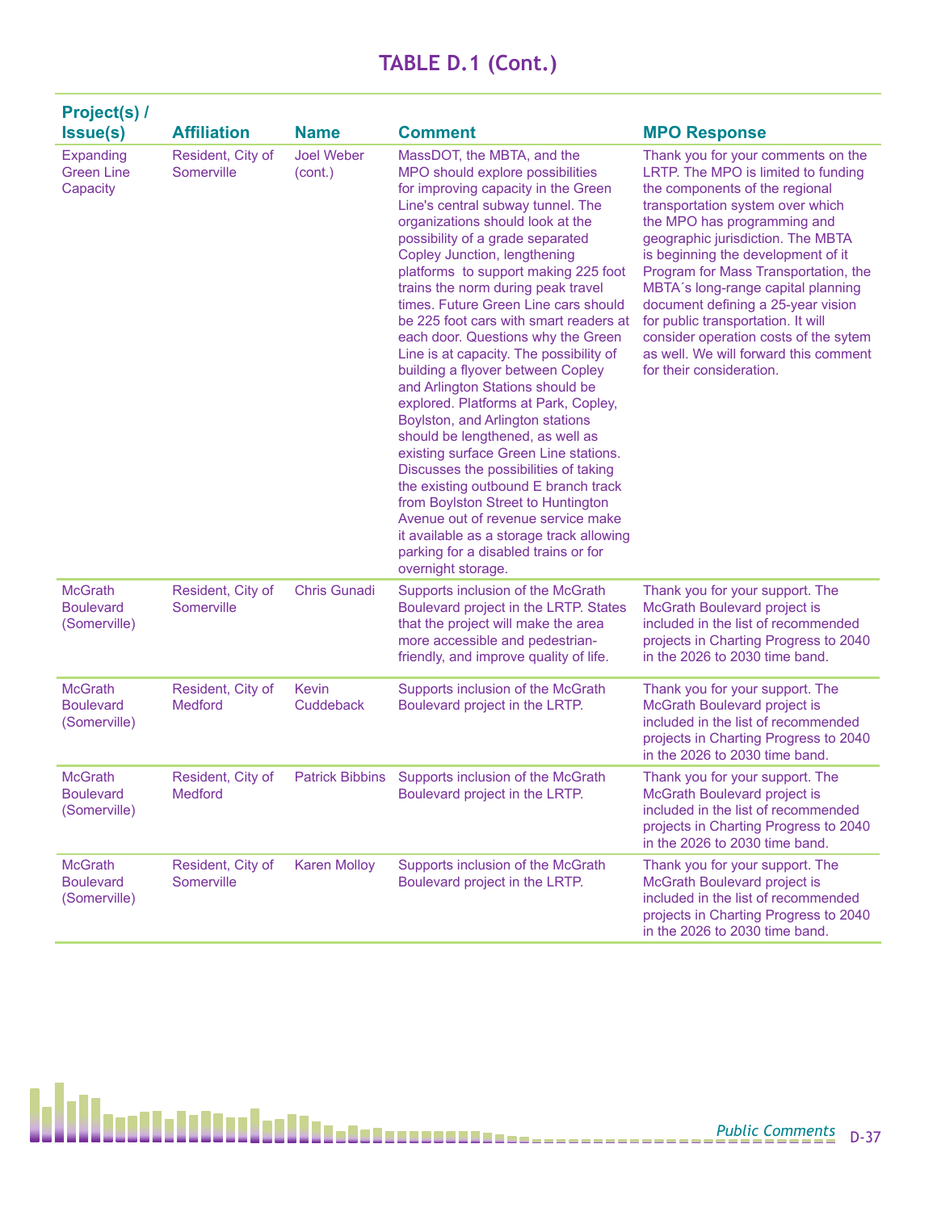## TABLE D.1 (Cont.)

| Project(s) / Issue(s) | Affiliation | Name | Comment | MPO Response |
|---|---|---|---|---|
| Expanding Green Line Capacity | Resident, City of Somerville | Joel Weber (cont.) | MassDOT, the MBTA, and the MPO should explore possibilities for improving capacity in the Green Line's central subway tunnel. The organizations should look at the possibility of a grade separated Copley Junction, lengthening platforms to support making 225 foot trains the norm during peak travel times. Future Green Line cars should be 225 foot cars with smart readers at each door. Questions why the Green Line is at capacity. The possibility of building a flyover between Copley and Arlington Stations should be explored. Platforms at Park, Copley, Boylston, and Arlington stations should be lengthened, as well as existing surface Green Line stations. Discusses the possibilities of taking the existing outbound E branch track from Boylston Street to Huntington Avenue out of revenue service make it available as a storage track allowing parking for a disabled trains or for overnight storage. | Thank you for your comments on the LRTP. The MPO is limited to funding the components of the regional transportation system over which the MPO has programming and geographic jurisdiction. The MBTA is beginning the development of it Program for Mass Transportation, the MBTA´s long-range capital planning document defining a 25-year vision for public transportation. It will consider operation costs of the sytem as well. We will forward this comment for their consideration. |
| McGrath Boulevard (Somerville) | Resident, City of Somerville | Chris Gunadi | Supports inclusion of the McGrath Boulevard project in the LRTP. States that the project will make the area more accessible and pedestrian-friendly, and improve quality of life. | Thank you for your support. The McGrath Boulevard project is included in the list of recommended projects in Charting Progress to 2040 in the 2026 to 2030 time band. |
| McGrath Boulevard (Somerville) | Resident, City of Medford | Kevin Cuddeback | Supports inclusion of the McGrath Boulevard project in the LRTP. | Thank you for your support. The McGrath Boulevard project is included in the list of recommended projects in Charting Progress to 2040 in the 2026 to 2030 time band. |
| McGrath Boulevard (Somerville) | Resident, City of Medford | Patrick Bibbins | Supports inclusion of the McGrath Boulevard project in the LRTP. | Thank you for your support. The McGrath Boulevard project is included in the list of recommended projects in Charting Progress to 2040 in the 2026 to 2030 time band. |
| McGrath Boulevard (Somerville) | Resident, City of Somerville | Karen Molloy | Supports inclusion of the McGrath Boulevard project in the LRTP. | Thank you for your support. The McGrath Boulevard project is included in the list of recommended projects in Charting Progress to 2040 in the 2026 to 2030 time band. |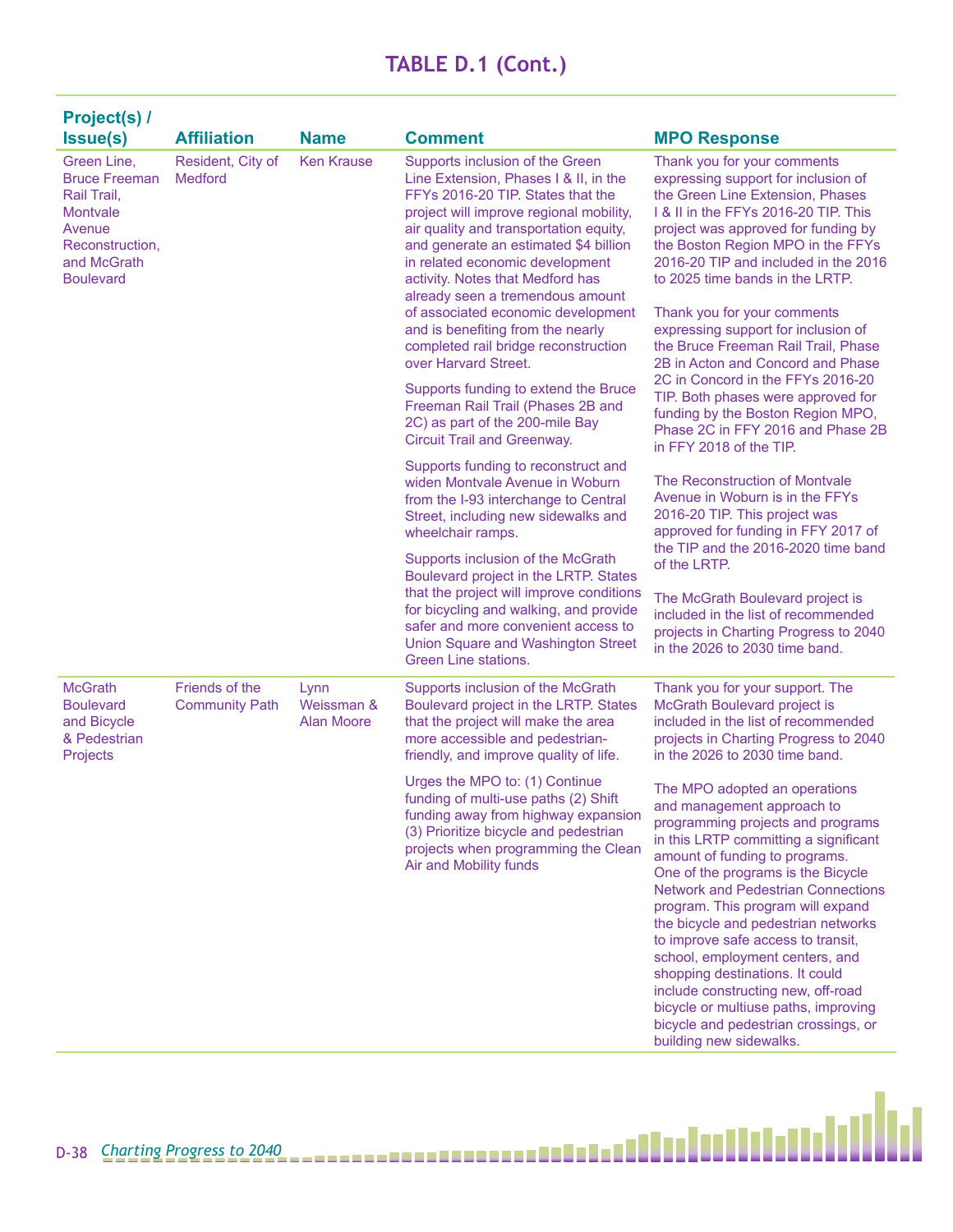# TABLE D.1 (Cont.)

| Project(s) / Issue(s) | Affiliation | Name | Comment | MPO Response |
|---|---|---|---|---|
| Green Line, Bruce Freeman Rail Trail, Montvale Avenue Reconstruction, and McGrath Boulevard | Resident, City of Medford | Ken Krause | Supports inclusion of the Green Line Extension, Phases I & II, in the FFYs 2016-20 TIP. States that the project will improve regional mobility, air quality and transportation equity, and generate an estimated $4 billion in related economic development activity. Notes that Medford has already seen a tremendous amount of associated economic development and is benefiting from the nearly completed rail bridge reconstruction over Harvard Street. | Thank you for your comments expressing support for inclusion of the Green Line Extension, Phases I & II in the FFYs 2016-20 TIP. This project was approved for funding by the Boston Region MPO in the FFYs 2016-20 TIP and included in the 2016 to 2025 time bands in the LRTP. |
| | | | Supports funding to extend the Bruce Freeman Rail Trail (Phases 2B and 2C) as part of the 200-mile Bay Circuit Trail and Greenway. | Thank you for your comments expressing support for inclusion of the Bruce Freeman Rail Trail, Phase 2B in Acton and Concord and Phase 2C in Concord in the FFYs 2016-20 TIP. Both phases were approved for funding by the Boston Region MPO, Phase 2C in FFY 2016 and Phase 2B in FFY 2018 of the TIP. |
| | | | Supports funding to reconstruct and widen Montvale Avenue in Woburn from the I-93 interchange to Central Street, including new sidewalks and wheelchair ramps. | The Reconstruction of Montvale Avenue in Woburn is in the FFYs 2016-20 TIP. This project was approved for funding in FFY 2017 of the TIP and the 2016-2020 time band of the LRTP. |
| | | | Supports inclusion of the McGrath Boulevard project in the LRTP. States that the project will improve conditions for bicycling and walking, and provide safer and more convenient access to Union Square and Washington Street Green Line stations. | The McGrath Boulevard project is included in the list of recommended projects in Charting Progress to 2040 in the 2026 to 2030 time band. |
| McGrath Boulevard and Bicycle & Pedestrian Projects | Friends of the Community Path | Lynn Weissman & Alan Moore | Supports inclusion of the McGrath Boulevard project in the LRTP. States that the project will make the area more accessible and pedestrian-friendly, and improve quality of life. | Thank you for your support. The McGrath Boulevard project is included in the list of recommended projects in Charting Progress to 2040 in the 2026 to 2030 time band. |
| | | | Urges the MPO to: (1) Continue funding of multi-use paths (2) Shift funding away from highway expansion (3) Prioritize bicycle and pedestrian projects when programming the Clean Air and Mobility funds | The MPO adopted an operations and management approach to programming projects and programs in this LRTP committing a significant amount of funding to programs. One of the programs is the Bicycle Network and Pedestrian Connections program. This program will expand the bicycle and pedestrian networks to improve safe access to transit, school, employment centers, and shopping destinations. It could include constructing new, off-road bicycle or multiuse paths, improving bicycle and pedestrian crossings, or building new sidewalks. |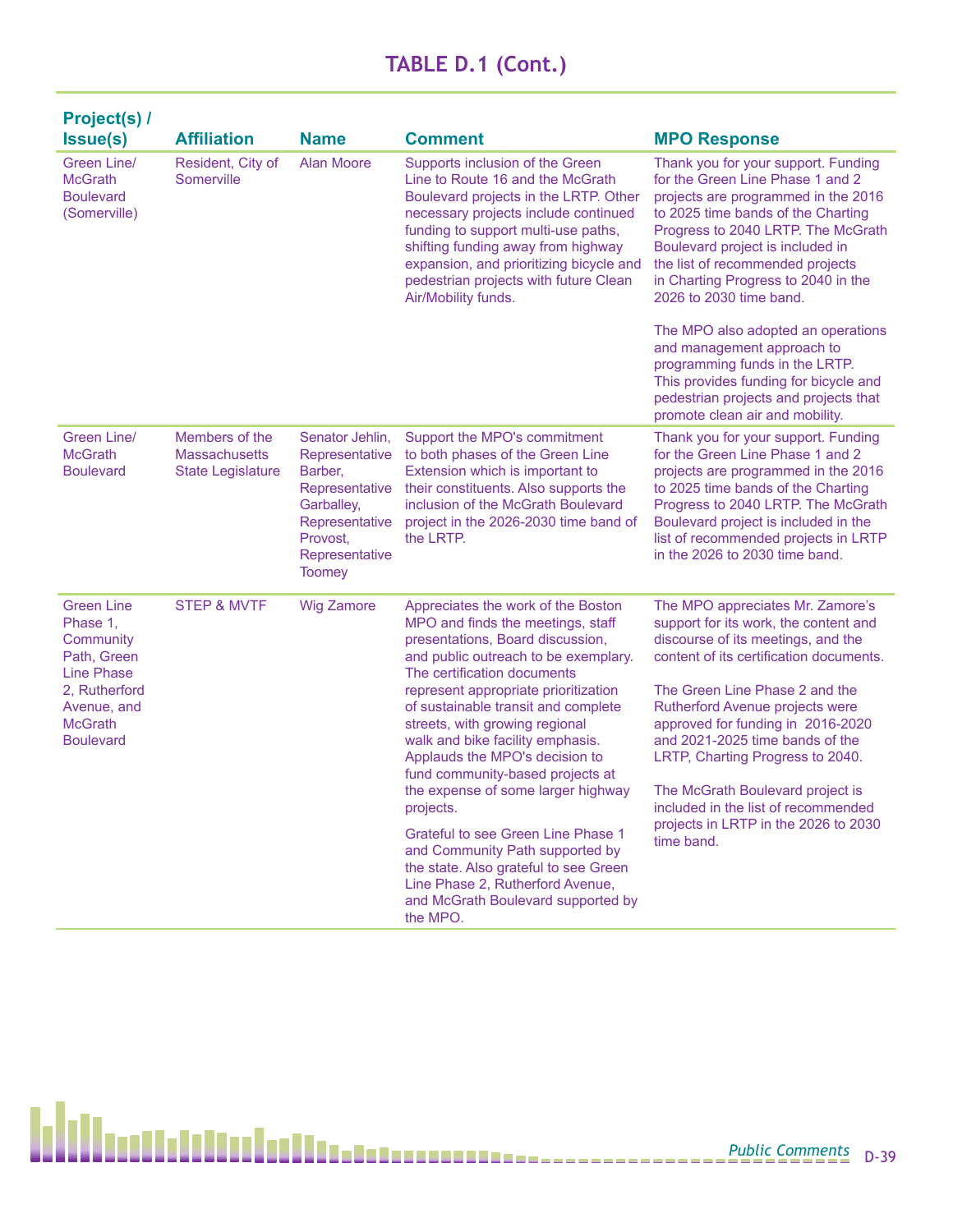## TABLE D.1 (Cont.)

| Project(s) / Issue(s) | Affiliation | Name | Comment | MPO Response |
|---|---|---|---|---|
| Green Line/ McGrath Boulevard (Somerville) | Resident, City of Somerville | Alan Moore | Supports inclusion of the Green Line to Route 16 and the McGrath Boulevard projects in the LRTP. Other necessary projects include continued funding to support multi-use paths, shifting funding away from highway expansion, and prioritizing bicycle and pedestrian projects with future Clean Air/Mobility funds. | Thank you for your support. Funding for the Green Line Phase 1 and 2 projects are programmed in the 2016 to 2025 time bands of the Charting Progress to 2040 LRTP. The McGrath Boulevard project is included in the list of recommended projects in Charting Progress to 2040 in the 2026 to 2030 time band.<br><br>The MPO also adopted an operations and management approach to programming funds in the LRTP. This provides funding for bicycle and pedestrian projects and projects that promote clean air and mobility. |
| Green Line/ McGrath Boulevard | Members of the Massachusetts State Legislature | Senator Jehlin, Representative Barber, Representative Garballey, Representative Provost, Representative Toomey | Support the MPO's commitment to both phases of the Green Line Extension which is important to their constituents. Also supports the inclusion of the McGrath Boulevard project in the 2026-2030 time band of the LRTP. | Thank you for your support. Funding for the Green Line Phase 1 and 2 projects are programmed in the 2016 to 2025 time bands of the Charting Progress to 2040 LRTP. The McGrath Boulevard project is included in the list of recommended projects in LRTP in the 2026 to 2030 time band. |
| Green Line Phase 1, Community Path, Green Line Phase 2, Rutherford Avenue, and McGrath Boulevard | STEP & MVTF | Wig Zamore | Appreciates the work of the Boston MPO and finds the meetings, staff presentations, Board discussion, and public outreach to be exemplary. The certification documents represent appropriate prioritization of sustainable transit and complete streets, with growing regional walk and bike facility emphasis. Applauds the MPO's decision to fund community-based projects at the expense of some larger highway projects.<br><br>Grateful to see Green Line Phase 1 and Community Path supported by the state. Also grateful to see Green Line Phase 2, Rutherford Avenue, and McGrath Boulevard supported by the MPO. | The MPO appreciates Mr. Zamore's support for its work, the content and discourse of its meetings, and the content of its certification documents.<br><br>The Green Line Phase 2 and the Rutherford Avenue projects were approved for funding in 2016-2020 and 2021-2025 time bands of the LRTP, Charting Progress to 2040.<br><br>The McGrath Boulevard project is included in the list of recommended projects in LRTP in the 2026 to 2030 time band. |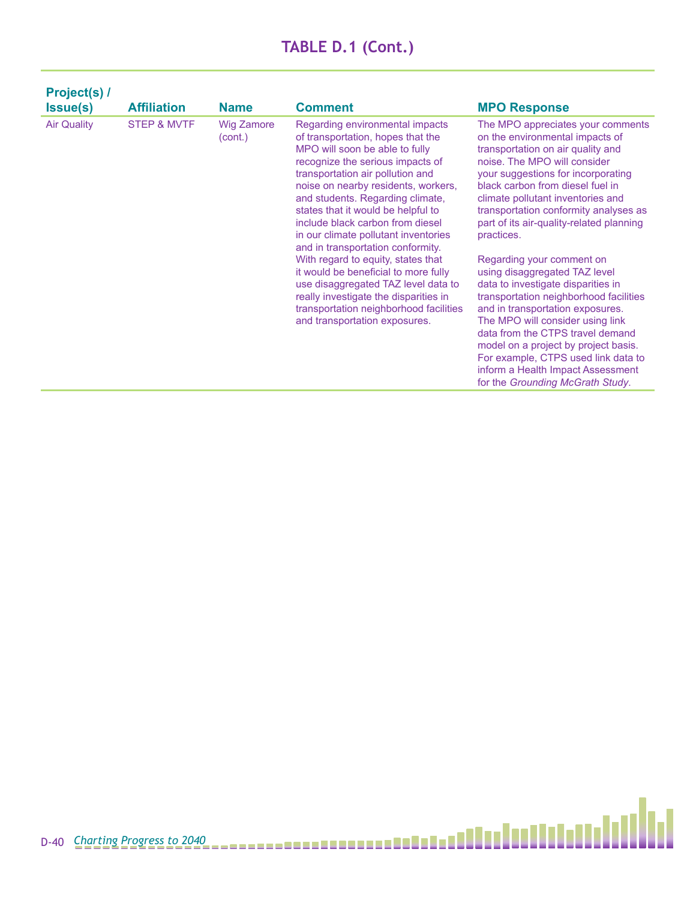## TABLE D.1 (Cont.)

| Project(s) / Issue(s) | Affiliation | Name | Comment | MPO Response |
|---|---|---|---|---|
| Air Quality | STEP & MVTF | Wig Zamore (cont.) | Regarding environmental impacts of transportation, hopes that the MPO will soon be able to fully recognize the serious impacts of transportation air pollution and noise on nearby residents, workers, and students. Regarding climate, states that it would be helpful to include black carbon from diesel in our climate pollutant inventories and in transportation conformity. With regard to equity, states that it would be beneficial to more fully use disaggregated TAZ level data to really investigate the disparities in transportation neighborhood facilities and transportation exposures. | The MPO appreciates your comments on the environmental impacts of transportation on air quality and noise. The MPO will consider your suggestions for incorporating black carbon from diesel fuel in climate pollutant inventories and transportation conformity analyses as part of its air-quality-related planning practices.<br><br>Regarding your comment on using disaggregated TAZ level data to investigate disparities in transportation neighborhood facilities and in transportation exposures. The MPO will consider using link data from the CTPS travel demand model on a project by project basis. For example, CTPS used link data to inform a Health Impact Assessment for the *Grounding McGrath Study*. |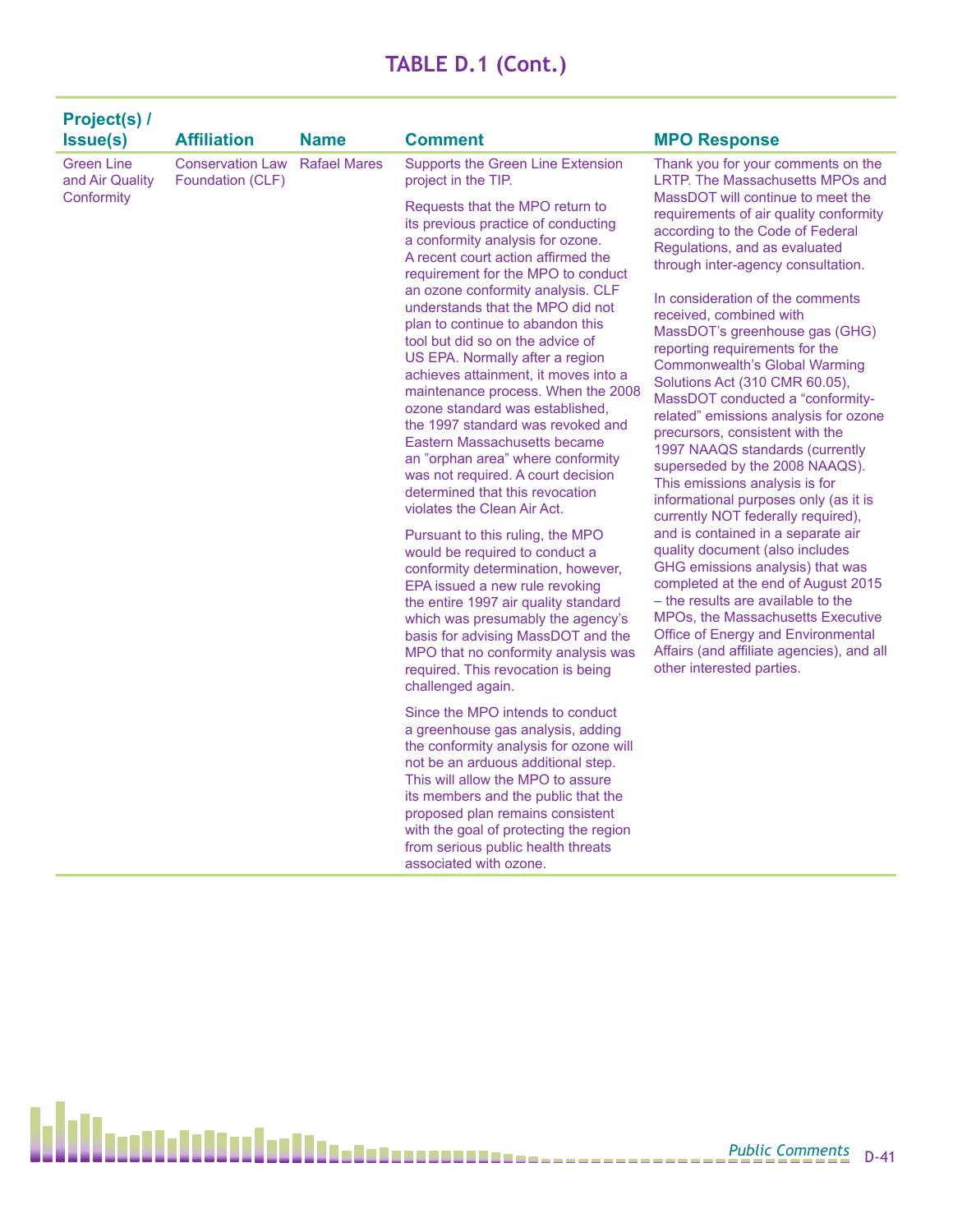## TABLE D.1 (Cont.)

| Project(s) / Issue(s) | Affiliation | Name | Comment | MPO Response |
|---|---|---|---|---|
| Green Line and Air Quality Conformity | Conservation Law Foundation (CLF) | Rafael Mares | Supports the Green Line Extension project in the TIP.<br><br>Requests that the MPO return to its previous practice of conducting a conformity analysis for ozone. A recent court action affirmed the requirement for the MPO to conduct an ozone conformity analysis. CLF understands that the MPO did not plan to continue to abandon this tool but did so on the advice of US EPA. Normally after a region achieves attainment, it moves into a maintenance process. When the 2008 ozone standard was established, the 1997 standard was revoked and Eastern Massachusetts became an "orphan area" where conformity was not required. A court decision determined that this revocation violates the Clean Air Act.<br><br>Pursuant to this ruling, the MPO would be required to conduct a conformity determination, however, EPA issued a new rule revoking the entire 1997 air quality standard which was presumably the agency's basis for advising MassDOT and the MPO that no conformity analysis was required. This revocation is being challenged again.<br><br>Since the MPO intends to conduct a greenhouse gas analysis, adding the conformity analysis for ozone will not be an arduous additional step. This will allow the MPO to assure its members and the public that the proposed plan remains consistent with the goal of protecting the region from serious public health threats associated with ozone. | Thank you for your comments on the LRTP. The Massachusetts MPOs and MassDOT will continue to meet the requirements of air quality conformity according to the Code of Federal Regulations, and as evaluated through inter-agency consultation.<br><br>In consideration of the comments received, combined with MassDOT's greenhouse gas (GHG) reporting requirements for the Commonwealth's Global Warming Solutions Act (310 CMR 60.05), MassDOT conducted a "conformity-related" emissions analysis for ozone precursors, consistent with the 1997 NAAQS standards (currently superseded by the 2008 NAAQS). This emissions analysis is for informational purposes only (as it is currently NOT federally required), and is contained in a separate air quality document (also includes GHG emissions analysis) that was completed at the end of August 2015 – the results are available to the MPOs, the Massachusetts Executive Office of Energy and Environmental Affairs (and affiliate agencies), and all other interested parties. |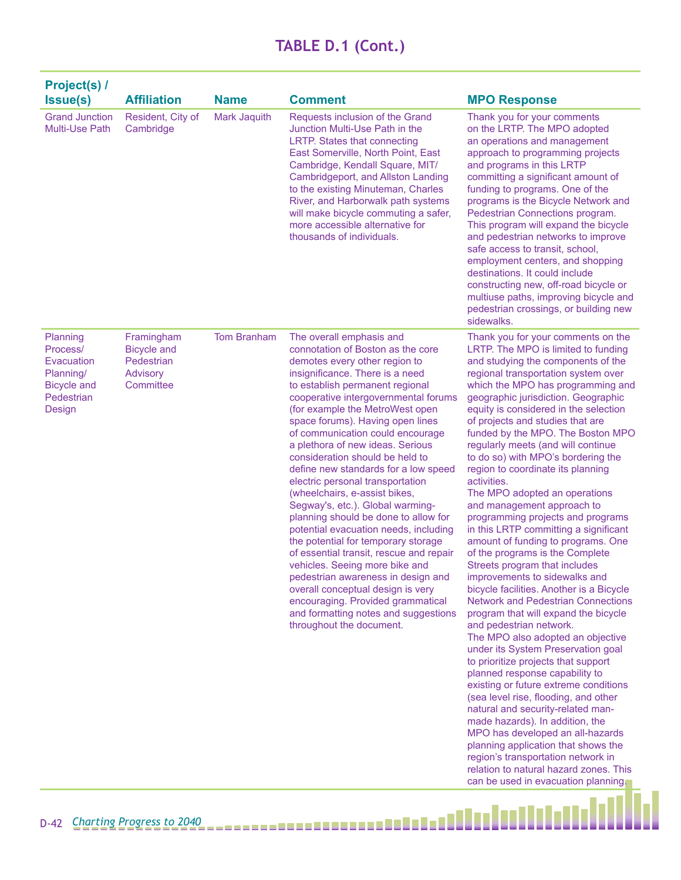# TABLE D.1 (Cont.)

| Project(s) / Issue(s) | Affiliation | Name | Comment | MPO Response |
|---|---|---|---|---|
| Grand Junction Multi-Use Path | Resident, City of Cambridge | Mark Jaquith | Requests inclusion of the Grand Junction Multi-Use Path in the LRTP. States that connecting East Somerville, North Point, East Cambridge, Kendall Square, MIT/ Cambridgeport, and Allston Landing to the existing Minuteman, Charles River, and Harborwalk path systems will make bicycle commuting a safer, more accessible alternative for thousands of individuals. | Thank you for your comments on the LRTP. The MPO adopted an operations and management approach to programming projects and programs in this LRTP committing a significant amount of funding to programs. One of the programs is the Bicycle Network and Pedestrian Connections program. This program will expand the bicycle and pedestrian networks to improve safe access to transit, school, employment centers, and shopping destinations. It could include constructing new, off-road bicycle or multiuse paths, improving bicycle and pedestrian crossings, or building new sidewalks. |
| Planning Process/ Evacuation Planning/ Bicycle and Pedestrian Design | Framingham Bicycle and Pedestrian Advisory Committee | Tom Branham | The overall emphasis and connotation of Boston as the core demotes every other region to insignificance. There is a need to establish permanent regional cooperative intergovernmental forums (for example the MetroWest open space forums). Having open lines of communication could encourage a plethora of new ideas. Serious consideration should be held to define new standards for a low speed electric personal transportation (wheelchairs, e-assist bikes, Segway's, etc.). Global warming-planning should be done to allow for potential evacuation needs, including the potential for temporary storage of essential transit, rescue and repair vehicles. Seeing more bike and pedestrian awareness in design and overall conceptual design is very encouraging. Provided grammatical and formatting notes and suggestions throughout the document. | Thank you for your comments on the LRTP. The MPO is limited to funding and studying the components of the regional transportation system over which the MPO has programming and geographic jurisdiction. Geographic equity is considered in the selection of projects and studies that are funded by the MPO. The Boston MPO regularly meets (and will continue to do so) with MPO's bordering the region to coordinate its planning activities.<br>The MPO adopted an operations and management approach to programming projects and programs in this LRTP committing a significant amount of funding to programs. One of the programs is the Complete Streets program that includes improvements to sidewalks and bicycle facilities. Another is a Bicycle Network and Pedestrian Connections program that will expand the bicycle and pedestrian network.<br>The MPO also adopted an objective under its System Preservation goal to prioritize projects that support planned response capability to existing or future extreme conditions (sea level rise, flooding, and other natural and security-related man-made hazards). In addition, the MPO has developed an all-hazards planning application that shows the region's transportation network in relation to natural hazard zones. This can be used in evacuation planning. |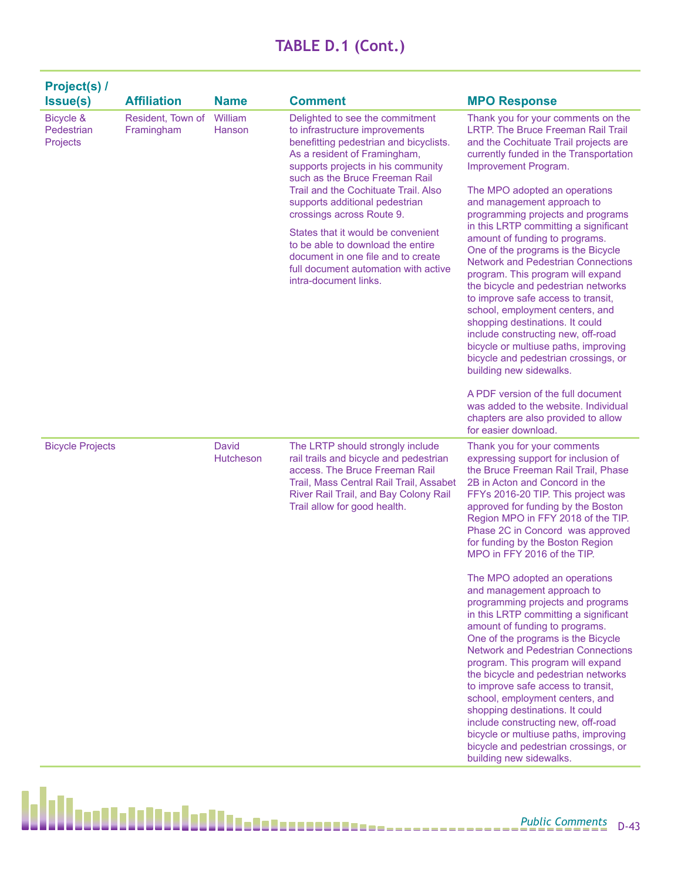# TABLE D.1 (Cont.)

| Project(s) / Issue(s) | Affiliation | Name | Comment | MPO Response |
|---|---|---|---|---|
| Bicycle & Pedestrian Projects | Resident, Town of Framingham | William Hanson | Delighted to see the commitment to infrastructure improvements benefitting pedestrian and bicyclists. As a resident of Framingham, supports projects in his community such as the Bruce Freeman Rail Trail and the Cochituate Trail. Also supports additional pedestrian crossings across Route 9.<br><br>States that it would be convenient to be able to download the entire document in one file and to create full document automation with active intra-document links. | Thank you for your comments on the LRTP. The Bruce Freeman Rail Trail and the Cochituate Trail projects are currently funded in the Transportation Improvement Program.<br><br>The MPO adopted an operations and management approach to programming projects and programs in this LRTP committing a significant amount of funding to programs. One of the programs is the Bicycle Network and Pedestrian Connections program. This program will expand the bicycle and pedestrian networks to improve safe access to transit, school, employment centers, and shopping destinations. It could include constructing new, off-road bicycle or multiuse paths, improving bicycle and pedestrian crossings, or building new sidewalks.<br><br>A PDF version of the full document was added to the website. Individual chapters are also provided to allow for easier download. |
| Bicycle Projects | | David Hutcheson | The LRTP should strongly include rail trails and bicycle and pedestrian access. The Bruce Freeman Rail Trail, Mass Central Rail Trail, Assabet River Rail Trail, and Bay Colony Rail Trail allow for good health. | Thank you for your comments expressing support for inclusion of the Bruce Freeman Rail Trail, Phase 2B in Acton and Concord in the FFYs 2016-20 TIP. This project was approved for funding by the Boston Region MPO in FFY 2018 of the TIP. Phase 2C in Concord was approved for funding by the Boston Region MPO in FFY 2016 of the TIP.<br><br>The MPO adopted an operations and management approach to programming projects and programs in this LRTP committing a significant amount of funding to programs. One of the programs is the Bicycle Network and Pedestrian Connections program. This program will expand the bicycle and pedestrian networks to improve safe access to transit, school, employment centers, and shopping destinations. It could include constructing new, off-road bicycle or multiuse paths, improving bicycle and pedestrian crossings, or building new sidewalks. |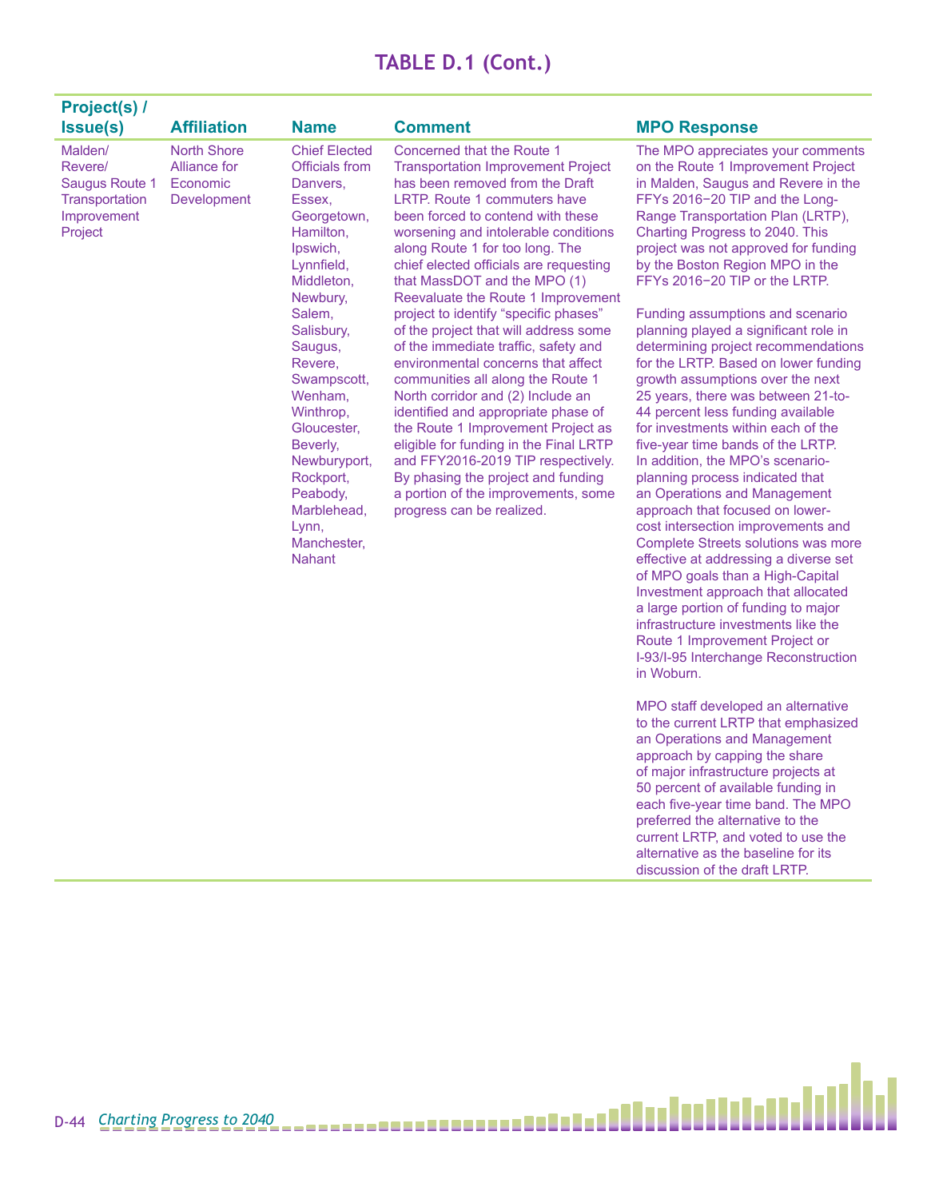## TABLE D.1 (Cont.)

| Project(s) / Issue(s) | Affiliation | Name | Comment | MPO Response |
|---|---|---|---|---|
| Malden/ Revere/ Saugus Route 1 Transportation Improvement Project | North Shore Alliance for Economic Development | Chief Elected Officials from Danvers, Essex, Georgetown, Hamilton, Ipswich, Lynnfield, Middleton, Newbury, Salem, Salisbury, Saugus, Revere, Swampscott, Wenham, Winthrop, Gloucester, Beverly, Newburyport, Rockport, Peabody, Marblehead, Lynn, Manchester, Nahant | Concerned that the Route 1 Transportation Improvement Project has been removed from the Draft LRTP. Route 1 commuters have been forced to contend with these worsening and intolerable conditions along Route 1 for too long. The chief elected officials are requesting that MassDOT and the MPO (1) Reevaluate the Route 1 Improvement project to identify "specific phases" of the project that will address some of the immediate traffic, safety and environmental concerns that affect communities all along the Route 1 North corridor and (2) Include an identified and appropriate phase of the Route 1 Improvement Project as eligible for funding in the Final LRTP and FFY2016-2019 TIP respectively. By phasing the project and funding a portion of the improvements, some progress can be realized. | The MPO appreciates your comments on the Route 1 Improvement Project in Malden, Saugus and Revere in the FFYs 2016−20 TIP and the Long-Range Transportation Plan (LRTP), Charting Progress to 2040. This project was not approved for funding by the Boston Region MPO in the FFYs 2016−20 TIP or the LRTP.<br><br>Funding assumptions and scenario planning played a significant role in determining project recommendations for the LRTP. Based on lower funding growth assumptions over the next 25 years, there was between 21-to-44 percent less funding available for investments within each of the five-year time bands of the LRTP. In addition, the MPO's scenario-planning process indicated that an Operations and Management approach that focused on lower-cost intersection improvements and Complete Streets solutions was more effective at addressing a diverse set of MPO goals than a High-Capital Investment approach that allocated a large portion of funding to major infrastructure investments like the Route 1 Improvement Project or I-93/I-95 Interchange Reconstruction in Woburn.<br><br>MPO staff developed an alternative to the current LRTP that emphasized an Operations and Management approach by capping the share of major infrastructure projects at 50 percent of available funding in each five-year time band. The MPO preferred the alternative to the current LRTP, and voted to use the alternative as the baseline for its discussion of the draft LRTP. |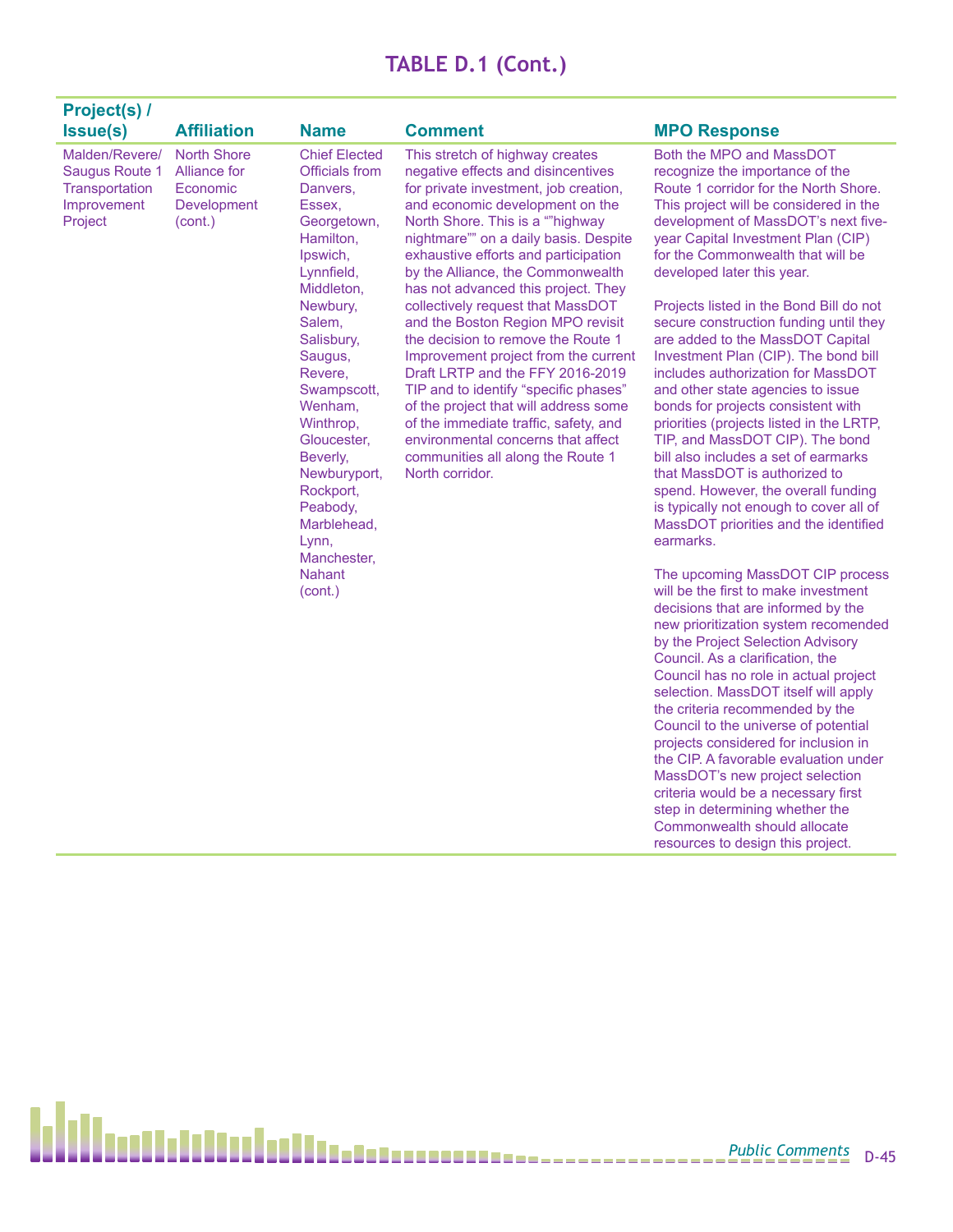# TABLE D.1 (Cont.)

| Project(s) / Issue(s) | Affiliation | Name | Comment | MPO Response |
|---|---|---|---|---|
| Malden/Revere/ Saugus Route 1 Transportation Improvement Project | North Shore Alliance for Economic Development (cont.) | Chief Elected Officials from Danvers, Essex, Georgetown, Hamilton, Ipswich, Lynnfield, Middleton, Newbury, Salem, Salisbury, Saugus, Revere, Swampscott, Wenham, Winthrop, Gloucester, Beverly, Newburyport, Rockport, Peabody, Marblehead, Lynn, Manchester, Nahant (cont.) | This stretch of highway creates negative effects and disincentives for private investment, job creation, and economic development on the North Shore. This is a “"highway nightmare"” on a daily basis. Despite exhaustive efforts and participation by the Alliance, the Commonwealth has not advanced this project. They collectively request that MassDOT and the Boston Region MPO revisit the decision to remove the Route 1 Improvement project from the current Draft LRTP and the FFY 2016-2019 TIP and to identify “specific phases” of the project that will address some of the immediate traffic, safety, and environmental concerns that affect communities all along the Route 1 North corridor. | Both the MPO and MassDOT recognize the importance of the Route 1 corridor for the North Shore. This project will be considered in the development of MassDOT’s next five-year Capital Investment Plan (CIP) for the Commonwealth that will be developed later this year.<br><br>Projects listed in the Bond Bill do not secure construction funding until they are added to the MassDOT Capital Investment Plan (CIP). The bond bill includes authorization for MassDOT and other state agencies to issue bonds for projects consistent with priorities (projects listed in the LRTP, TIP, and MassDOT CIP). The bond bill also includes a set of earmarks that MassDOT is authorized to spend. However, the overall funding is typically not enough to cover all of MassDOT priorities and the identified earmarks.<br><br>The upcoming MassDOT CIP process will be the first to make investment decisions that are informed by the new prioritization system recomended by the Project Selection Advisory Council. As a clarification, the Council has no role in actual project selection. MassDOT itself will apply the criteria recommended by the Council to the universe of potential projects considered for inclusion in the CIP. A favorable evaluation under MassDOT’s new project selection criteria would be a necessary first step in determining whether the Commonwealth should allocate resources to design this project. |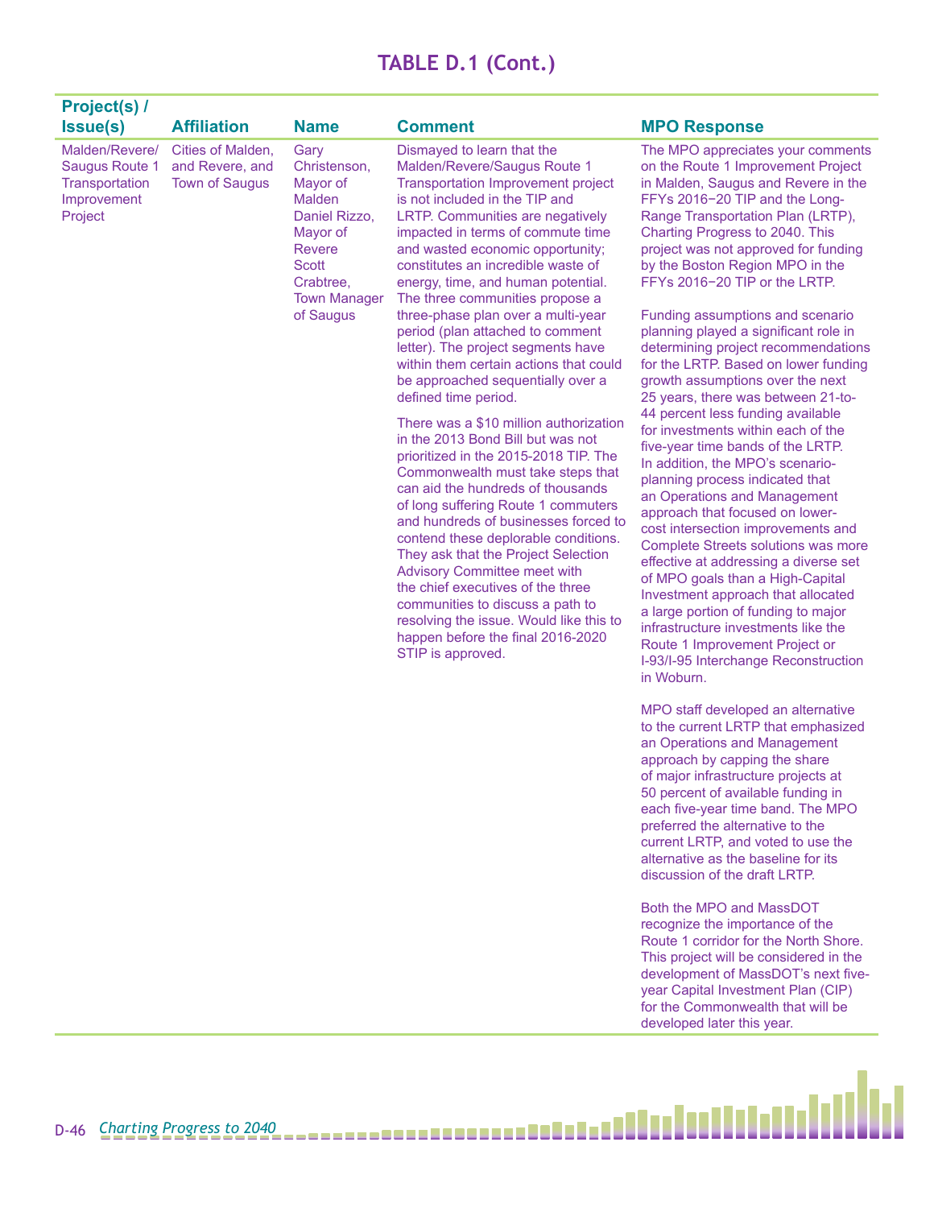## TABLE D.1 (Cont.)

| Project(s) / Issue(s) | Affiliation | Name | Comment | MPO Response |
|---|---|---|---|---|
| Malden/Revere/ Saugus Route 1 Transportation Improvement Project | Cities of Malden, and Revere, and Town of Saugus | Gary Christenson, Mayor of Malden<br>Daniel Rizzo, Mayor of Revere<br>Scott Crabtree, Town Manager of Saugus | Dismayed to learn that the Malden/Revere/Saugus Route 1 Transportation Improvement project is not included in the TIP and LRTP. Communities are negatively impacted in terms of commute time and wasted economic opportunity; constitutes an incredible waste of energy, time, and human potential. The three communities propose a three-phase plan over a multi-year period (plan attached to comment letter). The project segments have within them certain actions that could be approached sequentially over a defined time period.<br><br>There was a $10 million authorization in the 2013 Bond Bill but was not prioritized in the 2015-2018 TIP. The Commonwealth must take steps that can aid the hundreds of thousands of long suffering Route 1 commuters and hundreds of businesses forced to contend these deplorable conditions. They ask that the Project Selection Advisory Committee meet with the chief executives of the three communities to discuss a path to resolving the issue. Would like this to happen before the final 2016-2020 STIP is approved. | The MPO appreciates your comments on the Route 1 Improvement Project in Malden, Saugus and Revere in the FFYs 2016−20 TIP and the Long-Range Transportation Plan (LRTP), Charting Progress to 2040. This project was not approved for funding by the Boston Region MPO in the FFYs 2016−20 TIP or the LRTP.<br><br>Funding assumptions and scenario planning played a significant role in determining project recommendations for the LRTP. Based on lower funding growth assumptions over the next 25 years, there was between 21-to-44 percent less funding available for investments within each of the five-year time bands of the LRTP. In addition, the MPO's scenario-planning process indicated that an Operations and Management approach that focused on lower-cost intersection improvements and Complete Streets solutions was more effective at addressing a diverse set of MPO goals than a High-Capital Investment approach that allocated a large portion of funding to major infrastructure investments like the Route 1 Improvement Project or I-93/I-95 Interchange Reconstruction in Woburn.<br><br>MPO staff developed an alternative to the current LRTP that emphasized an Operations and Management approach by capping the share of major infrastructure projects at 50 percent of available funding in each five-year time band. The MPO preferred the alternative to the current LRTP, and voted to use the alternative as the baseline for its discussion of the draft LRTP.<br><br>Both the MPO and MassDOT recognize the importance of the Route 1 corridor for the North Shore. This project will be considered in the development of MassDOT's next five-year Capital Investment Plan (CIP) for the Commonwealth that will be developed later this year. |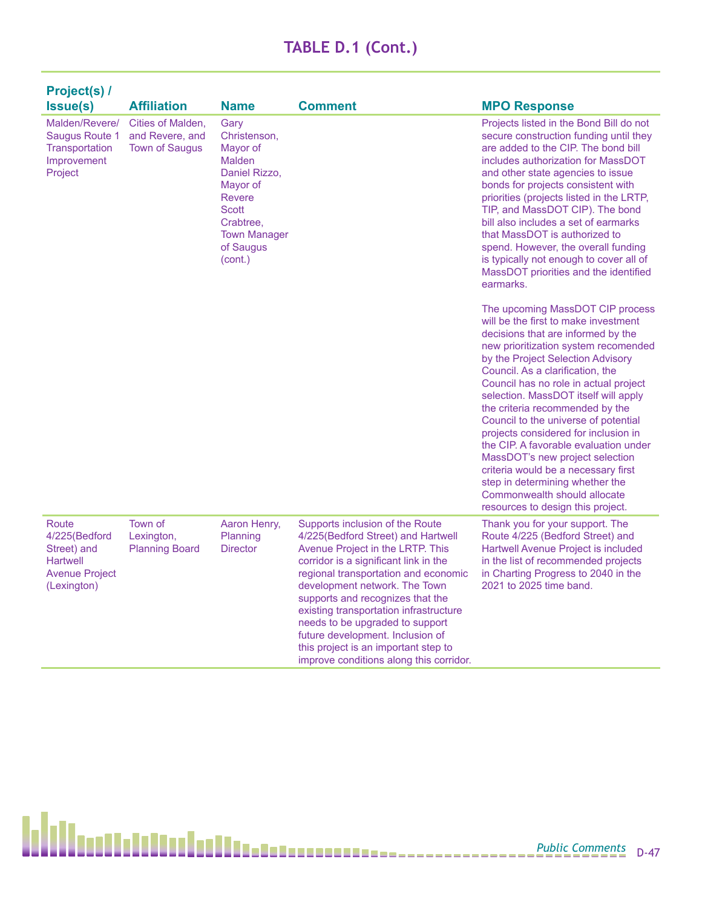# TABLE D.1 (Cont.)

| Project(s) / Issue(s) | Affiliation | Name | Comment | MPO Response |
|---|---|---|---|---|
| Malden/Revere/ Saugus Route 1 Transportation Improvement Project | Cities of Malden, and Revere, and Town of Saugus | Gary Christenson, Mayor of Malden Daniel Rizzo, Mayor of Revere Scott Crabtree, Town Manager of Saugus (cont.) | | Projects listed in the Bond Bill do not secure construction funding until they are added to the CIP. The bond bill includes authorization for MassDOT and other state agencies to issue bonds for projects consistent with priorities (projects listed in the LRTP, TIP, and MassDOT CIP). The bond bill also includes a set of earmarks that MassDOT is authorized to spend. However, the overall funding is typically not enough to cover all of MassDOT priorities and the identified earmarks.<br><br>The upcoming MassDOT CIP process will be the first to make investment decisions that are informed by the new prioritization system recomended by the Project Selection Advisory Council. As a clarification, the Council has no role in actual project selection. MassDOT itself will apply the criteria recommended by the Council to the universe of potential projects considered for inclusion in the CIP. A favorable evaluation under MassDOT's new project selection criteria would be a necessary first step in determining whether the Commonwealth should allocate resources to design this project. |
| Route 4/225(Bedford Street) and Hartwell Avenue Project (Lexington) | Town of Lexington, Planning Board | Aaron Henry, Planning Director | Supports inclusion of the Route 4/225(Bedford Street) and Hartwell Avenue Project in the LRTP. This corridor is a significant link in the regional transportation and economic development network. The Town supports and recognizes that the existing transportation infrastructure needs to be upgraded to support future development. Inclusion of this project is an important step to improve conditions along this corridor. | Thank you for your support. The Route 4/225 (Bedford Street) and Hartwell Avenue Project is included in the list of recommended projects in Charting Progress to 2040 in the 2021 to 2025 time band. |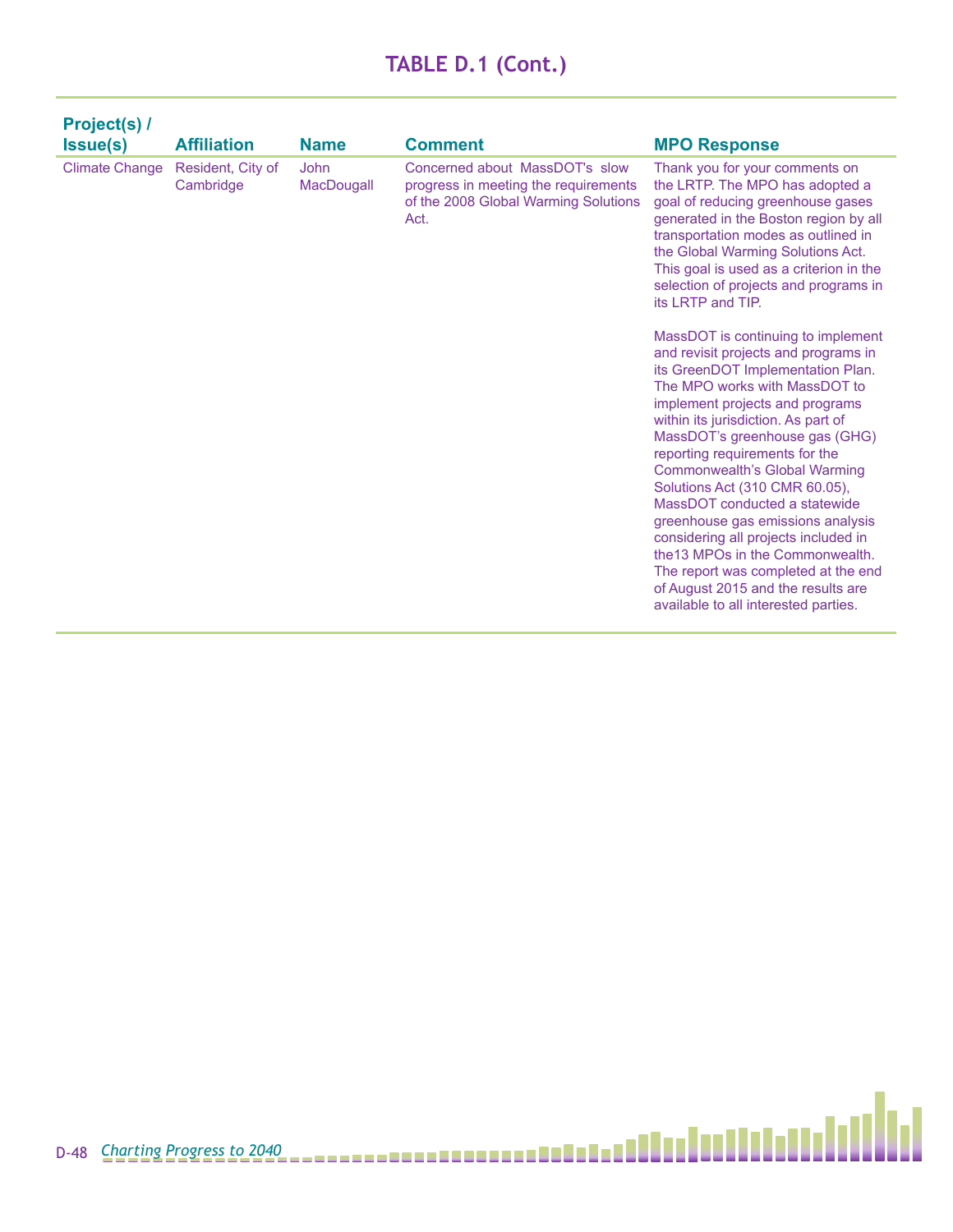# TABLE D.1 (Cont.)

| Project(s) / Issue(s) | Affiliation | Name | Comment | MPO Response |
|---|---|---|---|---|
| Climate Change | Resident, City of Cambridge | John MacDougall | Concerned about MassDOT's slow progress in meeting the requirements of the 2008 Global Warming Solutions Act. | Thank you for your comments on the LRTP. The MPO has adopted a goal of reducing greenhouse gases generated in the Boston region by all transportation modes as outlined in the Global Warming Solutions Act. This goal is used as a criterion in the selection of projects and programs in its LRTP and TIP.<br><br>MassDOT is continuing to implement and revisit projects and programs in its GreenDOT Implementation Plan. The MPO works with MassDOT to implement projects and programs within its jurisdiction. As part of MassDOT's greenhouse gas (GHG) reporting requirements for the Commonwealth's Global Warming Solutions Act (310 CMR 60.05), MassDOT conducted a statewide greenhouse gas emissions analysis considering all projects included in the13 MPOs in the Commonwealth. The report was completed at the end of August 2015 and the results are available to all interested parties. |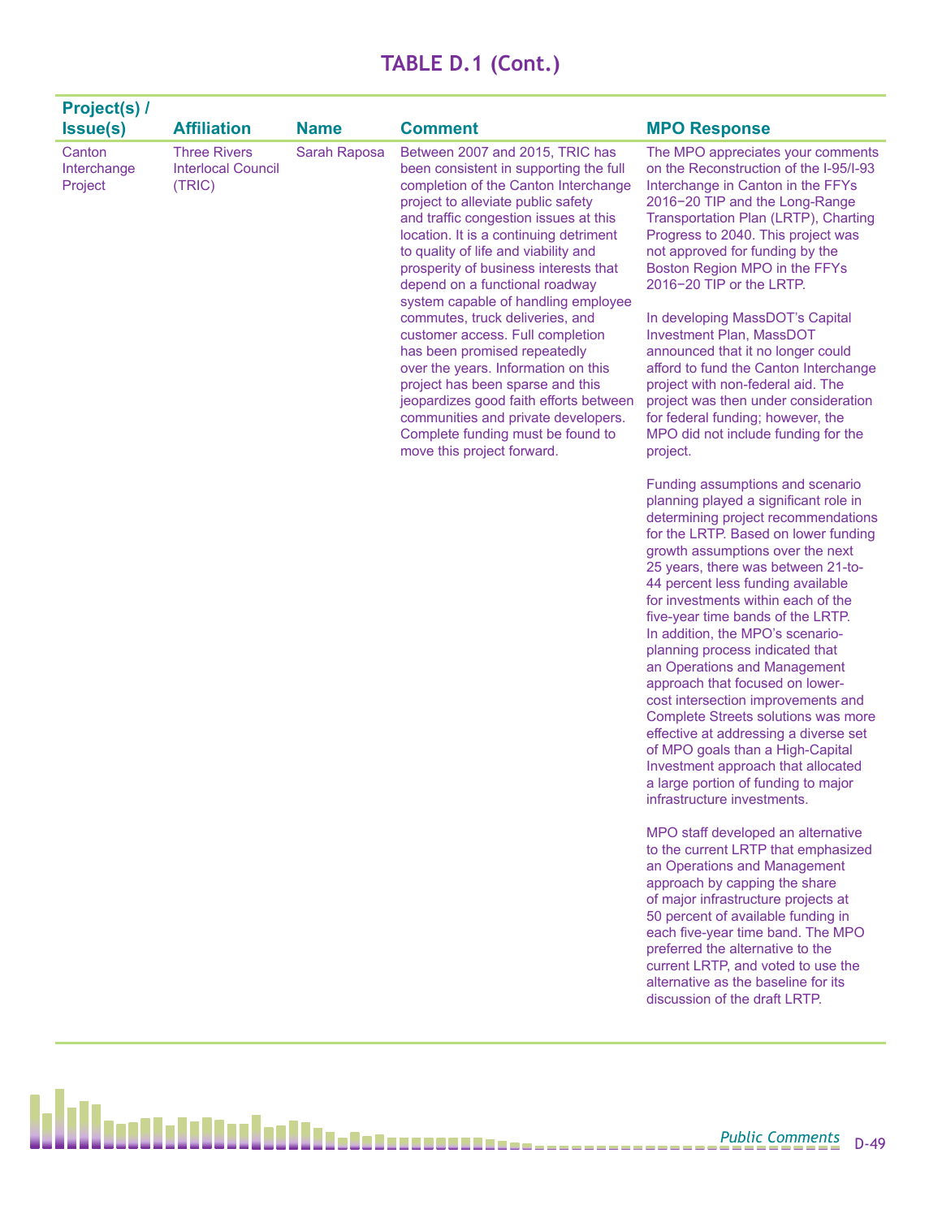## TABLE D.1 (Cont.)

| Project(s) / Issue(s) | Affiliation | Name | Comment | MPO Response |
|---|---|---|---|---|
| Canton Interchange Project | Three Rivers Interlocal Council (TRIC) | Sarah Raposa | Between 2007 and 2015, TRIC has been consistent in supporting the full completion of the Canton Interchange project to alleviate public safety and traffic congestion issues at this location. It is a continuing detriment to quality of life and viability and prosperity of business interests that depend on a functional roadway system capable of handling employee commutes, truck deliveries, and customer access. Full completion has been promised repeatedly over the years. Information on this project has been sparse and this jeopardizes good faith efforts between communities and private developers. Complete funding must be found to move this project forward. | The MPO appreciates your comments on the Reconstruction of the I-95/I-93 Interchange in Canton in the FFYs 2016−20 TIP and the Long-Range Transportation Plan (LRTP), Charting Progress to 2040. This project was not approved for funding by the Boston Region MPO in the FFYs 2016−20 TIP or the LRTP.<br><br>In developing MassDOT's Capital Investment Plan, MassDOT announced that it no longer could afford to fund the Canton Interchange project with non-federal aid. The project was then under consideration for federal funding; however, the MPO did not include funding for the project.<br><br>Funding assumptions and scenario planning played a significant role in determining project recommendations for the LRTP. Based on lower funding growth assumptions over the next 25 years, there was between 21-to-44 percent less funding available for investments within each of the five-year time bands of the LRTP. In addition, the MPO's scenario-planning process indicated that an Operations and Management approach that focused on lower-cost intersection improvements and Complete Streets solutions was more effective at addressing a diverse set of MPO goals than a High-Capital Investment approach that allocated a large portion of funding to major infrastructure investments.<br><br>MPO staff developed an alternative to the current LRTP that emphasized an Operations and Management approach by capping the share of major infrastructure projects at 50 percent of available funding in each five-year time band. The MPO preferred the alternative to the current LRTP, and voted to use the alternative as the baseline for its discussion of the draft LRTP. |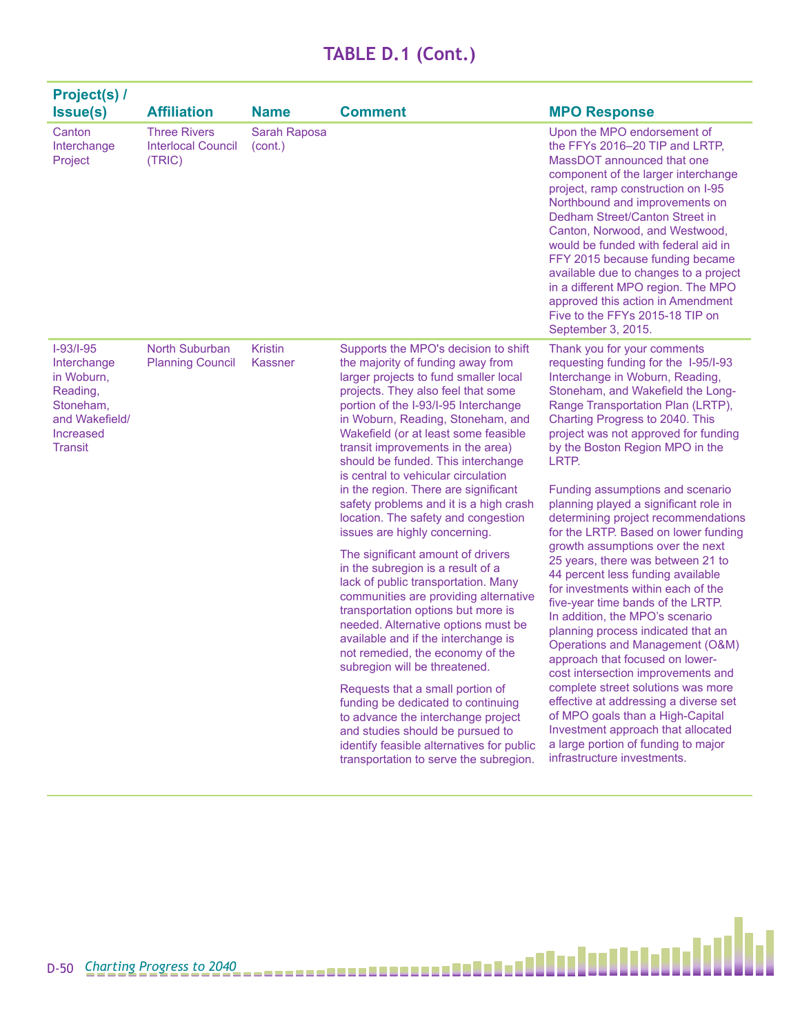# TABLE D.1 (Cont.)

| Project(s) / Issue(s) | Affiliation | Name | Comment | MPO Response |
|---|---|---|---|---|
| Canton Interchange Project | Three Rivers Interlocal Council (TRIC) | Sarah Raposa (cont.) | | Upon the MPO endorsement of the FFYs 2016–20 TIP and LRTP, MassDOT announced that one component of the larger interchange project, ramp construction on I-95 Northbound and improvements on Dedham Street/Canton Street in Canton, Norwood, and Westwood, would be funded with federal aid in FFY 2015 because funding became available due to changes to a project in a different MPO region. The MPO approved this action in Amendment Five to the FFYs 2015-18 TIP on September 3, 2015. |
| I-93/I-95 Interchange in Woburn, Reading, Stoneham, and Wakefield/ Increased Transit | North Suburban Planning Council | Kristin Kassner | Supports the MPO's decision to shift the majority of funding away from larger projects to fund smaller local projects. They also feel that some portion of the I-93/I-95 Interchange in Woburn, Reading, Stoneham, and Wakefield (or at least some feasible transit improvements in the area) should be funded. This interchange is central to vehicular circulation in the region. There are significant safety problems and it is a high crash location. The safety and congestion issues are highly concerning.<br><br>The significant amount of drivers in the subregion is a result of a lack of public transportation. Many communities are providing alternative transportation options but more is needed. Alternative options must be available and if the interchange is not remedied, the economy of the subregion will be threatened.<br><br>Requests that a small portion of funding be dedicated to continuing to advance the interchange project and studies should be pursued to identify feasible alternatives for public transportation to serve the subregion. | Thank you for your comments requesting funding for the I-95/I-93 Interchange in Woburn, Reading, Stoneham, and Wakefield the Long-Range Transportation Plan (LRTP), Charting Progress to 2040. This project was not approved for funding by the Boston Region MPO in the LRTP.<br><br>Funding assumptions and scenario planning played a significant role in determining project recommendations for the LRTP. Based on lower funding growth assumptions over the next 25 years, there was between 21 to 44 percent less funding available for investments within each of the five-year time bands of the LRTP. In addition, the MPO's scenario planning process indicated that an Operations and Management (O&M) approach that focused on lower-cost intersection improvements and complete street solutions was more effective at addressing a diverse set of MPO goals than a High-Capital Investment approach that allocated a large portion of funding to major infrastructure investments. |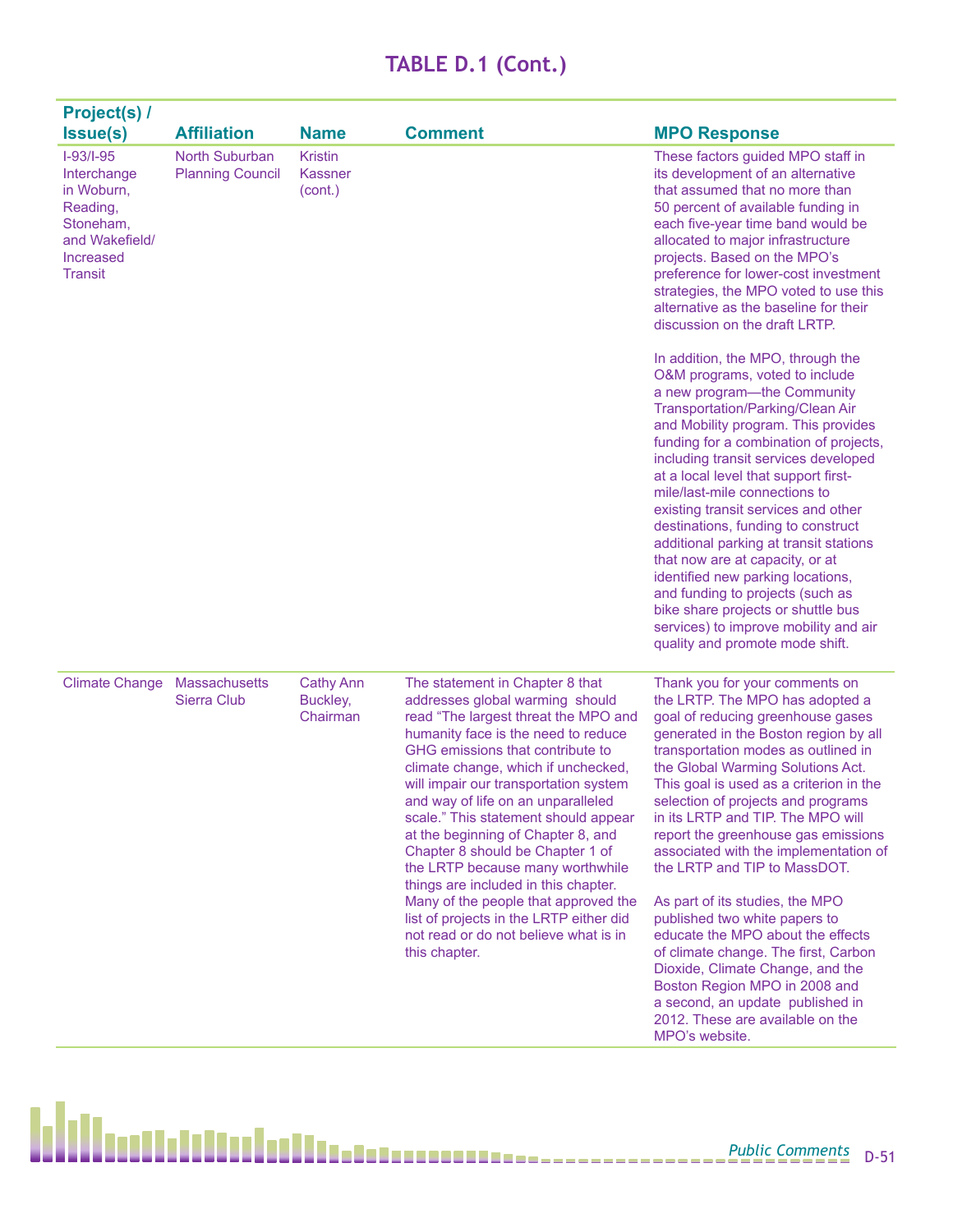# TABLE D.1 (Cont.)

| Project(s) / Issue(s) | Affiliation | Name | Comment | MPO Response |
|---|---|---|---|---|
| I-93/I-95 Interchange in Woburn, Reading, Stoneham, and Wakefield/ Increased Transit | North Suburban Planning Council | Kristin Kassner (cont.) | | These factors guided MPO staff in its development of an alternative that assumed that no more than 50 percent of available funding in each five-year time band would be allocated to major infrastructure projects. Based on the MPO's preference for lower-cost investment strategies, the MPO voted to use this alternative as the baseline for their discussion on the draft LRTP.<br><br>In addition, the MPO, through the O&M programs, voted to include a new program—the Community Transportation/Parking/Clean Air and Mobility program. This provides funding for a combination of projects, including transit services developed at a local level that support first-mile/last-mile connections to existing transit services and other destinations, funding to construct additional parking at transit stations that now are at capacity, or at identified new parking locations, and funding to projects (such as bike share projects or shuttle bus services) to improve mobility and air quality and promote mode shift. |
| Climate Change | Massachusetts Sierra Club | Cathy Ann Buckley, Chairman | The statement in Chapter 8 that addresses global warming should read "The largest threat the MPO and humanity face is the need to reduce GHG emissions that contribute to climate change, which if unchecked, will impair our transportation system and way of life on an unparalleled scale." This statement should appear at the beginning of Chapter 8, and Chapter 8 should be Chapter 1 of the LRTP because many worthwhile things are included in this chapter. Many of the people that approved the list of projects in the LRTP either did not read or do not believe what is in this chapter. | Thank you for your comments on the LRTP. The MPO has adopted a goal of reducing greenhouse gases generated in the Boston region by all transportation modes as outlined in the Global Warming Solutions Act. This goal is used as a criterion in the selection of projects and programs in its LRTP and TIP. The MPO will report the greenhouse gas emissions associated with the implementation of the LRTP and TIP to MassDOT.<br><br>As part of its studies, the MPO published two white papers to educate the MPO about the effects of climate change. The first, Carbon Dioxide, Climate Change, and the Boston Region MPO in 2008 and a second, an update published in 2012. These are available on the MPO's website. |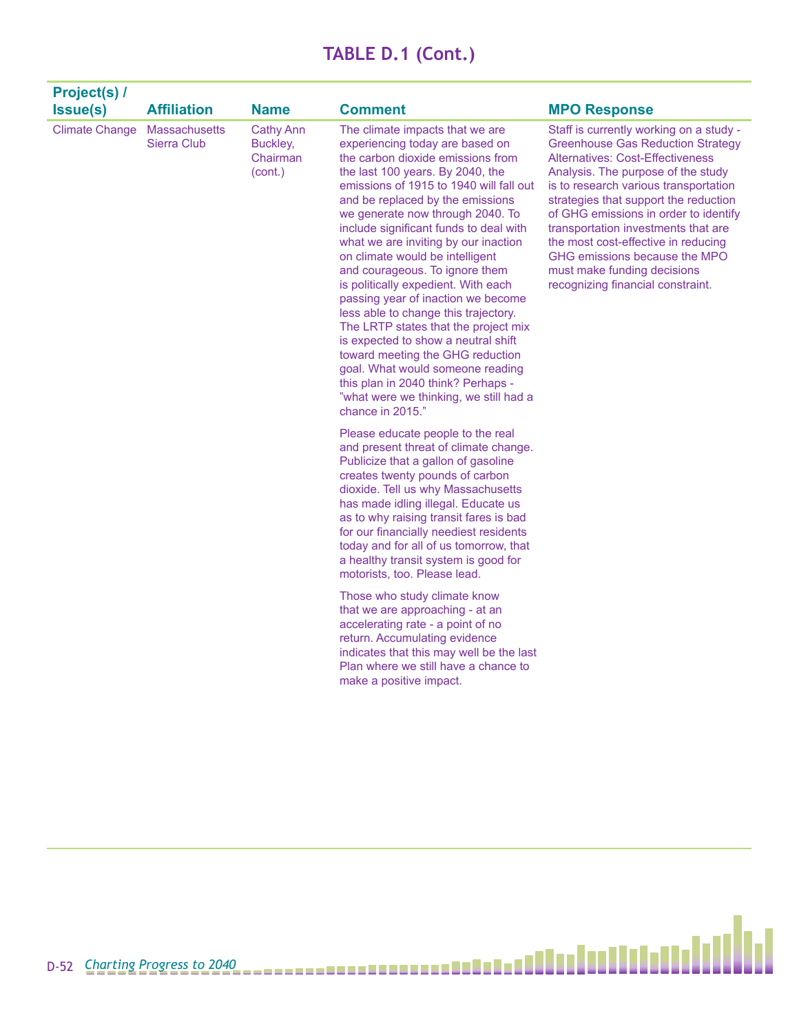## TABLE D.1 (Cont.)

| Project(s) / Issue(s) | Affiliation | Name | Comment | MPO Response |
|---|---|---|---|---|
| Climate Change | Massachusetts Sierra Club | Cathy Ann Buckley, Chairman (cont.) | The climate impacts that we are experiencing today are based on the carbon dioxide emissions from the last 100 years. By 2040, the emissions of 1915 to 1940 will fall out and be replaced by the emissions we generate now through 2040. To include significant funds to deal with what we are inviting by our inaction on climate would be intelligent and courageous. To ignore them is politically expedient. With each passing year of inaction we become less able to change this trajectory. The LRTP states that the project mix is expected to show a neutral shift toward meeting the GHG reduction goal. What would someone reading this plan in 2040 think? Perhaps - "what were we thinking, we still had a chance in 2015." <br><br> Please educate people to the real and present threat of climate change. Publicize that a gallon of gasoline creates twenty pounds of carbon dioxide. Tell us why Massachusetts has made idling illegal. Educate us as to why raising transit fares is bad for our financially neediest residents today and for all of us tomorrow, that a healthy transit system is good for motorists, too. Please lead. <br><br> Those who study climate know that we are approaching - at an accelerating rate - a point of no return. Accumulating evidence indicates that this may well be the last Plan where we still have a chance to make a positive impact. | Staff is currently working on a study - Greenhouse Gas Reduction Strategy Alternatives: Cost-Effectiveness Analysis. The purpose of the study is to research various transportation strategies that support the reduction of GHG emissions in order to identify transportation investments that are the most cost-effective in reducing GHG emissions because the MPO must make funding decisions recognizing financial constraint. |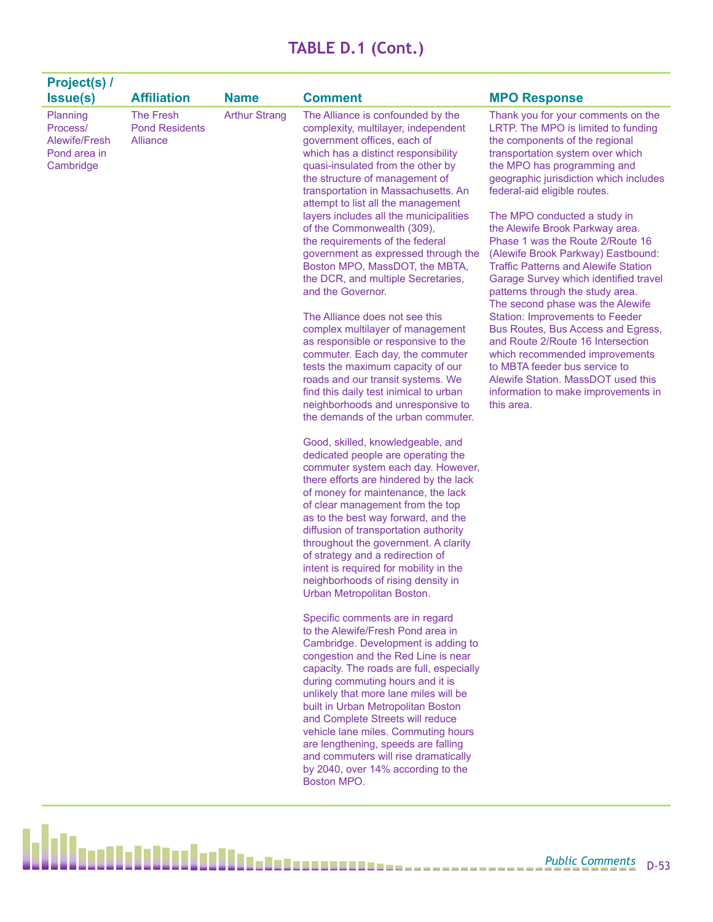## TABLE D.1 (Cont.)

| Project(s) / Issue(s) | Affiliation | Name | Comment | MPO Response |
|---|---|---|---|---|
| Planning Process/ Alewife/Fresh Pond area in Cambridge | The Fresh Pond Residents Alliance | Arthur Strang | The Alliance is confounded by the complexity, multilayer, independent government offices, each of which has a distinct responsibility quasi-insulated from the other by the structure of management of transportation in Massachusetts. An attempt to list all the management layers includes all the municipalities of the Commonwealth (309), the requirements of the federal government as expressed through the Boston MPO, MassDOT, the MBTA, the DCR, and multiple Secretaries, and the Governor.<br><br>The Alliance does not see this complex multilayer of management as responsible or responsive to the commuter. Each day, the commuter tests the maximum capacity of our roads and our transit systems. We find this daily test inimical to urban neighborhoods and unresponsive to the demands of the urban commuter.<br><br>Good, skilled, knowledgeable, and dedicated people are operating the commuter system each day. However, there efforts are hindered by the lack of money for maintenance, the lack of clear management from the top as to the best way forward, and the diffusion of transportation authority throughout the government. A clarity of strategy and a redirection of intent is required for mobility in the neighborhoods of rising density in Urban Metropolitan Boston.<br><br>Specific comments are in regard to the Alewife/Fresh Pond area in Cambridge. Development is adding to congestion and the Red Line is near capacity. The roads are full, especially during commuting hours and it is unlikely that more lane miles will be built in Urban Metropolitan Boston and Complete Streets will reduce vehicle lane miles. Commuting hours are lengthening, speeds are falling and commuters will rise dramatically by 2040, over 14% according to the Boston MPO. | Thank you for your comments on the LRTP. The MPO is limited to funding the components of the regional transportation system over which the MPO has programming and geographic jurisdiction which includes federal-aid eligible routes.<br><br>The MPO conducted a study in the Alewife Brook Parkway area. Phase 1 was the Route 2/Route 16 (Alewife Brook Parkway) Eastbound: Traffic Patterns and Alewife Station Garage Survey which identified travel patterns through the study area. The second phase was the Alewife Station: Improvements to Feeder Bus Routes, Bus Access and Egress, and Route 2/Route 16 Intersection which recommended improvements to MBTA feeder bus service to Alewife Station. MassDOT used this information to make improvements in this area. |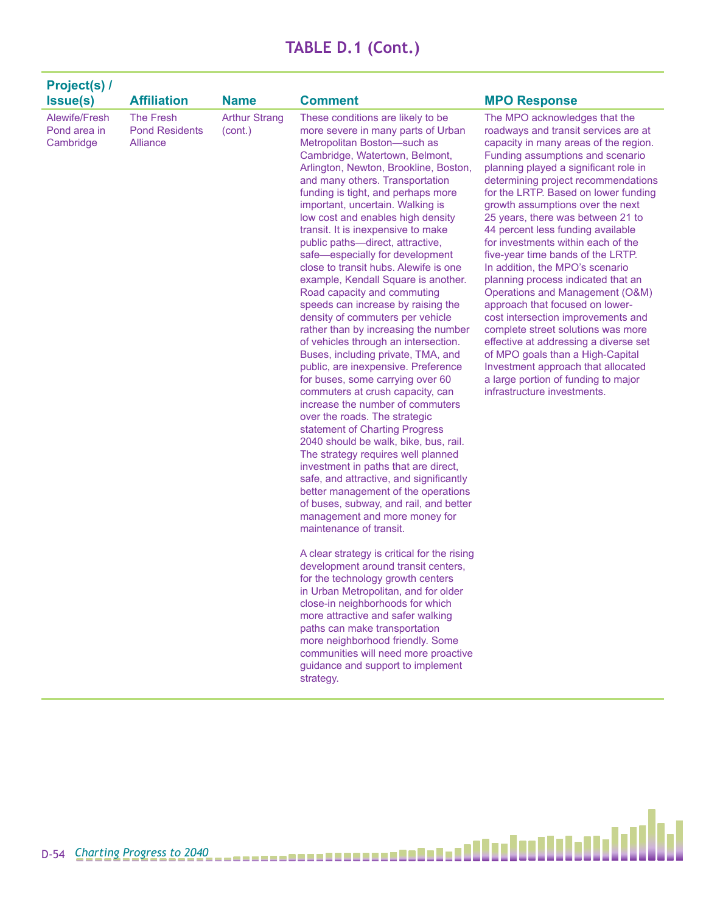## TABLE D.1 (Cont.)

| Project(s) / Issue(s) | Affiliation | Name | Comment | MPO Response |
|---|---|---|---|---|
| Alewife/Fresh Pond area in Cambridge | The Fresh Pond Residents Alliance | Arthur Strang (cont.) | These conditions are likely to be more severe in many parts of Urban Metropolitan Boston—such as Cambridge, Watertown, Belmont, Arlington, Newton, Brookline, Boston, and many others. Transportation funding is tight, and perhaps more important, uncertain. Walking is low cost and enables high density transit. It is inexpensive to make public paths—direct, attractive, safe—especially for development close to transit hubs. Alewife is one example, Kendall Square is another. Road capacity and commuting speeds can increase by raising the density of commuters per vehicle rather than by increasing the number of vehicles through an intersection. Buses, including private, TMA, and public, are inexpensive. Preference for buses, some carrying over 60 commuters at crush capacity, can increase the number of commuters over the roads. The strategic statement of Charting Progress 2040 should be walk, bike, bus, rail. The strategy requires well planned investment in paths that are direct, safe, and attractive, and significantly better management of the operations of buses, subway, and rail, and better management and more money for maintenance of transit.<br><br>A clear strategy is critical for the rising development around transit centers, for the technology growth centers in Urban Metropolitan, and for older close-in neighborhoods for which more attractive and safer walking paths can make transportation more neighborhood friendly. Some communities will need more proactive guidance and support to implement strategy. | The MPO acknowledges that the roadways and transit services are at capacity in many areas of the region. Funding assumptions and scenario planning played a significant role in determining project recommendations for the LRTP. Based on lower funding growth assumptions over the next 25 years, there was between 21 to 44 percent less funding available for investments within each of the five-year time bands of the LRTP. In addition, the MPO's scenario planning process indicated that an Operations and Management (O&M) approach that focused on lower-cost intersection improvements and complete street solutions was more effective at addressing a diverse set of MPO goals than a High-Capital Investment approach that allocated a large portion of funding to major infrastructure investments. |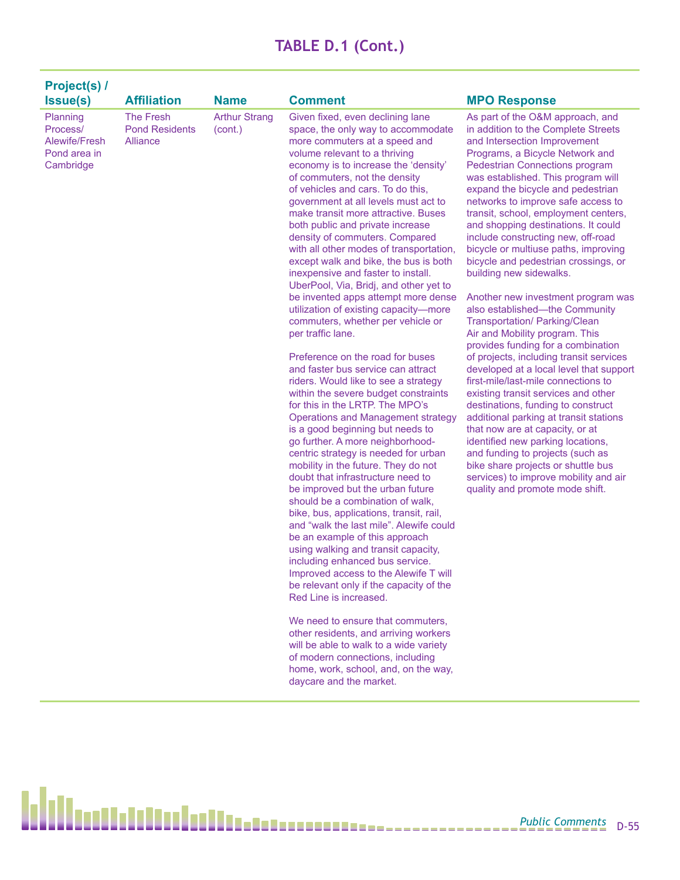## TABLE D.1 (Cont.)

| Project(s) / Issue(s) | Affiliation | Name | Comment | MPO Response |
|---|---|---|---|---|
| Planning Process/ Alewife/Fresh Pond area in Cambridge | The Fresh Pond Residents Alliance | Arthur Strang (cont.) | Given fixed, even declining lane space, the only way to accommodate more commuters at a speed and volume relevant to a thriving economy is to increase the 'density' of commuters, not the density of vehicles and cars. To do this, government at all levels must act to make transit more attractive. Buses both public and private increase density of commuters. Compared with all other modes of transportation, except walk and bike, the bus is both inexpensive and faster to install. UberPool, Via, Bridj, and other yet to be invented apps attempt more dense utilization of existing capacity—more commuters, whether per vehicle or per traffic lane.<br><br>Preference on the road for buses and faster bus service can attract riders. Would like to see a strategy within the severe budget constraints for this in the LRTP. The MPO's Operations and Management strategy is a good beginning but needs to go further. A more neighborhood-centric strategy is needed for urban mobility in the future. They do not doubt that infrastructure need to be improved but the urban future should be a combination of walk, bike, bus, applications, transit, rail, and "walk the last mile". Alewife could be an example of this approach using walking and transit capacity, including enhanced bus service. Improved access to the Alewife T will be relevant only if the capacity of the Red Line is increased.<br><br>We need to ensure that commuters, other residents, and arriving workers will be able to walk to a wide variety of modern connections, including home, work, school, and, on the way, daycare and the market. | As part of the O&M approach, and in addition to the Complete Streets and Intersection Improvement Programs, a Bicycle Network and Pedestrian Connections program was established. This program will expand the bicycle and pedestrian networks to improve safe access to transit, school, employment centers, and shopping destinations. It could include constructing new, off-road bicycle or multiuse paths, improving bicycle and pedestrian crossings, or building new sidewalks.<br><br>Another new investment program was also established—the Community Transportation/ Parking/Clean Air and Mobility program. This provides funding for a combination of projects, including transit services developed at a local level that support first-mile/last-mile connections to existing transit services and other destinations, funding to construct additional parking at transit stations that now are at capacity, or at identified new parking locations, and funding to projects (such as bike share projects or shuttle bus services) to improve mobility and air quality and promote mode shift. |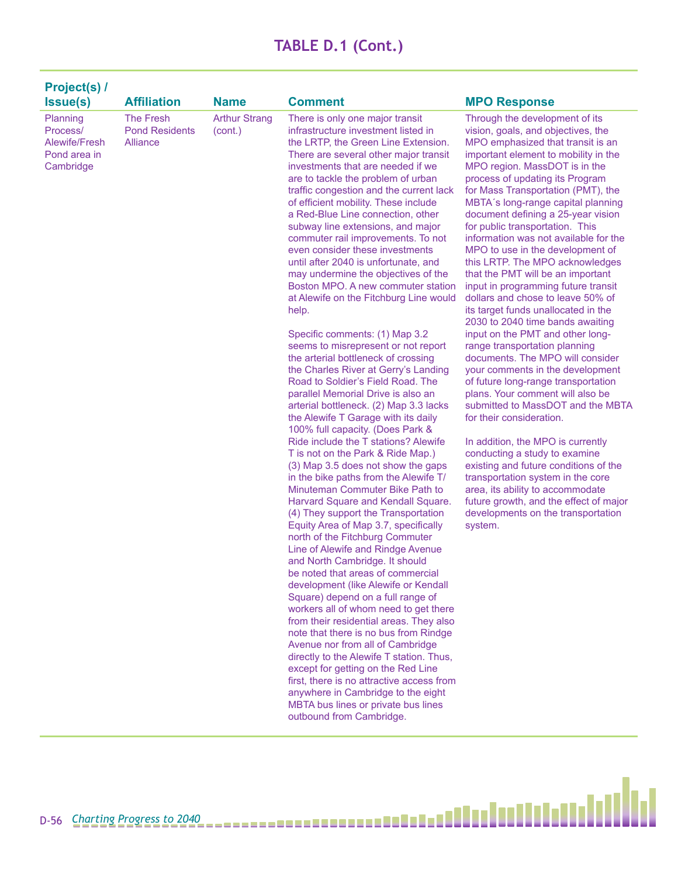# TABLE D.1 (Cont.)

| Project(s) / Issue(s) | Affiliation | Name | Comment | MPO Response |
|---|---|---|---|---|
| Planning Process/ Alewife/Fresh Pond area in Cambridge | The Fresh Pond Residents Alliance | Arthur Strang (cont.) | There is only one major transit infrastructure investment listed in the LRTP, the Green Line Extension. There are several other major transit investments that are needed if we are to tackle the problem of urban traffic congestion and the current lack of efficient mobility. These include a Red-Blue Line connection, other subway line extensions, and major commuter rail improvements. To not even consider these investments until after 2040 is unfortunate, and may undermine the objectives of the Boston MPO. A new commuter station at Alewife on the Fitchburg Line would help.<br><br>Specific comments: (1) Map 3.2 seems to misrepresent or not report the arterial bottleneck of crossing the Charles River at Gerry's Landing Road to Soldier's Field Road. The parallel Memorial Drive is also an arterial bottleneck. (2) Map 3.3 lacks the Alewife T Garage with its daily 100% full capacity. (Does Park & Ride include the T stations? Alewife T is not on the Park & Ride Map.) (3) Map 3.5 does not show the gaps in the bike paths from the Alewife T/ Minuteman Commuter Bike Path to Harvard Square and Kendall Square. (4) They support the Transportation Equity Area of Map 3.7, specifically north of the Fitchburg Commuter Line of Alewife and Rindge Avenue and North Cambridge. It should be noted that areas of commercial development (like Alewife or Kendall Square) depend on a full range of workers all of whom need to get there from their residential areas. They also note that there is no bus from Rindge Avenue nor from all of Cambridge directly to the Alewife T station. Thus, except for getting on the Red Line first, there is no attractive access from anywhere in Cambridge to the eight MBTA bus lines or private bus lines outbound from Cambridge. | Through the development of its vision, goals, and objectives, the MPO emphasized that transit is an important element to mobility in the MPO region. MassDOT is in the process of updating its Program for Mass Transportation (PMT), the MBTA´s long-range capital planning document defining a 25-year vision for public transportation. This information was not available for the MPO to use in the development of this LRTP. The MPO acknowledges that the PMT will be an important input in programming future transit dollars and chose to leave 50% of its target funds unallocated in the 2030 to 2040 time bands awaiting input on the PMT and other long-range transportation planning documents. The MPO will consider your comments in the development of future long-range transportation plans. Your comment will also be submitted to MassDOT and the MBTA for their consideration.<br><br>In addition, the MPO is currently conducting a study to examine existing and future conditions of the transportation system in the core area, its ability to accommodate future growth, and the effect of major developments on the transportation system. |